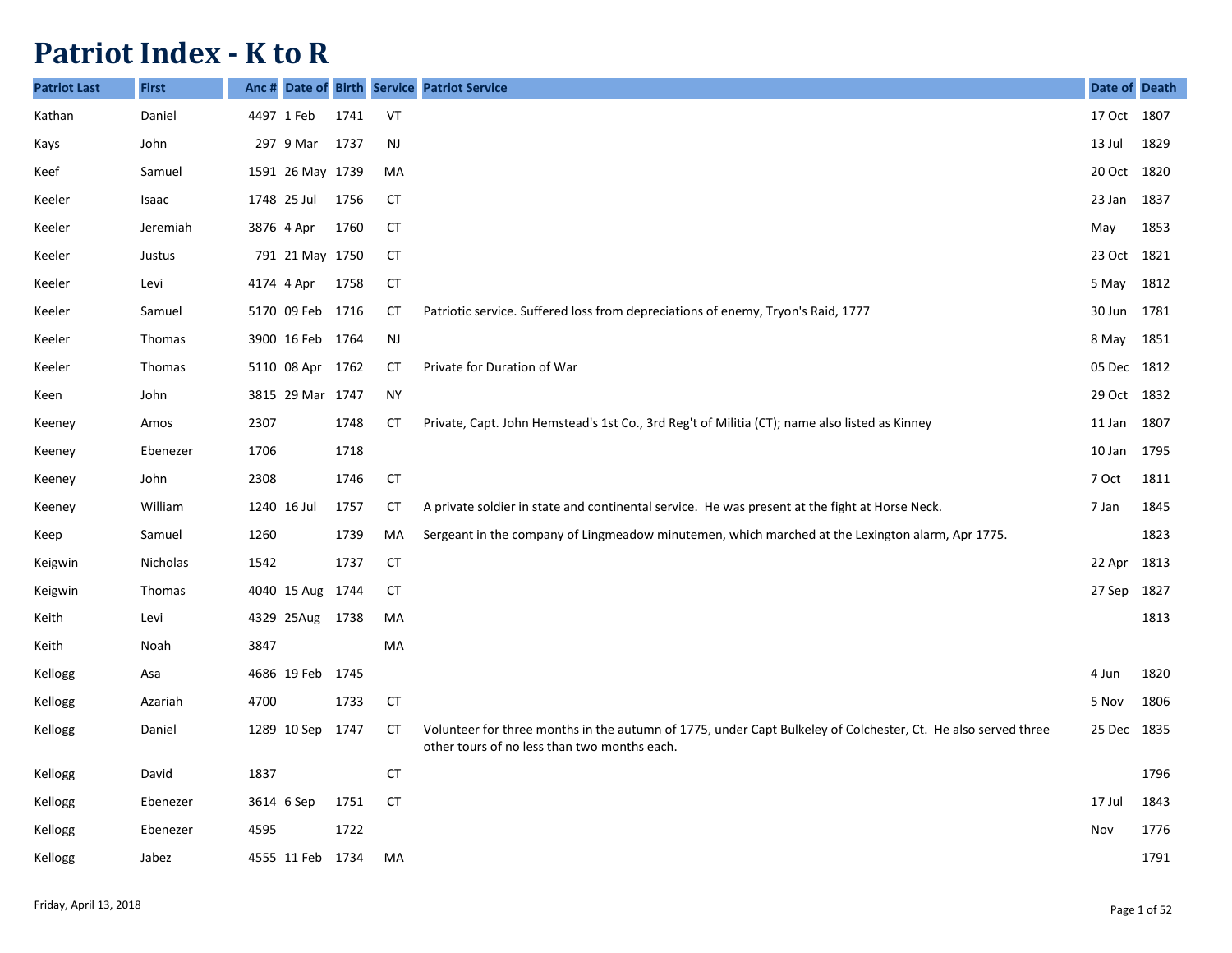# Patriot Index - K to R

| Patriot Last | First | Anc # | Date of | Birth | Service | Patriot Service | Date of | Death |
|---|---|---|---|---|---|---|---|---|
| Kathan | Daniel | 4497 | 1 Feb | 1741 | VT | | 17 Oct | 1807 |
| Kays | John | 297 | 9 Mar | 1737 | NJ | | 13 Jul | 1829 |
| Keef | Samuel | 1591 | 26 May | 1739 | MA | | 20 Oct | 1820 |
| Keeler | Isaac | 1748 | 25 Jul | 1756 | CT | | 23 Jan | 1837 |
| Keeler | Jeremiah | 3876 | 4 Apr | 1760 | CT | | May | 1853 |
| Keeler | Justus | 791 | 21 May | 1750 | CT | | 23 Oct | 1821 |
| Keeler | Levi | 4174 | 4 Apr | 1758 | CT | | 5 May | 1812 |
| Keeler | Samuel | 5170 | 09 Feb | 1716 | CT | Patriotic service. Suffered loss from depreciations of enemy, Tryon's Raid, 1777 | 30 Jun | 1781 |
| Keeler | Thomas | 3900 | 16 Feb | 1764 | NJ | | 8 May | 1851 |
| Keeler | Thomas | 5110 | 08 Apr | 1762 | CT | Private for Duration of War | 05 Dec | 1812 |
| Keen | John | 3815 | 29 Mar | 1747 | NY | | 29 Oct | 1832 |
| Keeney | Amos | 2307 | | 1748 | CT | Private, Capt. John Hemstead's 1st Co., 3rd Reg't of Militia (CT); name also listed as Kinney | 11 Jan | 1807 |
| Keeney | Ebenezer | 1706 | | 1718 | | | 10 Jan | 1795 |
| Keeney | John | 2308 | | 1746 | CT | | 7 Oct | 1811 |
| Keeney | William | 1240 | 16 Jul | 1757 | CT | A private soldier in state and continental service. He was present at the fight at Horse Neck. | 7 Jan | 1845 |
| Keep | Samuel | 1260 | | 1739 | MA | Sergeant in the company of Lingmeadow minutemen, which marched at the Lexington alarm, Apr 1775. | | 1823 |
| Keigwin | Nicholas | 1542 | | 1737 | CT | | 22 Apr | 1813 |
| Keigwin | Thomas | 4040 | 15 Aug | 1744 | CT | | 27 Sep | 1827 |
| Keith | Levi | 4329 | 25Aug | 1738 | MA | | | 1813 |
| Keith | Noah | 3847 | | | MA | | | |
| Kellogg | Asa | 4686 | 19 Feb | 1745 | | | 4 Jun | 1820 |
| Kellogg | Azariah | 4700 | | 1733 | CT | | 5 Nov | 1806 |
| Kellogg | Daniel | 1289 | 10 Sep | 1747 | CT | Volunteer for three months in the autumn of 1775, under Capt Bulkeley of Colchester, Ct. He also served three other tours of no less than two months each. | 25 Dec | 1835 |
| Kellogg | David | 1837 | | | CT | | | 1796 |
| Kellogg | Ebenezer | 3614 | 6 Sep | 1751 | CT | | 17 Jul | 1843 |
| Kellogg | Ebenezer | 4595 | | 1722 | | | Nov | 1776 |
| Kellogg | Jabez | 4555 | 11 Feb | 1734 | MA | | | 1791 |

Friday, April 13, 2018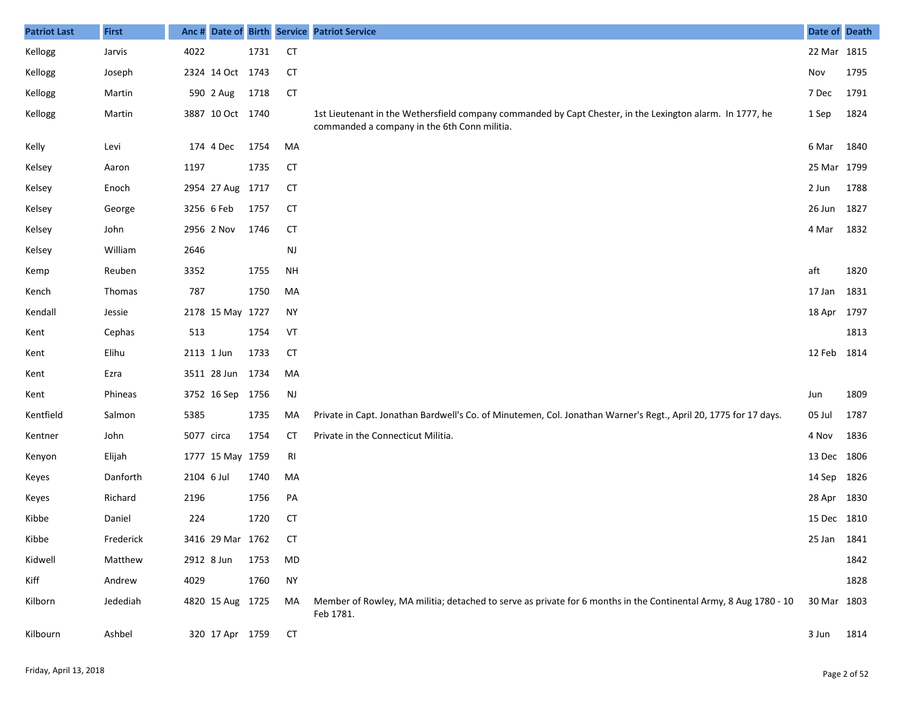| Patriot Last | First | Anc # | Date of | Birth | Service | Patriot Service | Date of | Death |
|---|---|---|---|---|---|---|---|---|
| Kellogg | Jarvis | 4022 | | 1731 | CT | | 22 Mar | 1815 |
| Kellogg | Joseph | 2324 | 14 Oct | 1743 | CT | | Nov | 1795 |
| Kellogg | Martin | 590 | 2 Aug | 1718 | CT | | 7 Dec | 1791 |
| Kellogg | Martin | 3887 | 10 Oct | 1740 | | 1st Lieutenant in the Wethersfield company commanded by Capt Chester, in the Lexington alarm. In 1777, he commanded a company in the 6th Conn militia. | 1 Sep | 1824 |
| Kelly | Levi | 174 | 4 Dec | 1754 | MA | | 6 Mar | 1840 |
| Kelsey | Aaron | 1197 | | 1735 | CT | | 25 Mar | 1799 |
| Kelsey | Enoch | 2954 | 27 Aug | 1717 | CT | | 2 Jun | 1788 |
| Kelsey | George | 3256 | 6 Feb | 1757 | CT | | 26 Jun | 1827 |
| Kelsey | John | 2956 | 2 Nov | 1746 | CT | | 4 Mar | 1832 |
| Kelsey | William | 2646 | | | NJ | | | |
| Kemp | Reuben | 3352 | | 1755 | NH | | aft | 1820 |
| Kench | Thomas | 787 | | 1750 | MA | | 17 Jan | 1831 |
| Kendall | Jessie | 2178 | 15 May | 1727 | NY | | 18 Apr | 1797 |
| Kent | Cephas | 513 | | 1754 | VT | | | 1813 |
| Kent | Elihu | 2113 | 1 Jun | 1733 | CT | | 12 Feb | 1814 |
| Kent | Ezra | 3511 | 28 Jun | 1734 | MA | | | |
| Kent | Phineas | 3752 | 16 Sep | 1756 | NJ | | Jun | 1809 |
| Kentfield | Salmon | 5385 | | 1735 | MA | Private in Capt. Jonathan Bardwell's Co. of Minutemen, Col. Jonathan Warner's Regt., April 20, 1775 for 17 days. | 05 Jul | 1787 |
| Kentner | John | 5077 | circa | 1754 | CT | Private in the Connecticut Militia. | 4 Nov | 1836 |
| Kenyon | Elijah | 1777 | 15 May | 1759 | RI | | 13 Dec | 1806 |
| Keyes | Danforth | 2104 | 6 Jul | 1740 | MA | | 14 Sep | 1826 |
| Keyes | Richard | 2196 | | 1756 | PA | | 28 Apr | 1830 |
| Kibbe | Daniel | 224 | | 1720 | CT | | 15 Dec | 1810 |
| Kibbe | Frederick | 3416 | 29 Mar | 1762 | CT | | 25 Jan | 1841 |
| Kidwell | Matthew | 2912 | 8 Jun | 1753 | MD | | | 1842 |
| Kiff | Andrew | 4029 | | 1760 | NY | | | 1828 |
| Kilborn | Jedediah | 4820 | 15 Aug | 1725 | MA | Member of Rowley, MA militia; detached to serve as private for 6 months in the Continental Army, 8 Aug 1780 - 10 Feb 1781. | 30 Mar | 1803 |
| Kilbourn | Ashbel | 320 | 17 Apr | 1759 | CT | | 3 Jun | 1814 |

Friday, April 13, 2018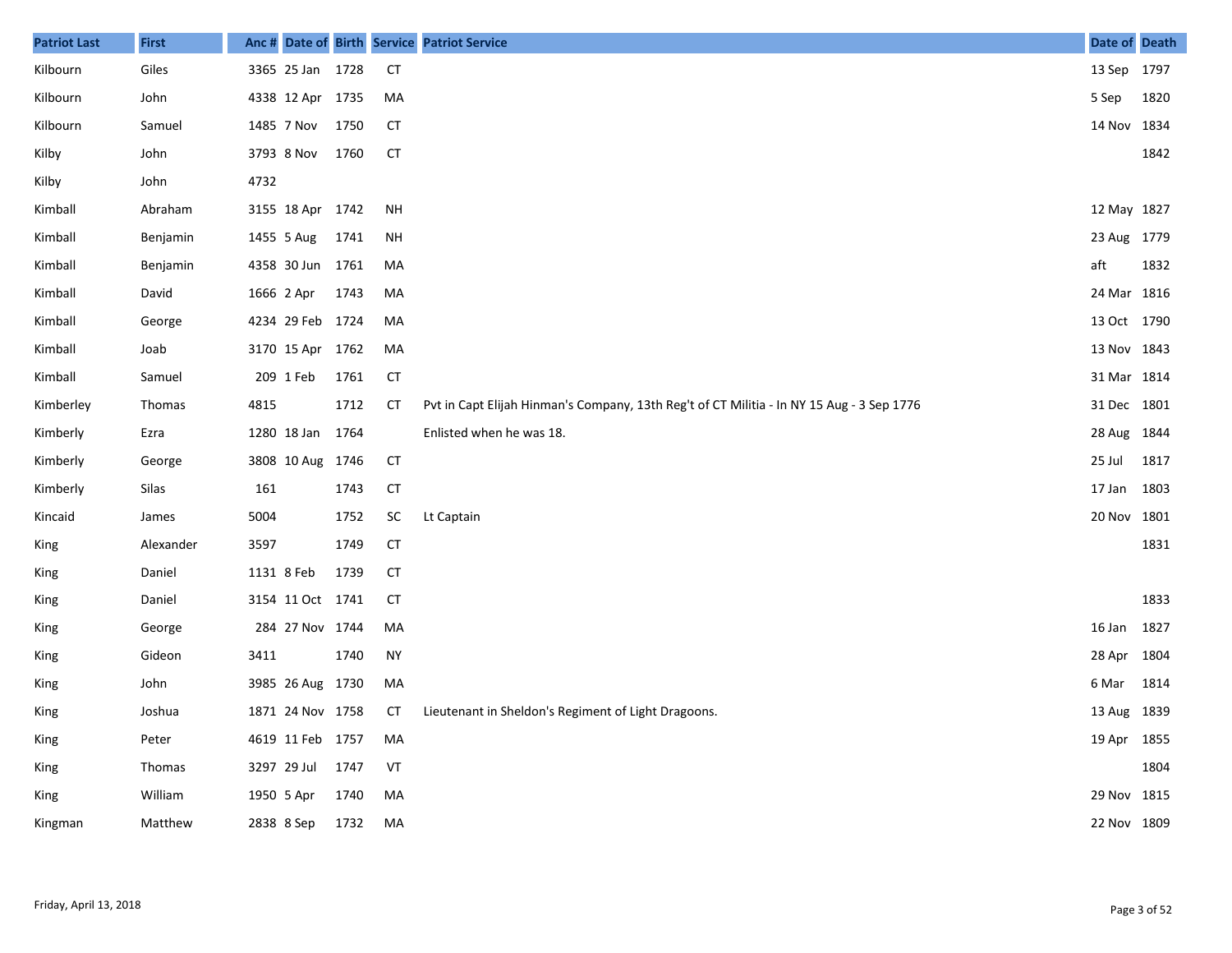| Patriot Last | First | Anc # | Date of | Birth | Service | Patriot Service | Date of | Death |
|---|---|---|---|---|---|---|---|---|
| Kilbourn | Giles | 3365 | 25 Jan | 1728 | CT | | 13 Sep | 1797 |
| Kilbourn | John | 4338 | 12 Apr | 1735 | MA | | 5 Sep | 1820 |
| Kilbourn | Samuel | 1485 | 7 Nov | 1750 | CT | | 14 Nov | 1834 |
| Kilby | John | 3793 | 8 Nov | 1760 | CT | | | 1842 |
| Kilby | John | 4732 | | | | | | |
| Kimball | Abraham | 3155 | 18 Apr | 1742 | NH | | 12 May | 1827 |
| Kimball | Benjamin | 1455 | 5 Aug | 1741 | NH | | 23 Aug | 1779 |
| Kimball | Benjamin | 4358 | 30 Jun | 1761 | MA | | aft | 1832 |
| Kimball | David | 1666 | 2 Apr | 1743 | MA | | 24 Mar | 1816 |
| Kimball | George | 4234 | 29 Feb | 1724 | MA | | 13 Oct | 1790 |
| Kimball | Joab | 3170 | 15 Apr | 1762 | MA | | 13 Nov | 1843 |
| Kimball | Samuel | 209 | 1 Feb | 1761 | CT | | 31 Mar | 1814 |
| Kimberley | Thomas | 4815 | | 1712 | CT | Pvt in Capt Elijah Hinman's Company, 13th Reg't of CT Militia - In NY 15 Aug - 3 Sep 1776 | 31 Dec | 1801 |
| Kimberly | Ezra | 1280 | 18 Jan | 1764 | | Enlisted when he was 18. | 28 Aug | 1844 |
| Kimberly | George | 3808 | 10 Aug | 1746 | CT | | 25 Jul | 1817 |
| Kimberly | Silas | 161 | | 1743 | CT | | 17 Jan | 1803 |
| Kincaid | James | 5004 | | 1752 | SC | Lt Captain | 20 Nov | 1801 |
| King | Alexander | 3597 | | 1749 | CT | | | 1831 |
| King | Daniel | 1131 | 8 Feb | 1739 | CT | | | |
| King | Daniel | 3154 | 11 Oct | 1741 | CT | | | 1833 |
| King | George | 284 | 27 Nov | 1744 | MA | | 16 Jan | 1827 |
| King | Gideon | 3411 | | 1740 | NY | | 28 Apr | 1804 |
| King | John | 3985 | 26 Aug | 1730 | MA | | 6 Mar | 1814 |
| King | Joshua | 1871 | 24 Nov | 1758 | CT | Lieutenant in Sheldon's Regiment of Light Dragoons. | 13 Aug | 1839 |
| King | Peter | 4619 | 11 Feb | 1757 | MA | | 19 Apr | 1855 |
| King | Thomas | 3297 | 29 Jul | 1747 | VT | | | 1804 |
| King | William | 1950 | 5 Apr | 1740 | MA | | 29 Nov | 1815 |
| Kingman | Matthew | 2838 | 8 Sep | 1732 | MA | | 22 Nov | 1809 |

Friday, April 13, 2018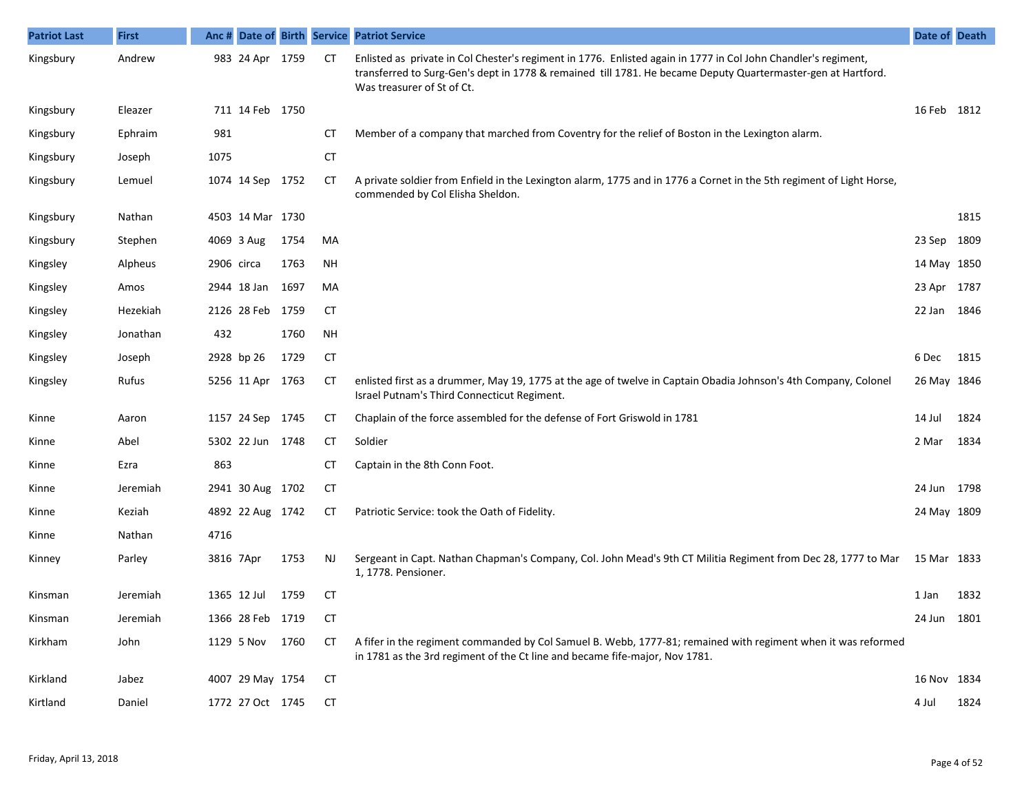| Patriot Last | First | Anc # | Date of | Birth | Service | Patriot Service | Date of | Death |
|---|---|---|---|---|---|---|---|---|
| Kingsbury | Andrew | 983 | 24 Apr | 1759 | CT | Enlisted as private in Col Chester's regiment in 1776. Enlisted again in 1777 in Col John Chandler's regiment, transferred to Surg-Gen's dept in 1778 & remained till 1781. He became Deputy Quartermaster-gen at Hartford. Was treasurer of St of Ct. | | |
| Kingsbury | Eleazer | 711 | 14 Feb | 1750 | | | 16 Feb | 1812 |
| Kingsbury | Ephraim | 981 | | | CT | Member of a company that marched from Coventry for the relief of Boston in the Lexington alarm. | | |
| Kingsbury | Joseph | 1075 | | | CT | | | |
| Kingsbury | Lemuel | 1074 | 14 Sep | 1752 | CT | A private soldier from Enfield in the Lexington alarm, 1775 and in 1776 a Cornet in the 5th regiment of Light Horse, commended by Col Elisha Sheldon. | | |
| Kingsbury | Nathan | 4503 | 14 Mar | 1730 | | | | 1815 |
| Kingsbury | Stephen | 4069 | 3 Aug | 1754 | MA | | 23 Sep | 1809 |
| Kingsley | Alpheus | 2906 | circa | 1763 | NH | | 14 May | 1850 |
| Kingsley | Amos | 2944 | 18 Jan | 1697 | MA | | 23 Apr | 1787 |
| Kingsley | Hezekiah | 2126 | 28 Feb | 1759 | CT | | 22 Jan | 1846 |
| Kingsley | Jonathan | 432 | | 1760 | NH | | | |
| Kingsley | Joseph | 2928 | bp 26 | 1729 | CT | | 6 Dec | 1815 |
| Kingsley | Rufus | 5256 | 11 Apr | 1763 | CT | enlisted first as a drummer, May 19, 1775 at the age of twelve in Captain Obadia Johnson's 4th Company, Colonel Israel Putnam's Third Connecticut Regiment. | 26 May | 1846 |
| Kinne | Aaron | 1157 | 24 Sep | 1745 | CT | Chaplain of the force assembled for the defense of Fort Griswold in 1781 | 14 Jul | 1824 |
| Kinne | Abel | 5302 | 22 Jun | 1748 | CT | Soldier | 2 Mar | 1834 |
| Kinne | Ezra | 863 | | | CT | Captain in the 8th Conn Foot. | | |
| Kinne | Jeremiah | 2941 | 30 Aug | 1702 | CT | | 24 Jun | 1798 |
| Kinne | Keziah | 4892 | 22 Aug | 1742 | CT | Patriotic Service: took the Oath of Fidelity. | 24 May | 1809 |
| Kinne | Nathan | 4716 | | | | | | |
| Kinney | Parley | 3816 | 7Apr | 1753 | NJ | Sergeant in Capt. Nathan Chapman's Company, Col. John Mead's 9th CT Militia Regiment from Dec 28, 1777 to Mar 1, 1778. Pensioner. | 15 Mar | 1833 |
| Kinsman | Jeremiah | 1365 | 12 Jul | 1759 | CT | | 1 Jan | 1832 |
| Kinsman | Jeremiah | 1366 | 28 Feb | 1719 | CT | | 24 Jun | 1801 |
| Kirkham | John | 1129 | 5 Nov | 1760 | CT | A fifer in the regiment commanded by Col Samuel B. Webb, 1777-81; remained with regiment when it was reformed in 1781 as the 3rd regiment of the Ct line and became fife-major, Nov 1781. | | |
| Kirkland | Jabez | 4007 | 29 May | 1754 | CT | | 16 Nov | 1834 |
| Kirtland | Daniel | 1772 | 27 Oct | 1745 | CT | | 4 Jul | 1824 |

Friday, April 13, 2018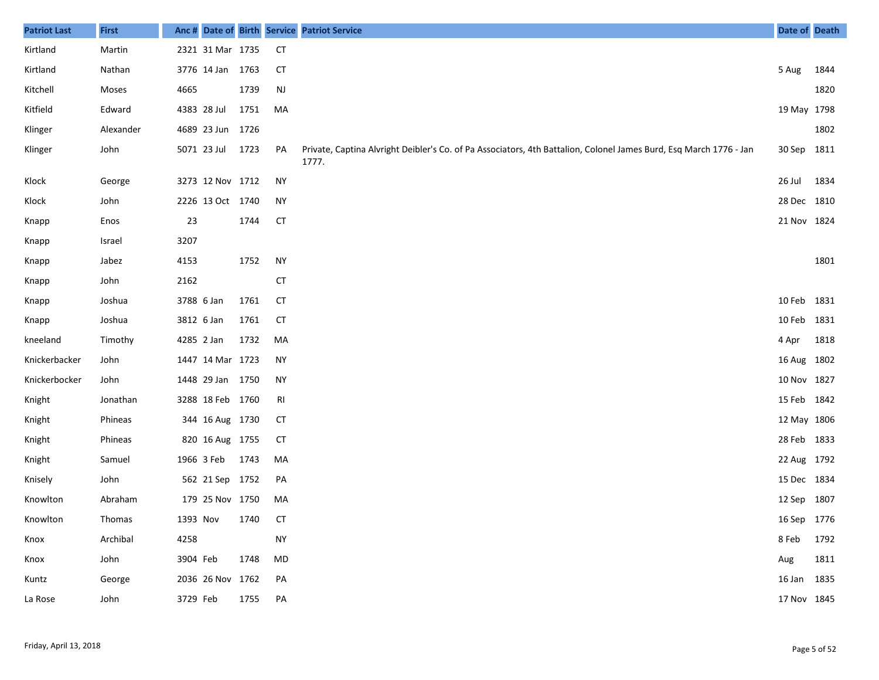| Patriot Last | First | Anc # | Date of | Birth | Service | Patriot Service | Date of | Death |
|---|---|---|---|---|---|---|---|---|
| Kirtland | Martin | 2321 | 31 Mar | 1735 | CT | | | |
| Kirtland | Nathan | 3776 | 14 Jan | 1763 | CT | | 5 Aug | 1844 |
| Kitchell | Moses | 4665 | | 1739 | NJ | | | 1820 |
| Kitfield | Edward | 4383 | 28 Jul | 1751 | MA | | 19 May | 1798 |
| Klinger | Alexander | 4689 | 23 Jun | 1726 | | | | 1802 |
| Klinger | John | 5071 | 23 Jul | 1723 | PA | Private, Captina Alvright Deibler's Co. of Pa Associators, 4th Battalion, Colonel James Burd, Esq March 1776 - Jan 1777. | 30 Sep | 1811 |
| Klock | George | 3273 | 12 Nov | 1712 | NY | | 26 Jul | 1834 |
| Klock | John | 2226 | 13 Oct | 1740 | NY | | 28 Dec | 1810 |
| Knapp | Enos | 23 | | 1744 | CT | | 21 Nov | 1824 |
| Knapp | Israel | 3207 | | | | | | |
| Knapp | Jabez | 4153 | | 1752 | NY | | | 1801 |
| Knapp | John | 2162 | | | CT | | | |
| Knapp | Joshua | 3788 | 6 Jan | 1761 | CT | | 10 Feb | 1831 |
| Knapp | Joshua | 3812 | 6 Jan | 1761 | CT | | 10 Feb | 1831 |
| kneeland | Timothy | 4285 | 2 Jan | 1732 | MA | | 4 Apr | 1818 |
| Knickerbacker | John | 1447 | 14 Mar | 1723 | NY | | 16 Aug | 1802 |
| Knickerbocker | John | 1448 | 29 Jan | 1750 | NY | | 10 Nov | 1827 |
| Knight | Jonathan | 3288 | 18 Feb | 1760 | RI | | 15 Feb | 1842 |
| Knight | Phineas | 344 | 16 Aug | 1730 | CT | | 12 May | 1806 |
| Knight | Phineas | 820 | 16 Aug | 1755 | CT | | 28 Feb | 1833 |
| Knight | Samuel | 1966 | 3 Feb | 1743 | MA | | 22 Aug | 1792 |
| Knisely | John | 562 | 21 Sep | 1752 | PA | | 15 Dec | 1834 |
| Knowlton | Abraham | 179 | 25 Nov | 1750 | MA | | 12 Sep | 1807 |
| Knowlton | Thomas | 1393 | Nov | 1740 | CT | | 16 Sep | 1776 |
| Knox | Archibal | 4258 | | | NY | | 8 Feb | 1792 |
| Knox | John | 3904 | Feb | 1748 | MD | | Aug | 1811 |
| Kuntz | George | 2036 | 26 Nov | 1762 | PA | | 16 Jan | 1835 |
| La Rose | John | 3729 | Feb | 1755 | PA | | 17 Nov | 1845 |

Friday, April 13, 2018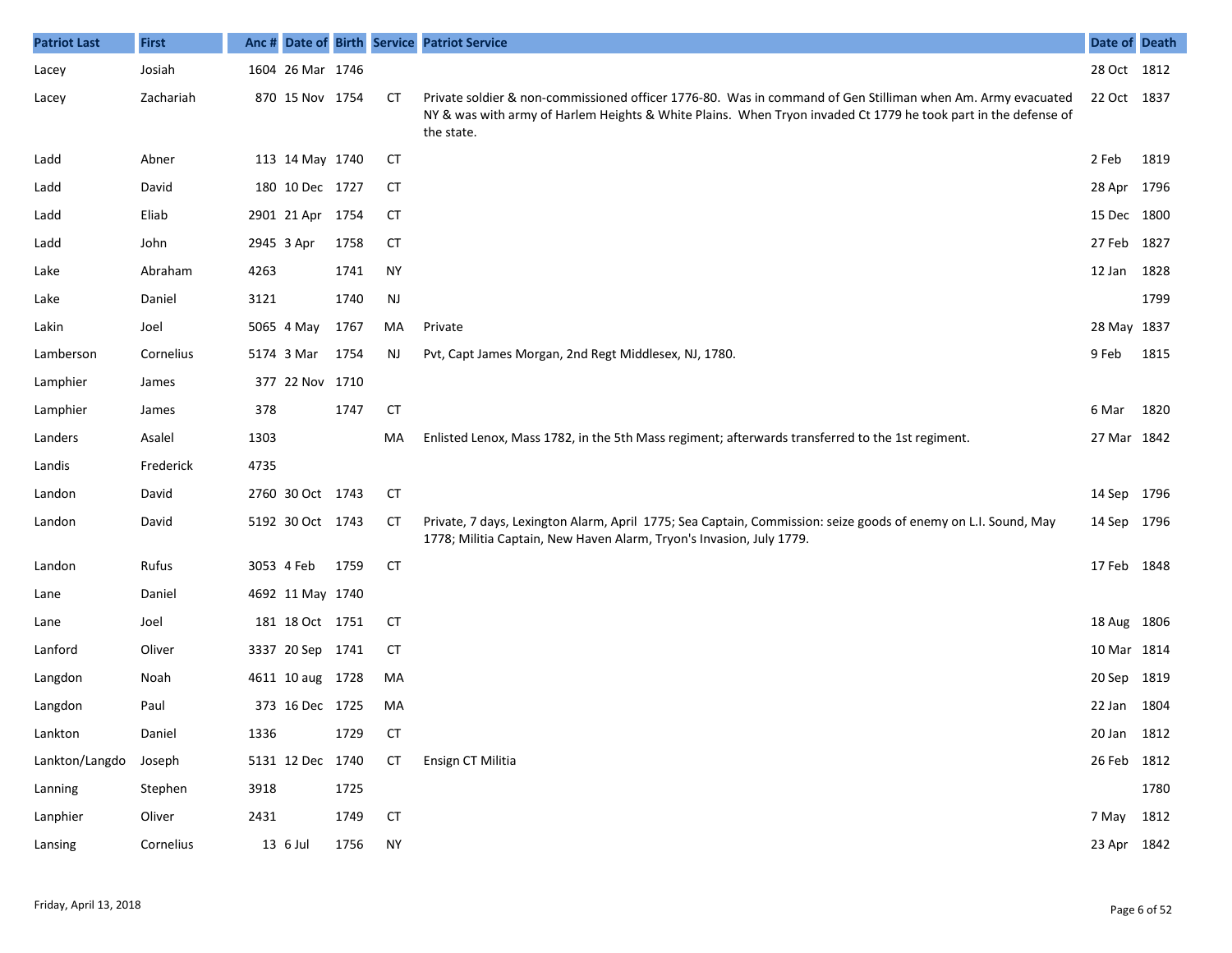| Patriot Last | First | Anc # | Date of | Birth | Service | Patriot Service | Date of | Death |
|---|---|---|---|---|---|---|---|---|
| Lacey | Josiah | 1604 | 26 Mar | 1746 | | | 28 Oct | 1812 |
| Lacey | Zachariah | 870 | 15 Nov | 1754 | CT | Private soldier & non-commissioned officer 1776-80. Was in command of Gen Stilliman when Am. Army evacuated NY & was with army of Harlem Heights & White Plains. When Tryon invaded Ct 1779 he took part in the defense of the state. | 22 Oct | 1837 |
| Ladd | Abner | 113 | 14 May | 1740 | CT | | 2 Feb | 1819 |
| Ladd | David | 180 | 10 Dec | 1727 | CT | | 28 Apr | 1796 |
| Ladd | Eliab | 2901 | 21 Apr | 1754 | CT | | 15 Dec | 1800 |
| Ladd | John | 2945 | 3 Apr | 1758 | CT | | 27 Feb | 1827 |
| Lake | Abraham | 4263 | | 1741 | NY | | 12 Jan | 1828 |
| Lake | Daniel | 3121 | | 1740 | NJ | | | 1799 |
| Lakin | Joel | 5065 | 4 May | 1767 | MA | Private | 28 May | 1837 |
| Lamberson | Cornelius | 5174 | 3 Mar | 1754 | NJ | Pvt, Capt James Morgan, 2nd Regt Middlesex, NJ, 1780. | 9 Feb | 1815 |
| Lamphier | James | 377 | 22 Nov | 1710 | | | | |
| Lamphier | James | 378 | | 1747 | CT | | 6 Mar | 1820 |
| Landers | Asalel | 1303 | | | MA | Enlisted Lenox, Mass 1782, in the 5th Mass regiment; afterwards transferred to the 1st regiment. | 27 Mar | 1842 |
| Landis | Frederick | 4735 | | | | | | |
| Landon | David | 2760 | 30 Oct | 1743 | CT | | 14 Sep | 1796 |
| Landon | David | 5192 | 30 Oct | 1743 | CT | Private, 7 days, Lexington Alarm, April 1775; Sea Captain, Commission: seize goods of enemy on L.I. Sound, May 1778; Militia Captain, New Haven Alarm, Tryon's Invasion, July 1779. | 14 Sep | 1796 |
| Landon | Rufus | 3053 | 4 Feb | 1759 | CT | | 17 Feb | 1848 |
| Lane | Daniel | 4692 | 11 May | 1740 | | | | |
| Lane | Joel | 181 | 18 Oct | 1751 | CT | | 18 Aug | 1806 |
| Lanford | Oliver | 3337 | 20 Sep | 1741 | CT | | 10 Mar | 1814 |
| Langdon | Noah | 4611 | 10 aug | 1728 | MA | | 20 Sep | 1819 |
| Langdon | Paul | 373 | 16 Dec | 1725 | MA | | 22 Jan | 1804 |
| Lankton | Daniel | 1336 | | 1729 | CT | | 20 Jan | 1812 |
| Lankton/Langdo | Joseph | 5131 | 12 Dec | 1740 | CT | Ensign CT Militia | 26 Feb | 1812 |
| Lanning | Stephen | 3918 | | 1725 | | | | 1780 |
| Lanphier | Oliver | 2431 | | 1749 | CT | | 7 May | 1812 |
| Lansing | Cornelius | 13 | 6 Jul | 1756 | NY | | 23 Apr | 1842 |

Friday, April 13, 2018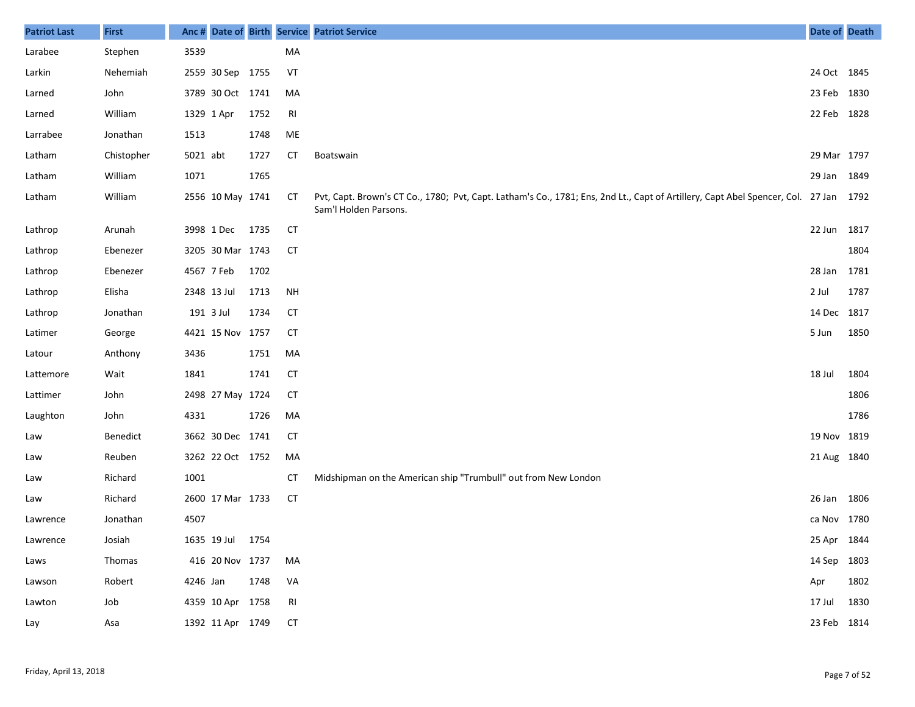| Patriot Last | First | Anc # | Date of | Birth | Service | Patriot Service | Date of | Death |
|---|---|---|---|---|---|---|---|---|
| Larabee | Stephen | 3539 | | | MA | | | |
| Larkin | Nehemiah | 2559 | 30 Sep | 1755 | VT | | 24 Oct | 1845 |
| Larned | John | 3789 | 30 Oct | 1741 | MA | | 23 Feb | 1830 |
| Larned | William | 1329 | 1 Apr | 1752 | RI | | 22 Feb | 1828 |
| Larrabee | Jonathan | 1513 | | 1748 | ME | | | |
| Latham | Chistopher | 5021 | abt | 1727 | CT | Boatswain | 29 Mar | 1797 |
| Latham | William | 1071 | | 1765 | | | 29 Jan | 1849 |
| Latham | William | 2556 | 10 May | 1741 | CT | Pvt, Capt. Brown's CT Co., 1780; Pvt, Capt. Latham's Co., 1781; Ens, 2nd Lt., Capt of Artillery, Capt Abel Spencer, Col. Sam'l Holden Parsons. | 27 Jan | 1792 |
| Lathrop | Arunah | 3998 | 1 Dec | 1735 | CT | | 22 Jun | 1817 |
| Lathrop | Ebenezer | 3205 | 30 Mar | 1743 | CT | | | 1804 |
| Lathrop | Ebenezer | 4567 | 7 Feb | 1702 | | | 28 Jan | 1781 |
| Lathrop | Elisha | 2348 | 13 Jul | 1713 | NH | | 2 Jul | 1787 |
| Lathrop | Jonathan | 191 | 3 Jul | 1734 | CT | | 14 Dec | 1817 |
| Latimer | George | 4421 | 15 Nov | 1757 | CT | | 5 Jun | 1850 |
| Latour | Anthony | 3436 | | 1751 | MA | | | |
| Lattemore | Wait | 1841 | | 1741 | CT | | 18 Jul | 1804 |
| Lattimer | John | 2498 | 27 May | 1724 | CT | | | 1806 |
| Laughton | John | 4331 | | 1726 | MA | | | 1786 |
| Law | Benedict | 3662 | 30 Dec | 1741 | CT | | 19 Nov | 1819 |
| Law | Reuben | 3262 | 22 Oct | 1752 | MA | | 21 Aug | 1840 |
| Law | Richard | 1001 | | | CT | Midshipman on the American ship "Trumbull" out from New London | | |
| Law | Richard | 2600 | 17 Mar | 1733 | CT | | 26 Jan | 1806 |
| Lawrence | Jonathan | 4507 | | | | | ca Nov | 1780 |
| Lawrence | Josiah | 1635 | 19 Jul | 1754 | | | 25 Apr | 1844 |
| Laws | Thomas | 416 | 20 Nov | 1737 | MA | | 14 Sep | 1803 |
| Lawson | Robert | 4246 | Jan | 1748 | VA | | Apr | 1802 |
| Lawton | Job | 4359 | 10 Apr | 1758 | RI | | 17 Jul | 1830 |
| Lay | Asa | 1392 | 11 Apr | 1749 | CT | | 23 Feb | 1814 |

Friday, April 13, 2018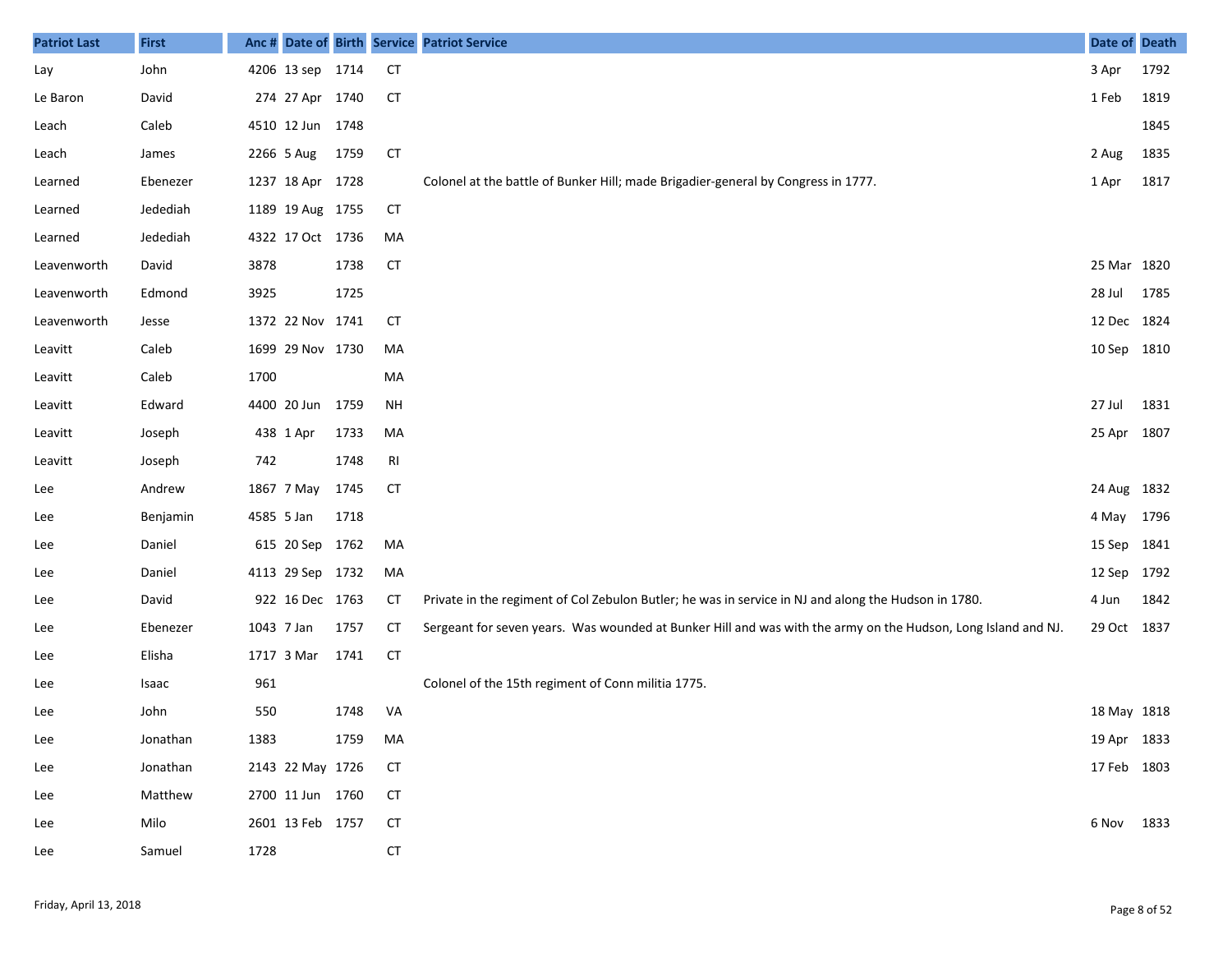| Patriot Last | First | Anc # | Date of | Birth | Service | Patriot Service | Date of | Death |
|---|---|---|---|---|---|---|---|---|
| Lay | John | 4206 | 13 sep | 1714 | CT | | 3 Apr | 1792 |
| Le Baron | David | 274 | 27 Apr | 1740 | CT | | 1 Feb | 1819 |
| Leach | Caleb | 4510 | 12 Jun | 1748 | | | | 1845 |
| Leach | James | 2266 | 5 Aug | 1759 | CT | | 2 Aug | 1835 |
| Learned | Ebenezer | 1237 | 18 Apr | 1728 | | Colonel at the battle of Bunker Hill; made Brigadier-general by Congress in 1777. | 1 Apr | 1817 |
| Learned | Jedediah | 1189 | 19 Aug | 1755 | CT | | | |
| Learned | Jedediah | 4322 | 17 Oct | 1736 | MA | | | |
| Leavenworth | David | 3878 | | 1738 | CT | | 25 Mar | 1820 |
| Leavenworth | Edmond | 3925 | | 1725 | | | 28 Jul | 1785 |
| Leavenworth | Jesse | 1372 | 22 Nov | 1741 | CT | | 12 Dec | 1824 |
| Leavitt | Caleb | 1699 | 29 Nov | 1730 | MA | | 10 Sep | 1810 |
| Leavitt | Caleb | 1700 | | | MA | | | |
| Leavitt | Edward | 4400 | 20 Jun | 1759 | NH | | 27 Jul | 1831 |
| Leavitt | Joseph | 438 | 1 Apr | 1733 | MA | | 25 Apr | 1807 |
| Leavitt | Joseph | 742 | | 1748 | RI | | | |
| Lee | Andrew | 1867 | 7 May | 1745 | CT | | 24 Aug | 1832 |
| Lee | Benjamin | 4585 | 5 Jan | 1718 | | | 4 May | 1796 |
| Lee | Daniel | 615 | 20 Sep | 1762 | MA | | 15 Sep | 1841 |
| Lee | Daniel | 4113 | 29 Sep | 1732 | MA | | 12 Sep | 1792 |
| Lee | David | 922 | 16 Dec | 1763 | CT | Private in the regiment of Col Zebulon Butler; he was in service in NJ and along the Hudson in 1780. | 4 Jun | 1842 |
| Lee | Ebenezer | 1043 | 7 Jan | 1757 | CT | Sergeant for seven years. Was wounded at Bunker Hill and was with the army on the Hudson, Long Island and NJ. | 29 Oct | 1837 |
| Lee | Elisha | 1717 | 3 Mar | 1741 | CT | | | |
| Lee | Isaac | 961 | | | | Colonel of the 15th regiment of Conn militia 1775. | | |
| Lee | John | 550 | | 1748 | VA | | 18 May | 1818 |
| Lee | Jonathan | 1383 | | 1759 | MA | | 19 Apr | 1833 |
| Lee | Jonathan | 2143 | 22 May | 1726 | CT | | 17 Feb | 1803 |
| Lee | Matthew | 2700 | 11 Jun | 1760 | CT | | | |
| Lee | Milo | 2601 | 13 Feb | 1757 | CT | | 6 Nov | 1833 |
| Lee | Samuel | 1728 | | | CT | | | |

Friday, April 13, 2018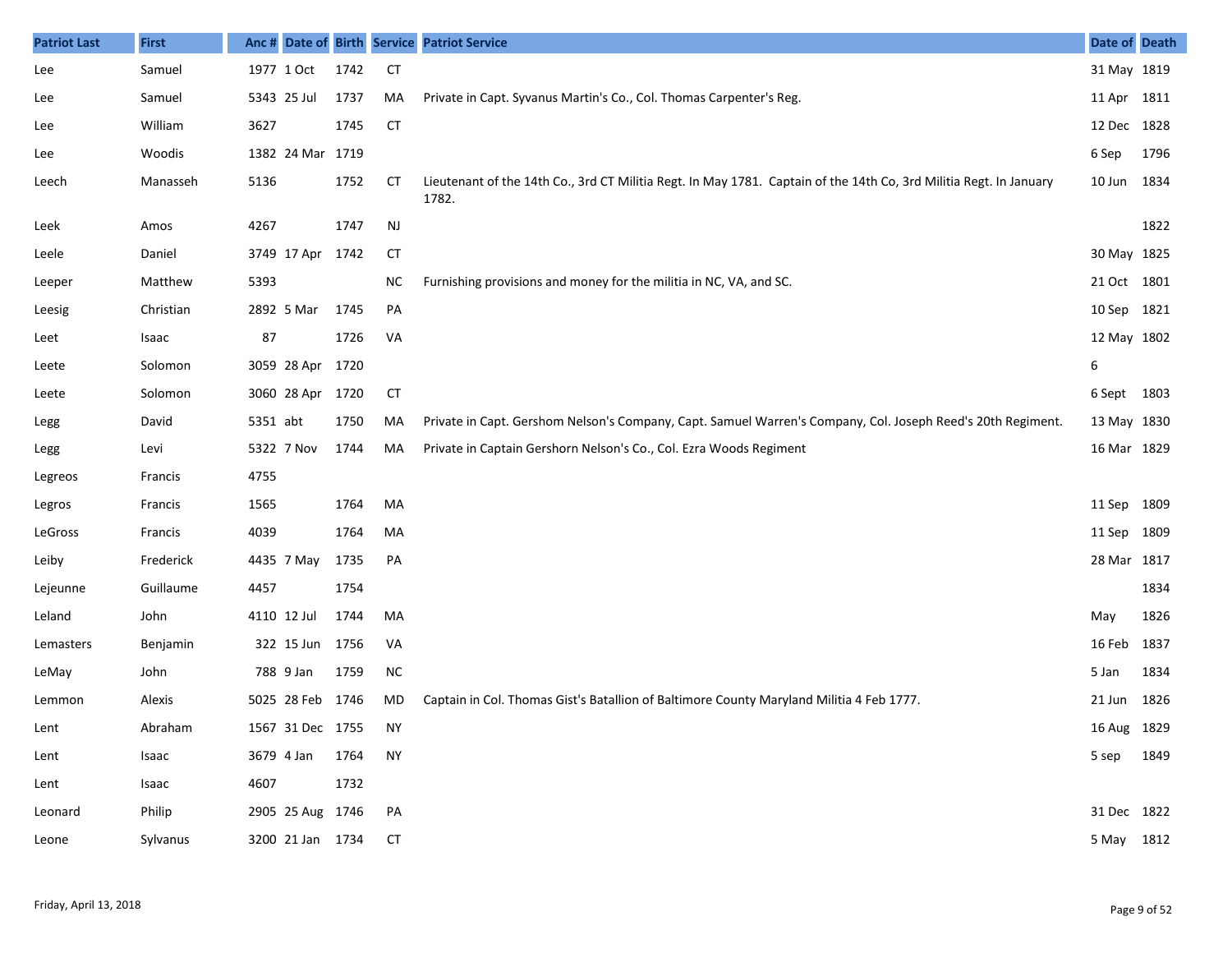| Patriot Last | First | Anc # | Date of | Birth | Service | Patriot Service | Date of | Death |
|---|---|---|---|---|---|---|---|---|
| Lee | Samuel | 1977 | 1 Oct | 1742 | CT | | 31 May | 1819 |
| Lee | Samuel | 5343 | 25 Jul | 1737 | MA | Private in Capt. Syvanus Martin's Co., Col. Thomas Carpenter's Reg. | 11 Apr | 1811 |
| Lee | William | 3627 | | 1745 | CT | | 12 Dec | 1828 |
| Lee | Woodis | 1382 | 24 Mar | 1719 | | | 6 Sep | 1796 |
| Leech | Manasseh | 5136 | | 1752 | CT | Lieutenant of the 14th Co., 3rd CT Militia Regt. In May 1781. Captain of the 14th Co, 3rd Militia Regt. In January 1782. | 10 Jun | 1834 |
| Leek | Amos | 4267 | | 1747 | NJ | | | 1822 |
| Leele | Daniel | 3749 | 17 Apr | 1742 | CT | | 30 May | 1825 |
| Leeper | Matthew | 5393 | | | NC | Furnishing provisions and money for the militia in NC, VA, and SC. | 21 Oct | 1801 |
| Leesig | Christian | 2892 | 5 Mar | 1745 | PA | | 10 Sep | 1821 |
| Leet | Isaac | 87 | | 1726 | VA | | 12 May | 1802 |
| Leete | Solomon | 3059 | 28 Apr | 1720 | | | 6 | |
| Leete | Solomon | 3060 | 28 Apr | 1720 | CT | | 6 Sept | 1803 |
| Legg | David | 5351 | abt | 1750 | MA | Private in Capt. Gershom Nelson's Company, Capt. Samuel Warren's Company, Col. Joseph Reed's 20th Regiment. | 13 May | 1830 |
| Legg | Levi | 5322 | 7 Nov | 1744 | MA | Private in Captain Gershorn Nelson's Co., Col. Ezra Woods Regiment | 16 Mar | 1829 |
| Legreos | Francis | 4755 | | | | | | |
| Legros | Francis | 1565 | | 1764 | MA | | 11 Sep | 1809 |
| LeGross | Francis | 4039 | | 1764 | MA | | 11 Sep | 1809 |
| Leiby | Frederick | 4435 | 7 May | 1735 | PA | | 28 Mar | 1817 |
| Lejeunne | Guillaume | 4457 | | 1754 | | | | 1834 |
| Leland | John | 4110 | 12 Jul | 1744 | MA | | May | 1826 |
| Lemasters | Benjamin | 322 | 15 Jun | 1756 | VA | | 16 Feb | 1837 |
| LeMay | John | 788 | 9 Jan | 1759 | NC | | 5 Jan | 1834 |
| Lemmon | Alexis | 5025 | 28 Feb | 1746 | MD | Captain in Col. Thomas Gist's Batallion of Baltimore County Maryland Militia 4 Feb 1777. | 21 Jun | 1826 |
| Lent | Abraham | 1567 | 31 Dec | 1755 | NY | | 16 Aug | 1829 |
| Lent | Isaac | 3679 | 4 Jan | 1764 | NY | | 5 sep | 1849 |
| Lent | Isaac | 4607 | | 1732 | | | | |
| Leonard | Philip | 2905 | 25 Aug | 1746 | PA | | 31 Dec | 1822 |
| Leone | Sylvanus | 3200 | 21 Jan | 1734 | CT | | 5 May | 1812 |

Friday, April 13, 2018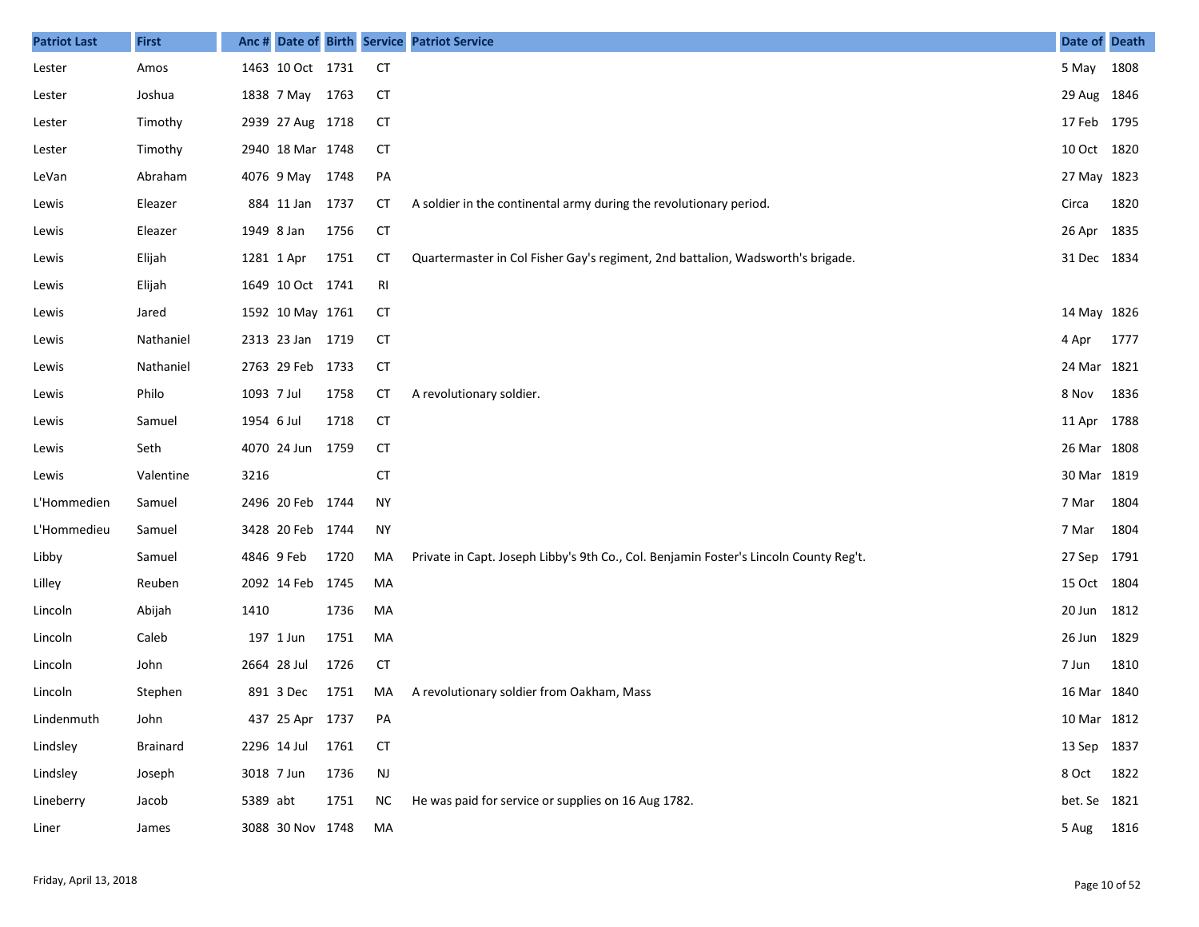| Patriot Last | First | Anc # | Date of | Birth | Service | Patriot Service | Date of | Death |
|---|---|---|---|---|---|---|---|---|
| Lester | Amos | 1463 | 10 Oct | 1731 | CT | | 5 May | 1808 |
| Lester | Joshua | 1838 | 7 May | 1763 | CT | | 29 Aug | 1846 |
| Lester | Timothy | 2939 | 27 Aug | 1718 | CT | | 17 Feb | 1795 |
| Lester | Timothy | 2940 | 18 Mar | 1748 | CT | | 10 Oct | 1820 |
| LeVan | Abraham | 4076 | 9 May | 1748 | PA | | 27 May | 1823 |
| Lewis | Eleazer | 884 | 11 Jan | 1737 | CT | A soldier in the continental army during the revolutionary period. | Circa | 1820 |
| Lewis | Eleazer | 1949 | 8 Jan | 1756 | CT | | 26 Apr | 1835 |
| Lewis | Elijah | 1281 | 1 Apr | 1751 | CT | Quartermaster in Col Fisher Gay's regiment, 2nd battalion, Wadsworth's brigade. | 31 Dec | 1834 |
| Lewis | Elijah | 1649 | 10 Oct | 1741 | RI | | | |
| Lewis | Jared | 1592 | 10 May | 1761 | CT | | 14 May | 1826 |
| Lewis | Nathaniel | 2313 | 23 Jan | 1719 | CT | | 4 Apr | 1777 |
| Lewis | Nathaniel | 2763 | 29 Feb | 1733 | CT | | 24 Mar | 1821 |
| Lewis | Philo | 1093 | 7 Jul | 1758 | CT | A revolutionary soldier. | 8 Nov | 1836 |
| Lewis | Samuel | 1954 | 6 Jul | 1718 | CT | | 11 Apr | 1788 |
| Lewis | Seth | 4070 | 24 Jun | 1759 | CT | | 26 Mar | 1808 |
| Lewis | Valentine | 3216 | | | CT | | 30 Mar | 1819 |
| L'Hommedien | Samuel | 2496 | 20 Feb | 1744 | NY | | 7 Mar | 1804 |
| L'Hommedieu | Samuel | 3428 | 20 Feb | 1744 | NY | | 7 Mar | 1804 |
| Libby | Samuel | 4846 | 9 Feb | 1720 | MA | Private in Capt. Joseph Libby's 9th Co., Col. Benjamin Foster's Lincoln County Reg't. | 27 Sep | 1791 |
| Lilley | Reuben | 2092 | 14 Feb | 1745 | MA | | 15 Oct | 1804 |
| Lincoln | Abijah | 1410 | | 1736 | MA | | 20 Jun | 1812 |
| Lincoln | Caleb | 197 | 1 Jun | 1751 | MA | | 26 Jun | 1829 |
| Lincoln | John | 2664 | 28 Jul | 1726 | CT | | 7 Jun | 1810 |
| Lincoln | Stephen | 891 | 3 Dec | 1751 | MA | A revolutionary soldier from Oakham, Mass | 16 Mar | 1840 |
| Lindenmuth | John | 437 | 25 Apr | 1737 | PA | | 10 Mar | 1812 |
| Lindsley | Brainard | 2296 | 14 Jul | 1761 | CT | | 13 Sep | 1837 |
| Lindsley | Joseph | 3018 | 7 Jun | 1736 | NJ | | 8 Oct | 1822 |
| Lineberry | Jacob | 5389 | abt | 1751 | NC | He was paid for service or supplies on 16 Aug 1782. | bet. Se | 1821 |
| Liner | James | 3088 | 30 Nov | 1748 | MA | | 5 Aug | 1816 |

Friday, April 13, 2018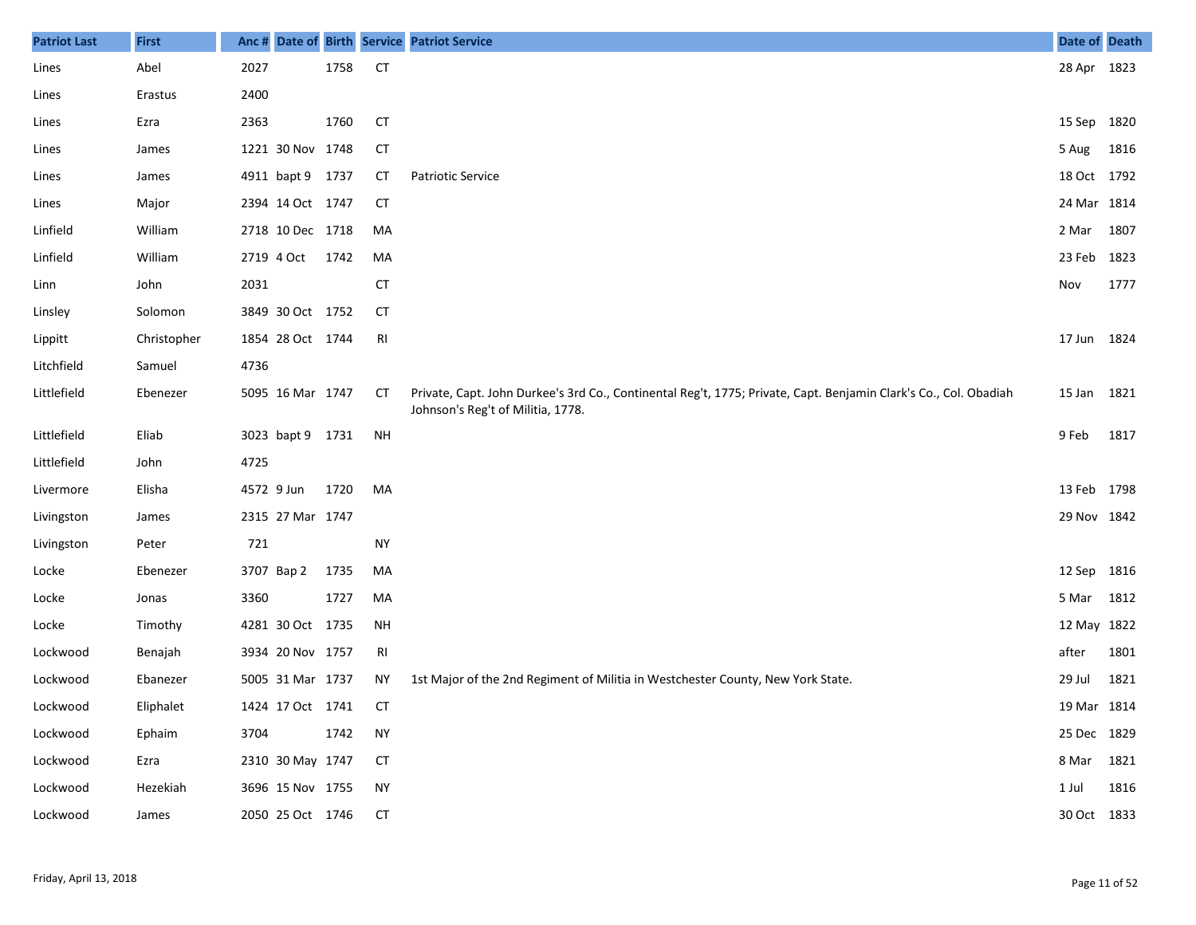| Patriot Last | First | Anc # | Date of | Birth | Service | Patriot Service | Date of | Death |
|---|---|---|---|---|---|---|---|---|
| Lines | Abel | 2027 | | 1758 | CT | | 28 Apr | 1823 |
| Lines | Erastus | 2400 | | | | | | |
| Lines | Ezra | 2363 | | 1760 | CT | | 15 Sep | 1820 |
| Lines | James | 1221 | 30 Nov | 1748 | CT | | 5 Aug | 1816 |
| Lines | James | 4911 | bapt 9 | 1737 | CT | Patriotic Service | 18 Oct | 1792 |
| Lines | Major | 2394 | 14 Oct | 1747 | CT | | 24 Mar | 1814 |
| Linfield | William | 2718 | 10 Dec | 1718 | MA | | 2 Mar | 1807 |
| Linfield | William | 2719 | 4 Oct | 1742 | MA | | 23 Feb | 1823 |
| Linn | John | 2031 | | | CT | | Nov | 1777 |
| Linsley | Solomon | 3849 | 30 Oct | 1752 | CT | | | |
| Lippitt | Christopher | 1854 | 28 Oct | 1744 | RI | | 17 Jun | 1824 |
| Litchfield | Samuel | 4736 | | | | | | |
| Littlefield | Ebenezer | 5095 | 16 Mar | 1747 | CT | Private, Capt. John Durkee's 3rd Co., Continental Reg't, 1775; Private, Capt. Benjamin Clark's Co., Col. Obadiah Johnson's Reg't of Militia, 1778. | 15 Jan | 1821 |
| Littlefield | Eliab | 3023 | bapt 9 | 1731 | NH | | 9 Feb | 1817 |
| Littlefield | John | 4725 | | | | | | |
| Livermore | Elisha | 4572 | 9 Jun | 1720 | MA | | 13 Feb | 1798 |
| Livingston | James | 2315 | 27 Mar | 1747 | | | 29 Nov | 1842 |
| Livingston | Peter | 721 | | | NY | | | |
| Locke | Ebenezer | 3707 | Bap 2 | 1735 | MA | | 12 Sep | 1816 |
| Locke | Jonas | 3360 | | 1727 | MA | | 5 Mar | 1812 |
| Locke | Timothy | 4281 | 30 Oct | 1735 | NH | | 12 May | 1822 |
| Lockwood | Benajah | 3934 | 20 Nov | 1757 | RI | | after | 1801 |
| Lockwood | Ebanezer | 5005 | 31 Mar | 1737 | NY | 1st Major of the 2nd Regiment of Militia in Westchester County, New York State. | 29 Jul | 1821 |
| Lockwood | Eliphalet | 1424 | 17 Oct | 1741 | CT | | 19 Mar | 1814 |
| Lockwood | Ephaim | 3704 | | 1742 | NY | | 25 Dec | 1829 |
| Lockwood | Ezra | 2310 | 30 May | 1747 | CT | | 8 Mar | 1821 |
| Lockwood | Hezekiah | 3696 | 15 Nov | 1755 | NY | | 1 Jul | 1816 |
| Lockwood | James | 2050 | 25 Oct | 1746 | CT | | 30 Oct | 1833 |

Friday, April 13, 2018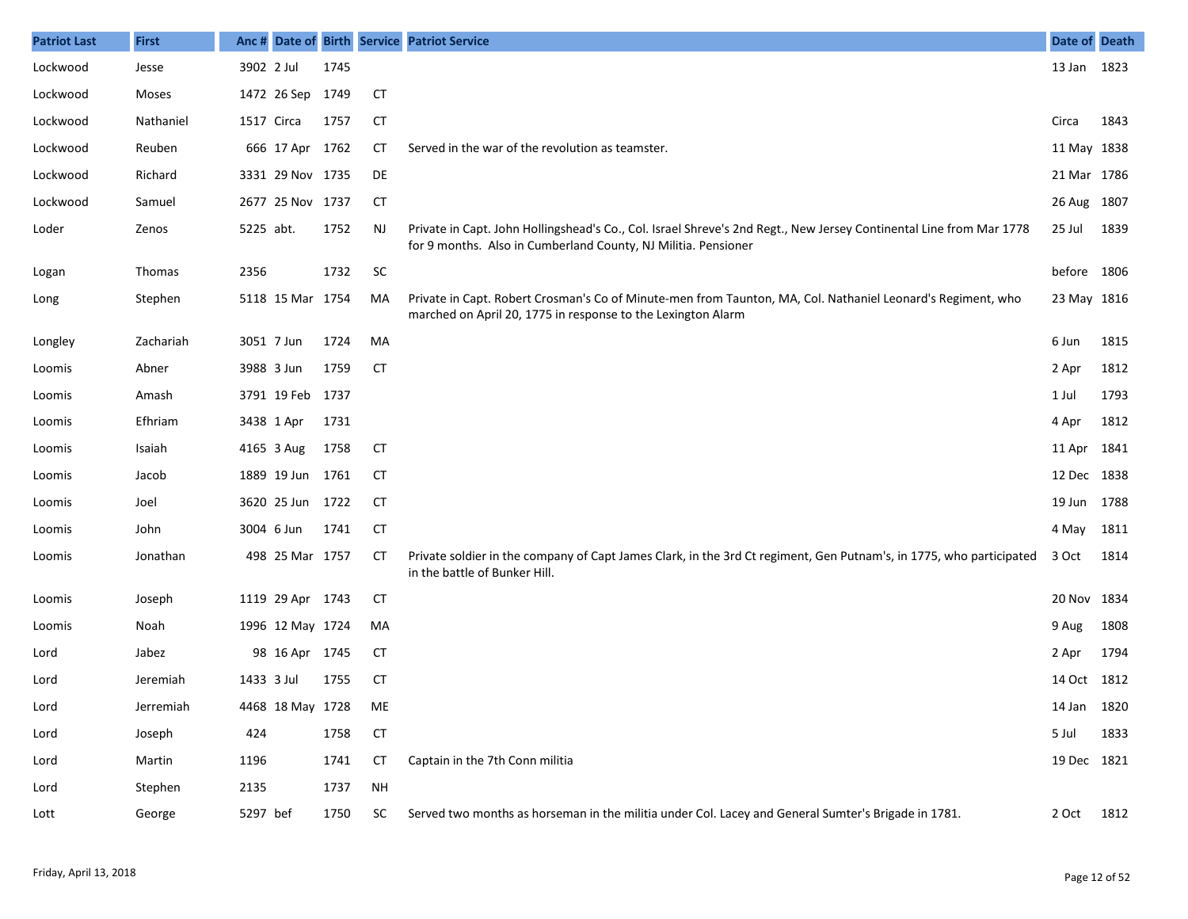| Patriot Last | First | Anc # | Date of | Birth | Service | Patriot Service | Date of | Death |
|---|---|---|---|---|---|---|---|---|
| Lockwood | Jesse | 3902 | 2 Jul | 1745 | | | 13 Jan | 1823 |
| Lockwood | Moses | 1472 | 26 Sep | 1749 | CT | | | |
| Lockwood | Nathaniel | 1517 | Circa | 1757 | CT | | Circa | 1843 |
| Lockwood | Reuben | 666 | 17 Apr | 1762 | CT | Served in the war of the revolution as teamster. | 11 May | 1838 |
| Lockwood | Richard | 3331 | 29 Nov | 1735 | DE | | 21 Mar | 1786 |
| Lockwood | Samuel | 2677 | 25 Nov | 1737 | CT | | 26 Aug | 1807 |
| Loder | Zenos | 5225 | abt. | 1752 | NJ | Private in Capt. John Hollingshead's Co., Col. Israel Shreve's 2nd Regt., New Jersey Continental Line from Mar 1778 for 9 months. Also in Cumberland County, NJ Militia. Pensioner | 25 Jul | 1839 |
| Logan | Thomas | 2356 | | 1732 | SC | | before | 1806 |
| Long | Stephen | 5118 | 15 Mar | 1754 | MA | Private in Capt. Robert Crosman's Co of Minute-men from Taunton, MA, Col. Nathaniel Leonard's Regiment, who marched on April 20, 1775 in response to the Lexington Alarm | 23 May | 1816 |
| Longley | Zachariah | 3051 | 7 Jun | 1724 | MA | | 6 Jun | 1815 |
| Loomis | Abner | 3988 | 3 Jun | 1759 | CT | | 2 Apr | 1812 |
| Loomis | Amash | 3791 | 19 Feb | 1737 | | | 1 Jul | 1793 |
| Loomis | Efhriam | 3438 | 1 Apr | 1731 | | | 4 Apr | 1812 |
| Loomis | Isaiah | 4165 | 3 Aug | 1758 | CT | | 11 Apr | 1841 |
| Loomis | Jacob | 1889 | 19 Jun | 1761 | CT | | 12 Dec | 1838 |
| Loomis | Joel | 3620 | 25 Jun | 1722 | CT | | 19 Jun | 1788 |
| Loomis | John | 3004 | 6 Jun | 1741 | CT | | 4 May | 1811 |
| Loomis | Jonathan | 498 | 25 Mar | 1757 | CT | Private soldier in the company of Capt James Clark, in the 3rd Ct regiment, Gen Putnam's, in 1775, who participated in the battle of Bunker Hill. | 3 Oct | 1814 |
| Loomis | Joseph | 1119 | 29 Apr | 1743 | CT | | 20 Nov | 1834 |
| Loomis | Noah | 1996 | 12 May | 1724 | MA | | 9 Aug | 1808 |
| Lord | Jabez | 98 | 16 Apr | 1745 | CT | | 2 Apr | 1794 |
| Lord | Jeremiah | 1433 | 3 Jul | 1755 | CT | | 14 Oct | 1812 |
| Lord | Jerremiah | 4468 | 18 May | 1728 | ME | | 14 Jan | 1820 |
| Lord | Joseph | 424 | | 1758 | CT | | 5 Jul | 1833 |
| Lord | Martin | 1196 | | 1741 | CT | Captain in the 7th Conn militia | 19 Dec | 1821 |
| Lord | Stephen | 2135 | | 1737 | NH | | | |
| Lott | George | 5297 | bef | 1750 | SC | Served two months as horseman in the militia under Col. Lacey and General Sumter's Brigade in 1781. | 2 Oct | 1812 |

Friday, April 13, 2018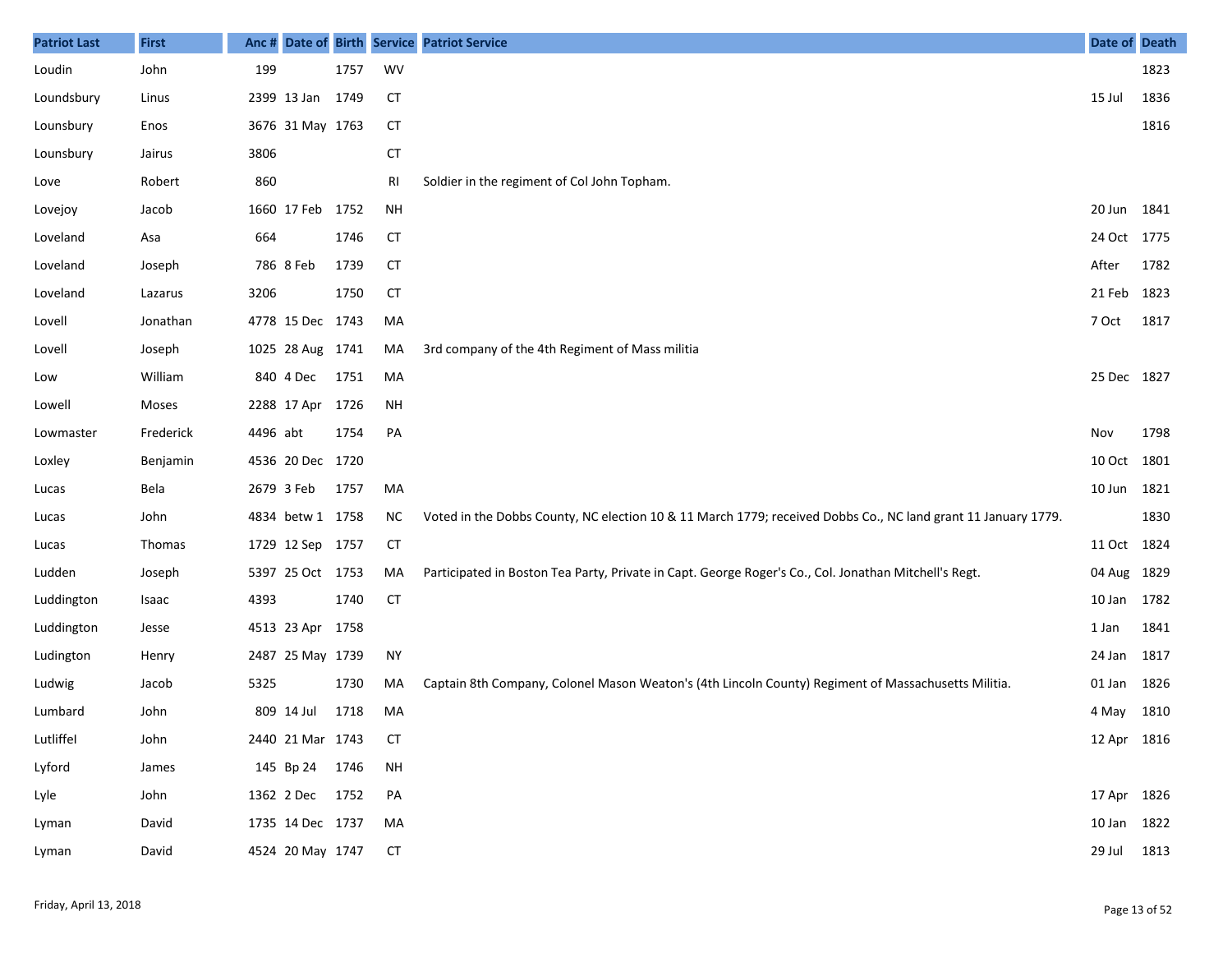| Patriot Last | First | Anc # | Date of | Birth | Service | Patriot Service | Date of | Death |
|---|---|---|---|---|---|---|---|---|
| Loudin | John | 199 | | 1757 | WV | | | 1823 |
| Loundsbury | Linus | 2399 | 13 Jan | 1749 | CT | | 15 Jul | 1836 |
| Lounsbury | Enos | 3676 | 31 May | 1763 | CT | | | 1816 |
| Lounsbury | Jairus | 3806 | | | CT | | | |
| Love | Robert | 860 | | | RI | Soldier in the regiment of Col John Topham. | | |
| Lovejoy | Jacob | 1660 | 17 Feb | 1752 | NH | | 20 Jun | 1841 |
| Loveland | Asa | 664 | | 1746 | CT | | 24 Oct | 1775 |
| Loveland | Joseph | 786 | 8 Feb | 1739 | CT | | After | 1782 |
| Loveland | Lazarus | 3206 | | 1750 | CT | | 21 Feb | 1823 |
| Lovell | Jonathan | 4778 | 15 Dec | 1743 | MA | | 7 Oct | 1817 |
| Lovell | Joseph | 1025 | 28 Aug | 1741 | MA | 3rd company of the 4th Regiment of Mass militia | | |
| Low | William | 840 | 4 Dec | 1751 | MA | | 25 Dec | 1827 |
| Lowell | Moses | 2288 | 17 Apr | 1726 | NH | | | |
| Lowmaster | Frederick | 4496 | abt | 1754 | PA | | Nov | 1798 |
| Loxley | Benjamin | 4536 | 20 Dec | 1720 | | | 10 Oct | 1801 |
| Lucas | Bela | 2679 | 3 Feb | 1757 | MA | | 10 Jun | 1821 |
| Lucas | John | 4834 | betw 1 | 1758 | NC | Voted in the Dobbs County, NC election 10 & 11 March 1779; received Dobbs Co., NC land grant 11 January 1779. | | 1830 |
| Lucas | Thomas | 1729 | 12 Sep | 1757 | CT | | 11 Oct | 1824 |
| Ludden | Joseph | 5397 | 25 Oct | 1753 | MA | Participated in Boston Tea Party, Private in Capt. George Roger's Co., Col. Jonathan Mitchell's Regt. | 04 Aug | 1829 |
| Luddington | Isaac | 4393 | | 1740 | CT | | 10 Jan | 1782 |
| Luddington | Jesse | 4513 | 23 Apr | 1758 | | | 1 Jan | 1841 |
| Ludington | Henry | 2487 | 25 May | 1739 | NY | | 24 Jan | 1817 |
| Ludwig | Jacob | 5325 | | 1730 | MA | Captain 8th Company, Colonel Mason Weaton's (4th Lincoln County) Regiment of Massachusetts Militia. | 01 Jan | 1826 |
| Lumbard | John | 809 | 14 Jul | 1718 | MA | | 4 May | 1810 |
| Lutliffel | John | 2440 | 21 Mar | 1743 | CT | | 12 Apr | 1816 |
| Lyford | James | 145 | Bp 24 | 1746 | NH | | | |
| Lyle | John | 1362 | 2 Dec | 1752 | PA | | 17 Apr | 1826 |
| Lyman | David | 1735 | 14 Dec | 1737 | MA | | 10 Jan | 1822 |
| Lyman | David | 4524 | 20 May | 1747 | CT | | 29 Jul | 1813 |

Friday, April 13, 2018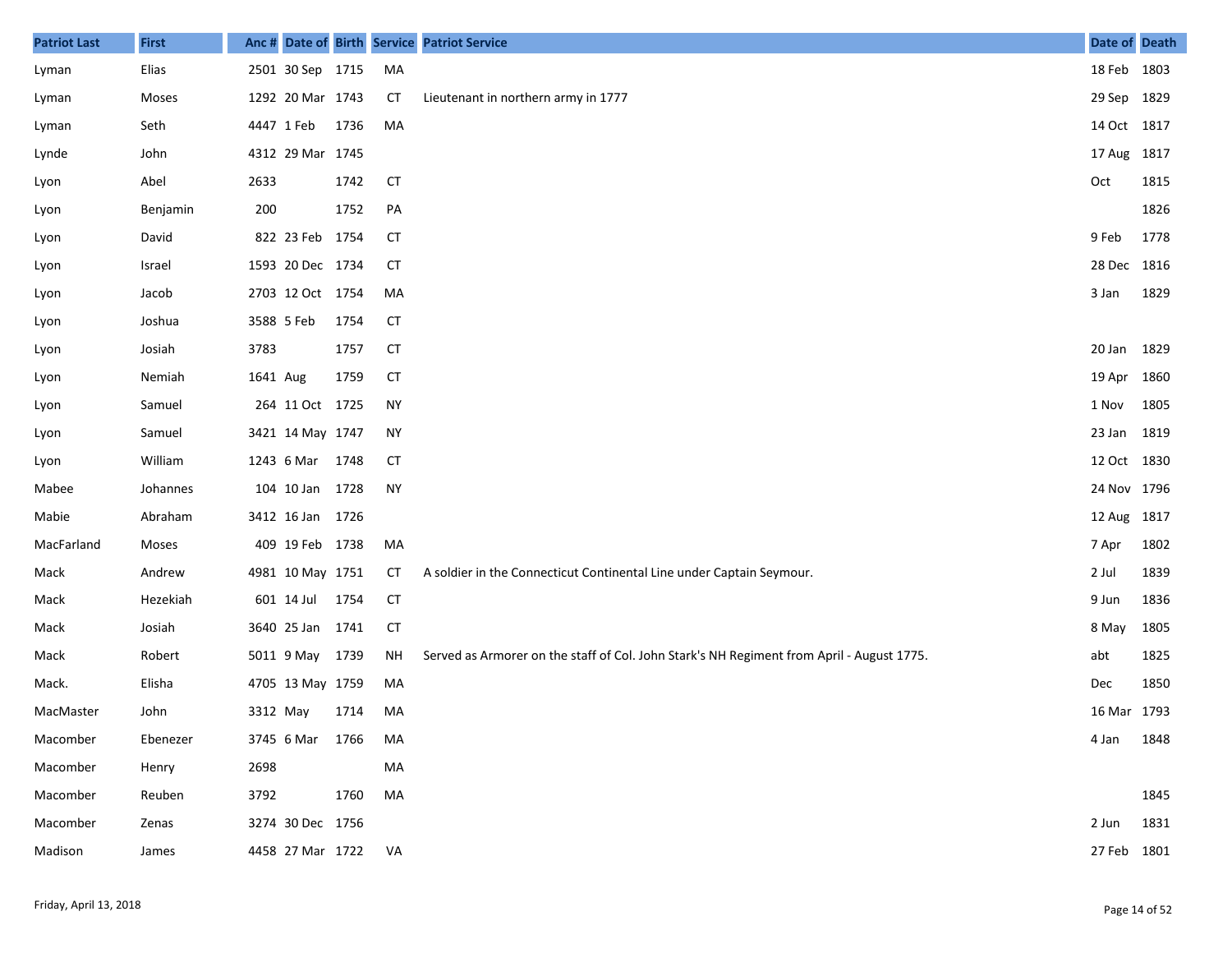| Patriot Last | First | Anc # | Date of | Birth | Service | Patriot Service | Date of | Death |
|---|---|---|---|---|---|---|---|---|
| Lyman | Elias | 2501 | 30 Sep | 1715 | MA | | 18 Feb | 1803 |
| Lyman | Moses | 1292 | 20 Mar | 1743 | CT | Lieutenant in northern army in 1777 | 29 Sep | 1829 |
| Lyman | Seth | 4447 | 1 Feb | 1736 | MA | | 14 Oct | 1817 |
| Lynde | John | 4312 | 29 Mar | 1745 | | | 17 Aug | 1817 |
| Lyon | Abel | 2633 | | 1742 | CT | | Oct | 1815 |
| Lyon | Benjamin | 200 | | 1752 | PA | | | 1826 |
| Lyon | David | 822 | 23 Feb | 1754 | CT | | 9 Feb | 1778 |
| Lyon | Israel | 1593 | 20 Dec | 1734 | CT | | 28 Dec | 1816 |
| Lyon | Jacob | 2703 | 12 Oct | 1754 | MA | | 3 Jan | 1829 |
| Lyon | Joshua | 3588 | 5 Feb | 1754 | CT | | | |
| Lyon | Josiah | 3783 | | 1757 | CT | | 20 Jan | 1829 |
| Lyon | Nemiah | 1641 | Aug | 1759 | CT | | 19 Apr | 1860 |
| Lyon | Samuel | 264 | 11 Oct | 1725 | NY | | 1 Nov | 1805 |
| Lyon | Samuel | 3421 | 14 May | 1747 | NY | | 23 Jan | 1819 |
| Lyon | William | 1243 | 6 Mar | 1748 | CT | | 12 Oct | 1830 |
| Mabee | Johannes | 104 | 10 Jan | 1728 | NY | | 24 Nov | 1796 |
| Mabie | Abraham | 3412 | 16 Jan | 1726 | | | 12 Aug | 1817 |
| MacFarland | Moses | 409 | 19 Feb | 1738 | MA | | 7 Apr | 1802 |
| Mack | Andrew | 4981 | 10 May | 1751 | CT | A soldier in the Connecticut Continental Line under Captain Seymour. | 2 Jul | 1839 |
| Mack | Hezekiah | 601 | 14 Jul | 1754 | CT | | 9 Jun | 1836 |
| Mack | Josiah | 3640 | 25 Jan | 1741 | CT | | 8 May | 1805 |
| Mack | Robert | 5011 | 9 May | 1739 | NH | Served as Armorer on the staff of Col. John Stark's NH Regiment from April - August 1775. | abt | 1825 |
| Mack. | Elisha | 4705 | 13 May | 1759 | MA | | Dec | 1850 |
| MacMaster | John | 3312 | May | 1714 | MA | | 16 Mar | 1793 |
| Macomber | Ebenezer | 3745 | 6 Mar | 1766 | MA | | 4 Jan | 1848 |
| Macomber | Henry | 2698 | | | MA | | | |
| Macomber | Reuben | 3792 | | 1760 | MA | | | 1845 |
| Macomber | Zenas | 3274 | 30 Dec | 1756 | | | 2 Jun | 1831 |
| Madison | James | 4458 | 27 Mar | 1722 | VA | | 27 Feb | 1801 |

Friday, April 13, 2018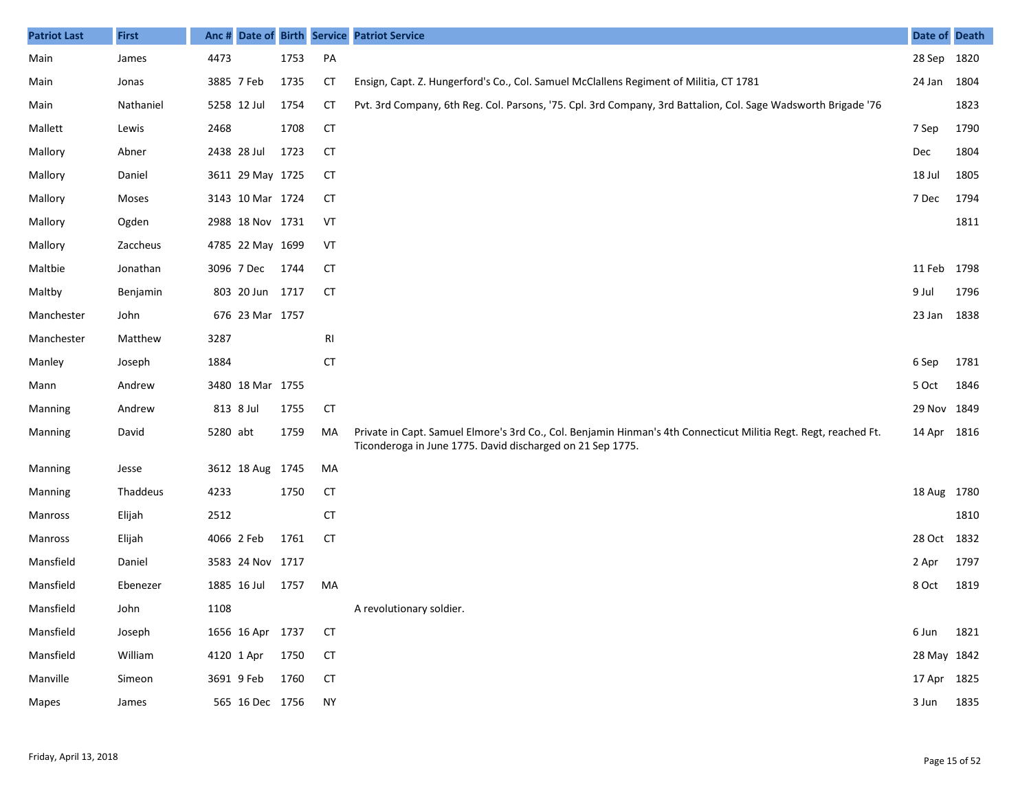| Patriot Last | First | Anc # | Date of Birth | | Service | Patriot Service | Date of Death | |
|---|---|---|---|---|---|---|---|---|
| Main | James | 4473 | | 1753 | PA | | 28 Sep | 1820 |
| Main | Jonas | 3885 | 7 Feb | 1735 | CT | Ensign, Capt. Z. Hungerford's Co., Col. Samuel McClallens Regiment of Militia, CT 1781 | 24 Jan | 1804 |
| Main | Nathaniel | 5258 | 12 Jul | 1754 | CT | Pvt. 3rd Company, 6th Reg. Col. Parsons, '75. Cpl. 3rd Company, 3rd Battalion, Col. Sage Wadsworth Brigade '76 | | 1823 |
| Mallett | Lewis | 2468 | | 1708 | CT | | 7 Sep | 1790 |
| Mallory | Abner | 2438 | 28 Jul | 1723 | CT | | Dec | 1804 |
| Mallory | Daniel | 3611 | 29 May | 1725 | CT | | 18 Jul | 1805 |
| Mallory | Moses | 3143 | 10 Mar | 1724 | CT | | 7 Dec | 1794 |
| Mallory | Ogden | 2988 | 18 Nov | 1731 | VT | | | 1811 |
| Mallory | Zaccheus | 4785 | 22 May | 1699 | VT | | | |
| Maltbie | Jonathan | 3096 | 7 Dec | 1744 | CT | | 11 Feb | 1798 |
| Maltby | Benjamin | 803 | 20 Jun | 1717 | CT | | 9 Jul | 1796 |
| Manchester | John | 676 | 23 Mar | 1757 | | | 23 Jan | 1838 |
| Manchester | Matthew | 3287 | | | RI | | | |
| Manley | Joseph | 1884 | | | CT | | 6 Sep | 1781 |
| Mann | Andrew | 3480 | 18 Mar | 1755 | | | 5 Oct | 1846 |
| Manning | Andrew | 813 | 8 Jul | 1755 | CT | | 29 Nov | 1849 |
| Manning | David | 5280 | abt | 1759 | MA | Private in Capt. Samuel Elmore's 3rd Co., Col. Benjamin Hinman's 4th Connecticut Militia Regt. Regt, reached Ft. Ticonderoga in June 1775. David discharged on 21 Sep 1775. | 14 Apr | 1816 |
| Manning | Jesse | 3612 | 18 Aug | 1745 | MA | | | |
| Manning | Thaddeus | 4233 | | 1750 | CT | | 18 Aug | 1780 |
| Manross | Elijah | 2512 | | | CT | | | 1810 |
| Manross | Elijah | 4066 | 2 Feb | 1761 | CT | | 28 Oct | 1832 |
| Mansfield | Daniel | 3583 | 24 Nov | 1717 | | | 2 Apr | 1797 |
| Mansfield | Ebenezer | 1885 | 16 Jul | 1757 | MA | | 8 Oct | 1819 |
| Mansfield | John | 1108 | | | | A revolutionary soldier. | | |
| Mansfield | Joseph | 1656 | 16 Apr | 1737 | CT | | 6 Jun | 1821 |
| Mansfield | William | 4120 | 1 Apr | 1750 | CT | | 28 May | 1842 |
| Manville | Simeon | 3691 | 9 Feb | 1760 | CT | | 17 Apr | 1825 |
| Mapes | James | 565 | 16 Dec | 1756 | NY | | 3 Jun | 1835 |

Friday, April 13, 2018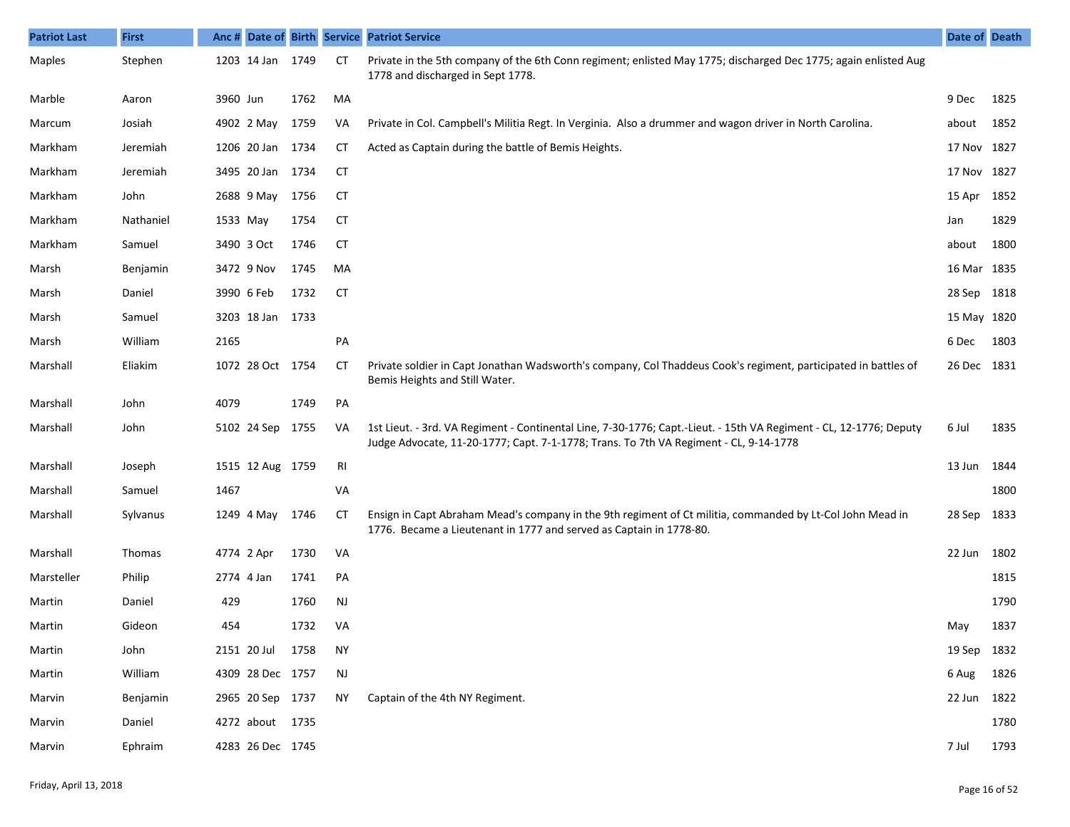| Patriot Last | First | Anc # | Date of | Birth | Service | Patriot Service | Date of | Death |
|---|---|---|---|---|---|---|---|---|
| Maples | Stephen | 1203 | 14 Jan | 1749 | CT | Private in the 5th company of the 6th Conn regiment; enlisted May 1775; discharged Dec 1775; again enlisted Aug 1778 and discharged in Sept 1778. | | |
| Marble | Aaron | 3960 | Jun | 1762 | MA | | 9 Dec | 1825 |
| Marcum | Josiah | 4902 | 2 May | 1759 | VA | Private in Col. Campbell's Militia Regt. In Verginia. Also a drummer and wagon driver in North Carolina. | about | 1852 |
| Markham | Jeremiah | 1206 | 20 Jan | 1734 | CT | Acted as Captain during the battle of Bemis Heights. | 17 Nov | 1827 |
| Markham | Jeremiah | 3495 | 20 Jan | 1734 | CT | | 17 Nov | 1827 |
| Markham | John | 2688 | 9 May | 1756 | CT | | 15 Apr | 1852 |
| Markham | Nathaniel | 1533 | May | 1754 | CT | | Jan | 1829 |
| Markham | Samuel | 3490 | 3 Oct | 1746 | CT | | about | 1800 |
| Marsh | Benjamin | 3472 | 9 Nov | 1745 | MA | | 16 Mar | 1835 |
| Marsh | Daniel | 3990 | 6 Feb | 1732 | CT | | 28 Sep | 1818 |
| Marsh | Samuel | 3203 | 18 Jan | 1733 | | | 15 May | 1820 |
| Marsh | William | 2165 | | | PA | | 6 Dec | 1803 |
| Marshall | Eliakim | 1072 | 28 Oct | 1754 | CT | Private soldier in Capt Jonathan Wadsworth's company, Col Thaddeus Cook's regiment, participated in battles of Bemis Heights and Still Water. | 26 Dec | 1831 |
| Marshall | John | 4079 | | 1749 | PA | | | |
| Marshall | John | 5102 | 24 Sep | 1755 | VA | 1st Lieut. - 3rd. VA Regiment - Continental Line, 7-30-1776; Capt.-Lieut. - 15th VA Regiment - CL, 12-1776; Deputy Judge Advocate, 11-20-1777; Capt. 7-1-1778; Trans. To 7th VA Regiment - CL, 9-14-1778 | 6 Jul | 1835 |
| Marshall | Joseph | 1515 | 12 Aug | 1759 | RI | | 13 Jun | 1844 |
| Marshall | Samuel | 1467 | | | VA | | | 1800 |
| Marshall | Sylvanus | 1249 | 4 May | 1746 | CT | Ensign in Capt Abraham Mead's company in the 9th regiment of Ct militia, commanded by Lt-Col John Mead in 1776. Became a Lieutenant in 1777 and served as Captain in 1778-80. | 28 Sep | 1833 |
| Marshall | Thomas | 4774 | 2 Apr | 1730 | VA | | 22 Jun | 1802 |
| Marsteller | Philip | 2774 | 4 Jan | 1741 | PA | | | 1815 |
| Martin | Daniel | 429 | | 1760 | NJ | | | 1790 |
| Martin | Gideon | 454 | | 1732 | VA | | May | 1837 |
| Martin | John | 2151 | 20 Jul | 1758 | NY | | 19 Sep | 1832 |
| Martin | William | 4309 | 28 Dec | 1757 | NJ | | 6 Aug | 1826 |
| Marvin | Benjamin | 2965 | 20 Sep | 1737 | NY | Captain of the 4th NY Regiment. | 22 Jun | 1822 |
| Marvin | Daniel | 4272 | about | 1735 | | | | 1780 |
| Marvin | Ephraim | 4283 | 26 Dec | 1745 | | | 7 Jul | 1793 |

Friday, April 13, 2018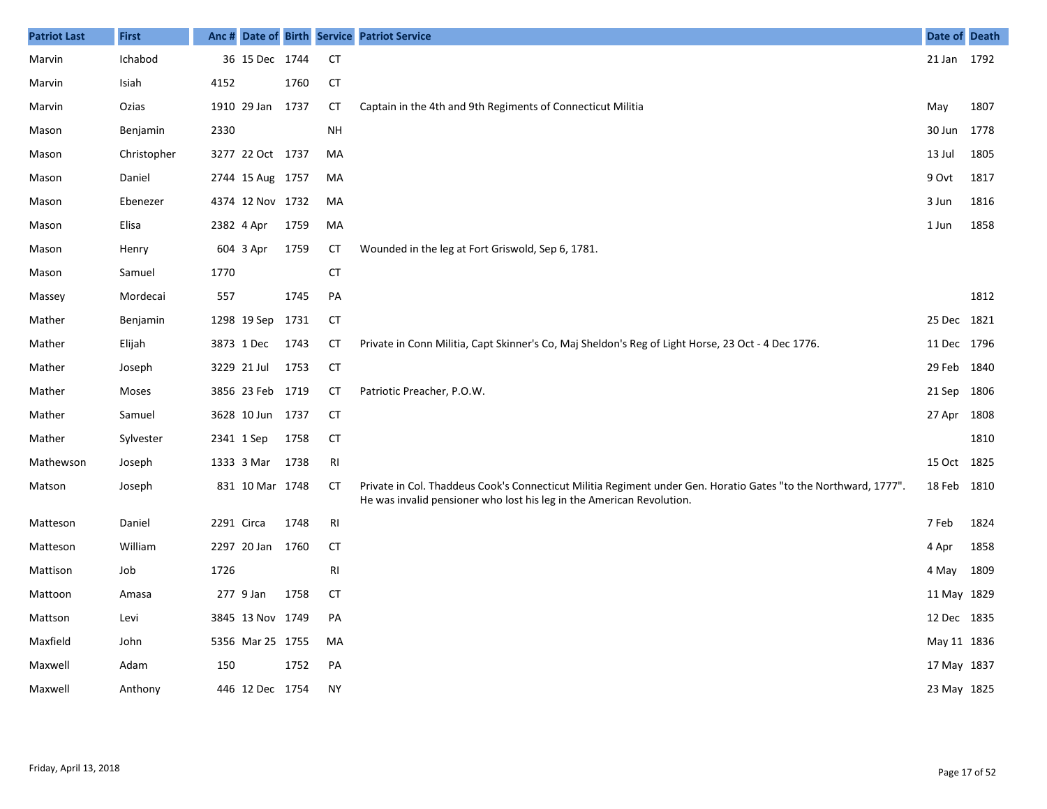| Patriot Last | First | Anc # | Date of | Birth | Service | Patriot Service | Date of | Death |
|---|---|---|---|---|---|---|---|---|
| Marvin | Ichabod | 36 | 15 Dec | 1744 | CT | | 21 Jan | 1792 |
| Marvin | Isiah | 4152 | | 1760 | CT | | | |
| Marvin | Ozias | 1910 | 29 Jan | 1737 | CT | Captain in the 4th and 9th Regiments of Connecticut Militia | May | 1807 |
| Mason | Benjamin | 2330 | | | NH | | 30 Jun | 1778 |
| Mason | Christopher | 3277 | 22 Oct | 1737 | MA | | 13 Jul | 1805 |
| Mason | Daniel | 2744 | 15 Aug | 1757 | MA | | 9 Ovt | 1817 |
| Mason | Ebenezer | 4374 | 12 Nov | 1732 | MA | | 3 Jun | 1816 |
| Mason | Elisa | 2382 | 4 Apr | 1759 | MA | | 1 Jun | 1858 |
| Mason | Henry | 604 | 3 Apr | 1759 | CT | Wounded in the leg at Fort Griswold, Sep 6, 1781. | | |
| Mason | Samuel | 1770 | | | CT | | | |
| Massey | Mordecai | 557 | | 1745 | PA | | | 1812 |
| Mather | Benjamin | 1298 | 19 Sep | 1731 | CT | | 25 Dec | 1821 |
| Mather | Elijah | 3873 | 1 Dec | 1743 | CT | Private in Conn Militia, Capt Skinner's Co, Maj Sheldon's Reg of Light Horse, 23 Oct - 4 Dec 1776. | 11 Dec | 1796 |
| Mather | Joseph | 3229 | 21 Jul | 1753 | CT | | 29 Feb | 1840 |
| Mather | Moses | 3856 | 23 Feb | 1719 | CT | Patriotic Preacher, P.O.W. | 21 Sep | 1806 |
| Mather | Samuel | 3628 | 10 Jun | 1737 | CT | | 27 Apr | 1808 |
| Mather | Sylvester | 2341 | 1 Sep | 1758 | CT | | | 1810 |
| Mathewson | Joseph | 1333 | 3 Mar | 1738 | RI | | 15 Oct | 1825 |
| Matson | Joseph | 831 | 10 Mar | 1748 | CT | Private in Col. Thaddeus Cook's Connecticut Militia Regiment under Gen. Horatio Gates "to the Northward, 1777". He was invalid pensioner who lost his leg in the American Revolution. | 18 Feb | 1810 |
| Matteson | Daniel | 2291 | Circa | 1748 | RI | | 7 Feb | 1824 |
| Matteson | William | 2297 | 20 Jan | 1760 | CT | | 4 Apr | 1858 |
| Mattison | Job | 1726 | | | RI | | 4 May | 1809 |
| Mattoon | Amasa | 277 | 9 Jan | 1758 | CT | | 11 May | 1829 |
| Mattson | Levi | 3845 | 13 Nov | 1749 | PA | | 12 Dec | 1835 |
| Maxfield | John | 5356 | Mar 25 | 1755 | MA | | May 11 | 1836 |
| Maxwell | Adam | 150 | | 1752 | PA | | 17 May | 1837 |
| Maxwell | Anthony | 446 | 12 Dec | 1754 | NY | | 23 May | 1825 |

Friday, April 13, 2018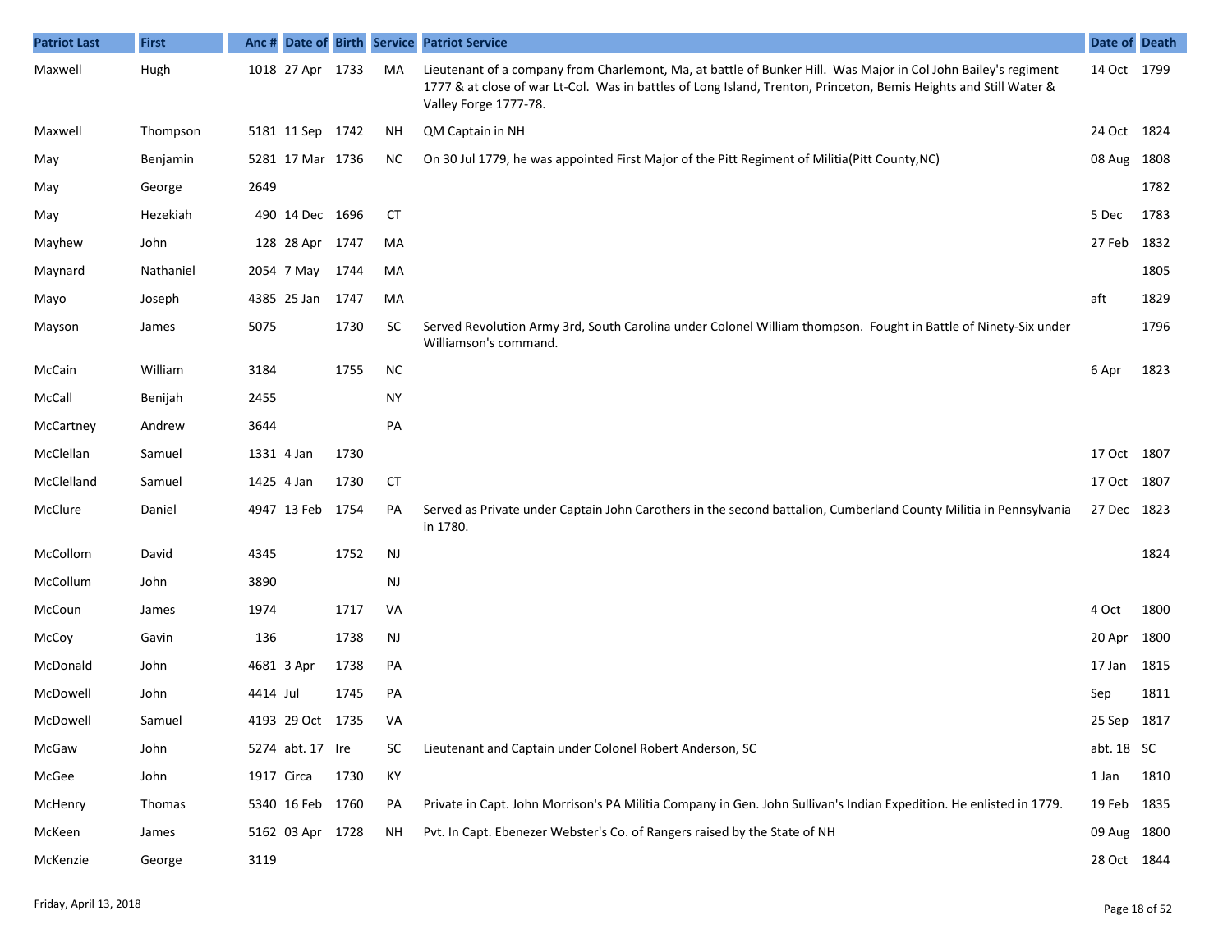| Patriot Last | First | Anc # | Date of | Birth | Service | Patriot Service | Date of | Death |
|---|---|---|---|---|---|---|---|---|
| Maxwell | Hugh | 1018 | 27 Apr | 1733 | MA | Lieutenant of a company from Charlemont, Ma, at battle of Bunker Hill. Was Major in Col John Bailey's regiment 1777 & at close of war Lt-Col. Was in battles of Long Island, Trenton, Princeton, Bemis Heights and Still Water & Valley Forge 1777-78. | 14 Oct | 1799 |
| Maxwell | Thompson | 5181 | 11 Sep | 1742 | NH | QM Captain in NH | 24 Oct | 1824 |
| May | Benjamin | 5281 | 17 Mar | 1736 | NC | On 30 Jul 1779, he was appointed First Major of the Pitt Regiment of Militia(Pitt County,NC) | 08 Aug | 1808 |
| May | George | 2649 | | | | | | 1782 |
| May | Hezekiah | 490 | 14 Dec | 1696 | CT | | 5 Dec | 1783 |
| Mayhew | John | 128 | 28 Apr | 1747 | MA | | 27 Feb | 1832 |
| Maynard | Nathaniel | 2054 | 7 May | 1744 | MA | | | 1805 |
| Mayo | Joseph | 4385 | 25 Jan | 1747 | MA | | aft | 1829 |
| Mayson | James | 5075 | | 1730 | SC | Served Revolution Army 3rd, South Carolina under Colonel William thompson. Fought in Battle of Ninety-Six under Williamson's command. | | 1796 |
| McCain | William | 3184 | | 1755 | NC | | 6 Apr | 1823 |
| McCall | Benijah | 2455 | | | NY | | | |
| McCartney | Andrew | 3644 | | | PA | | | |
| McClellan | Samuel | 1331 | 4 Jan | 1730 | | | 17 Oct | 1807 |
| McClelland | Samuel | 1425 | 4 Jan | 1730 | CT | | 17 Oct | 1807 |
| McClure | Daniel | 4947 | 13 Feb | 1754 | PA | Served as Private under Captain John Carothers in the second battalion, Cumberland County Militia in Pennsylvania in 1780. | 27 Dec | 1823 |
| McCollom | David | 4345 | | 1752 | NJ | | | 1824 |
| McCollum | John | 3890 | | | NJ | | | |
| McCoun | James | 1974 | | 1717 | VA | | 4 Oct | 1800 |
| McCoy | Gavin | 136 | | 1738 | NJ | | 20 Apr | 1800 |
| McDonald | John | 4681 | 3 Apr | 1738 | PA | | 17 Jan | 1815 |
| McDowell | John | 4414 | Jul | 1745 | PA | | Sep | 1811 |
| McDowell | Samuel | 4193 | 29 Oct | 1735 | VA | | 25 Sep | 1817 |
| McGaw | John | 5274 | abt. 17 | Ire | SC | Lieutenant and Captain under Colonel Robert Anderson, SC | abt. 18 | SC |
| McGee | John | 1917 | Circa | 1730 | KY | | 1 Jan | 1810 |
| McHenry | Thomas | 5340 | 16 Feb | 1760 | PA | Private in Capt. John Morrison's PA Militia Company in Gen. John Sullivan's Indian Expedition. He enlisted in 1779. | 19 Feb | 1835 |
| McKeen | James | 5162 | 03 Apr | 1728 | NH | Pvt. In Capt. Ebenezer Webster's Co. of Rangers raised by the State of NH | 09 Aug | 1800 |
| McKenzie | George | 3119 | | | | | 28 Oct | 1844 |

Friday, April 13, 2018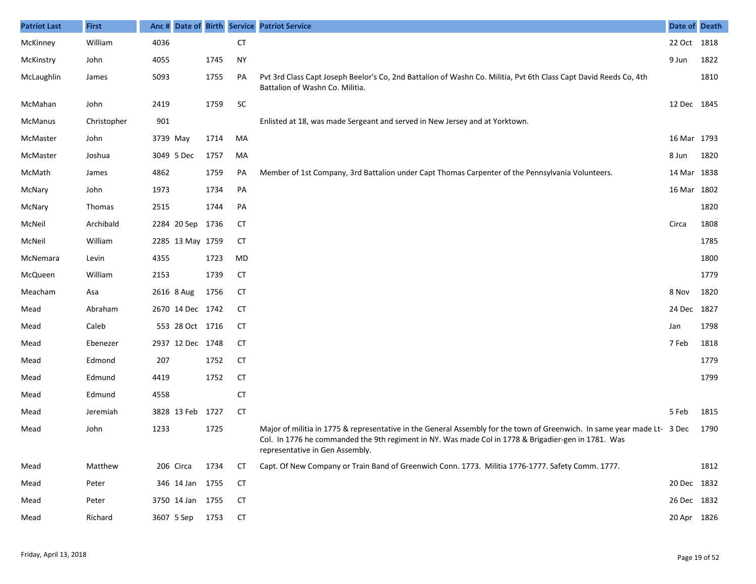| Patriot Last | First | Anc # | Date of | Birth | Service | Patriot Service | Date of | Death |
|---|---|---|---|---|---|---|---|---|
| McKinney | William | 4036 | | | CT | | 22 Oct | 1818 |
| McKinstry | John | 4055 | | 1745 | NY | | 9 Jun | 1822 |
| McLaughlin | James | 5093 | | 1755 | PA | Pvt 3rd Class Capt Joseph Beelor's Co, 2nd Battalion of Washn Co. Militia, Pvt 6th Class Capt David Reeds Co, 4th Battalion of Washn Co. Militia. | | 1810 |
| McMahan | John | 2419 | | 1759 | SC | | 12 Dec | 1845 |
| McManus | Christopher | 901 | | | | Enlisted at 18, was made Sergeant and served in New Jersey and at Yorktown. | | |
| McMaster | John | 3739 | May | 1714 | MA | | 16 Mar | 1793 |
| McMaster | Joshua | 3049 | 5 Dec | 1757 | MA | | 8 Jun | 1820 |
| McMath | James | 4862 | | 1759 | PA | Member of 1st Company, 3rd Battalion under Capt Thomas Carpenter of the Pennsylvania Volunteers. | 14 Mar | 1838 |
| McNary | John | 1973 | | 1734 | PA | | 16 Mar | 1802 |
| McNary | Thomas | 2515 | | 1744 | PA | | | 1820 |
| McNeil | Archibald | 2284 | 20 Sep | 1736 | CT | | Circa | 1808 |
| McNeil | William | 2285 | 13 May | 1759 | CT | | | 1785 |
| McNemara | Levin | 4355 | | 1723 | MD | | | 1800 |
| McQueen | William | 2153 | | 1739 | CT | | | 1779 |
| Meacham | Asa | 2616 | 8 Aug | 1756 | CT | | 8 Nov | 1820 |
| Mead | Abraham | 2670 | 14 Dec | 1742 | CT | | 24 Dec | 1827 |
| Mead | Caleb | 553 | 28 Oct | 1716 | CT | | Jan | 1798 |
| Mead | Ebenezer | 2937 | 12 Dec | 1748 | CT | | 7 Feb | 1818 |
| Mead | Edmond | 207 | | 1752 | CT | | | 1779 |
| Mead | Edmund | 4419 | | 1752 | CT | | | 1799 |
| Mead | Edmund | 4558 | | | CT | | | |
| Mead | Jeremiah | 3828 | 13 Feb | 1727 | CT | | 5 Feb | 1815 |
| Mead | John | 1233 | | 1725 | | Major of militia in 1775 & representative in the General Assembly for the town of Greenwich. In same year made Lt-Col. In 1776 he commanded the 9th regiment in NY. Was made Col in 1778 & Brigadier-gen in 1781. Was representative in Gen Assembly. | 3 Dec | 1790 |
| Mead | Matthew | 206 | Circa | 1734 | CT | Capt. Of New Company or Train Band of Greenwich Conn. 1773. Militia 1776-1777. Safety Comm. 1777. | | 1812 |
| Mead | Peter | 346 | 14 Jan | 1755 | CT | | 20 Dec | 1832 |
| Mead | Peter | 3750 | 14 Jan | 1755 | CT | | 26 Dec | 1832 |
| Mead | Richard | 3607 | 5 Sep | 1753 | CT | | 20 Apr | 1826 |

Friday, April 13, 2018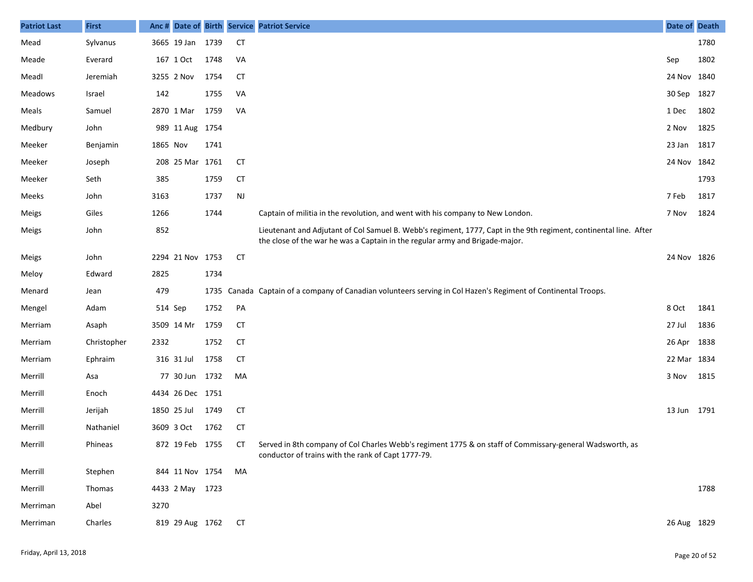| Patriot Last | First | Anc # | Date of | Birth | Service | Patriot Service | Date of | Death |
|---|---|---|---|---|---|---|---|---|
| Mead | Sylvanus | 3665 | 19 Jan | 1739 | CT | | | 1780 |
| Meade | Everard | 167 | 1 Oct | 1748 | VA | | Sep | 1802 |
| Meadl | Jeremiah | 3255 | 2 Nov | 1754 | CT | | 24 Nov | 1840 |
| Meadows | Israel | 142 | | 1755 | VA | | 30 Sep | 1827 |
| Meals | Samuel | 2870 | 1 Mar | 1759 | VA | | 1 Dec | 1802 |
| Medbury | John | 989 | 11 Aug | 1754 | | | 2 Nov | 1825 |
| Meeker | Benjamin | 1865 | Nov | 1741 | | | 23 Jan | 1817 |
| Meeker | Joseph | 208 | 25 Mar | 1761 | CT | | 24 Nov | 1842 |
| Meeker | Seth | 385 | | 1759 | CT | | | 1793 |
| Meeks | John | 3163 | | 1737 | NJ | | 7 Feb | 1817 |
| Meigs | Giles | 1266 | | 1744 | | Captain of militia in the revolution, and went with his company to New London. | 7 Nov | 1824 |
| Meigs | John | 852 | | | | Lieutenant and Adjutant of Col Samuel B. Webb's regiment, 1777, Capt in the 9th regiment, continental line. After the close of the war he was a Captain in the regular army and Brigade-major. | | |
| Meigs | John | 2294 | 21 Nov | 1753 | CT | | 24 Nov | 1826 |
| Meloy | Edward | 2825 | | 1734 | | | | |
| Menard | Jean | 479 | | 1735 | Canada | Captain of a company of Canadian volunteers serving in Col Hazen's Regiment of Continental Troops. | | |
| Mengel | Adam | 514 | Sep | 1752 | PA | | 8 Oct | 1841 |
| Merriam | Asaph | 3509 | 14 Mr | 1759 | CT | | 27 Jul | 1836 |
| Merriam | Christopher | 2332 | | 1752 | CT | | 26 Apr | 1838 |
| Merriam | Ephraim | 316 | 31 Jul | 1758 | CT | | 22 Mar | 1834 |
| Merrill | Asa | 77 | 30 Jun | 1732 | MA | | 3 Nov | 1815 |
| Merrill | Enoch | 4434 | 26 Dec | 1751 | | | | |
| Merrill | Jerijah | 1850 | 25 Jul | 1749 | CT | | 13 Jun | 1791 |
| Merrill | Nathaniel | 3609 | 3 Oct | 1762 | CT | | | |
| Merrill | Phineas | 872 | 19 Feb | 1755 | CT | Served in 8th company of Col Charles Webb's regiment 1775 & on staff of Commissary-general Wadsworth, as conductor of trains with the rank of Capt 1777-79. | | |
| Merrill | Stephen | 844 | 11 Nov | 1754 | MA | | | |
| Merrill | Thomas | 4433 | 2 May | 1723 | | | | 1788 |
| Merriman | Abel | 3270 | | | | | | |
| Merriman | Charles | 819 | 29 Aug | 1762 | CT | | 26 Aug | 1829 |

Friday, April 13, 2018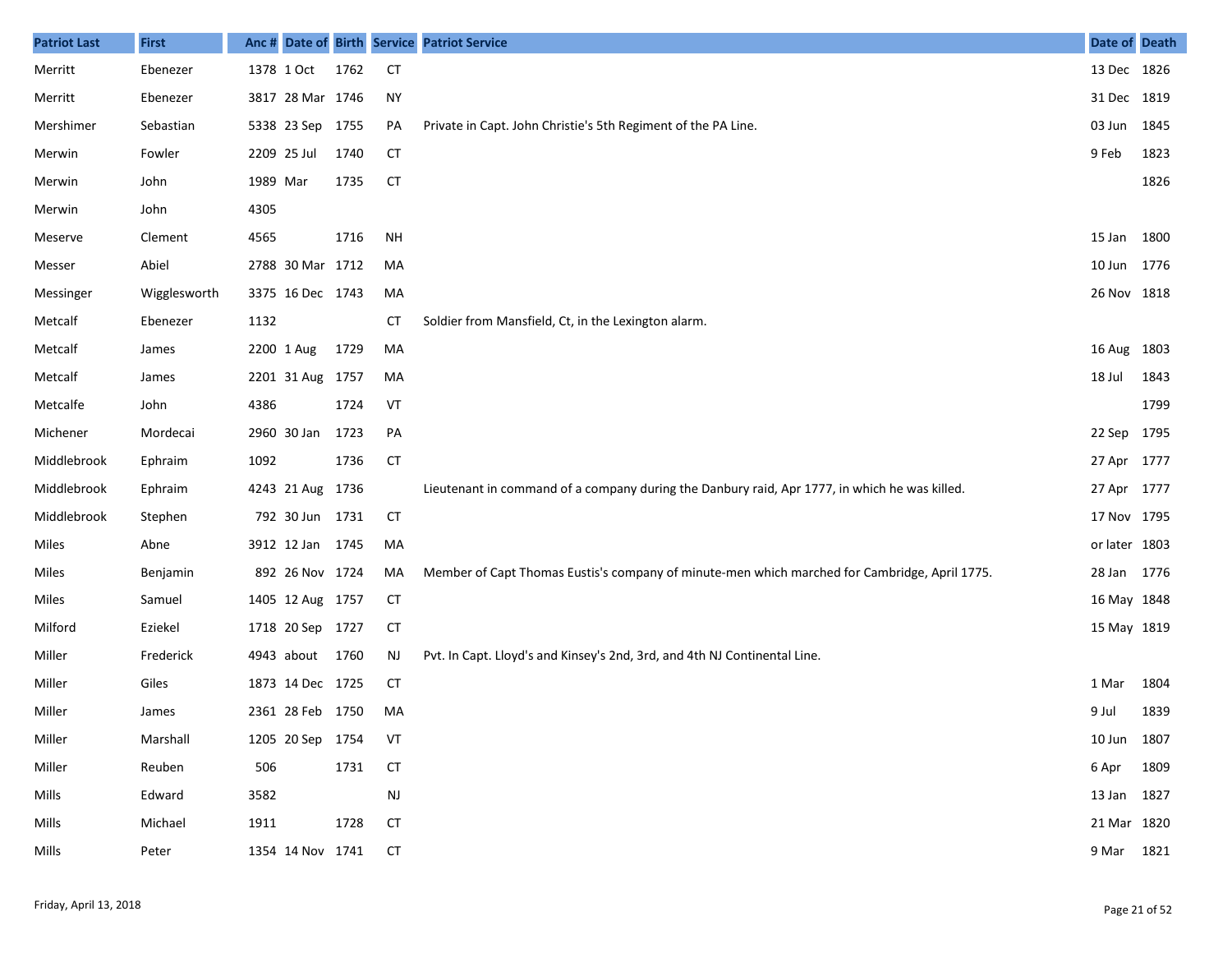| Patriot Last | First | Anc # | Date of | Birth | Service | Patriot Service | Date of | Death |
|---|---|---|---|---|---|---|---|---|
| Merritt | Ebenezer | 1378 | 1 Oct | 1762 | CT | | 13 Dec | 1826 |
| Merritt | Ebenezer | 3817 | 28 Mar | 1746 | NY | | 31 Dec | 1819 |
| Mershimer | Sebastian | 5338 | 23 Sep | 1755 | PA | Private in Capt. John Christie's 5th Regiment of the PA Line. | 03 Jun | 1845 |
| Merwin | Fowler | 2209 | 25 Jul | 1740 | CT | | 9 Feb | 1823 |
| Merwin | John | 1989 | Mar | 1735 | CT | | | 1826 |
| Merwin | John | 4305 | | | | | | |
| Meserve | Clement | 4565 | | 1716 | NH | | 15 Jan | 1800 |
| Messer | Abiel | 2788 | 30 Mar | 1712 | MA | | 10 Jun | 1776 |
| Messinger | Wigglesworth | 3375 | 16 Dec | 1743 | MA | | 26 Nov | 1818 |
| Metcalf | Ebenezer | 1132 | | | CT | Soldier from Mansfield, Ct, in the Lexington alarm. | | |
| Metcalf | James | 2200 | 1 Aug | 1729 | MA | | 16 Aug | 1803 |
| Metcalf | James | 2201 | 31 Aug | 1757 | MA | | 18 Jul | 1843 |
| Metcalfe | John | 4386 | | 1724 | VT | | | 1799 |
| Michener | Mordecai | 2960 | 30 Jan | 1723 | PA | | 22 Sep | 1795 |
| Middlebrook | Ephraim | 1092 | | 1736 | CT | | 27 Apr | 1777 |
| Middlebrook | Ephraim | 4243 | 21 Aug | 1736 | | Lieutenant in command of a company during the Danbury raid, Apr 1777, in which he was killed. | 27 Apr | 1777 |
| Middlebrook | Stephen | 792 | 30 Jun | 1731 | CT | | 17 Nov | 1795 |
| Miles | Abne | 3912 | 12 Jan | 1745 | MA | | or later | 1803 |
| Miles | Benjamin | 892 | 26 Nov | 1724 | MA | Member of Capt Thomas Eustis's company of minute-men which marched for Cambridge, April 1775. | 28 Jan | 1776 |
| Miles | Samuel | 1405 | 12 Aug | 1757 | CT | | 16 May | 1848 |
| Milford | Eziekel | 1718 | 20 Sep | 1727 | CT | | 15 May | 1819 |
| Miller | Frederick | 4943 | about | 1760 | NJ | Pvt. In Capt. Lloyd's and Kinsey's 2nd, 3rd, and 4th NJ Continental Line. | | |
| Miller | Giles | 1873 | 14 Dec | 1725 | CT | | 1 Mar | 1804 |
| Miller | James | 2361 | 28 Feb | 1750 | MA | | 9 Jul | 1839 |
| Miller | Marshall | 1205 | 20 Sep | 1754 | VT | | 10 Jun | 1807 |
| Miller | Reuben | 506 | | 1731 | CT | | 6 Apr | 1809 |
| Mills | Edward | 3582 | | | NJ | | 13 Jan | 1827 |
| Mills | Michael | 1911 | | 1728 | CT | | 21 Mar | 1820 |
| Mills | Peter | 1354 | 14 Nov | 1741 | CT | | 9 Mar | 1821 |

Friday, April 13, 2018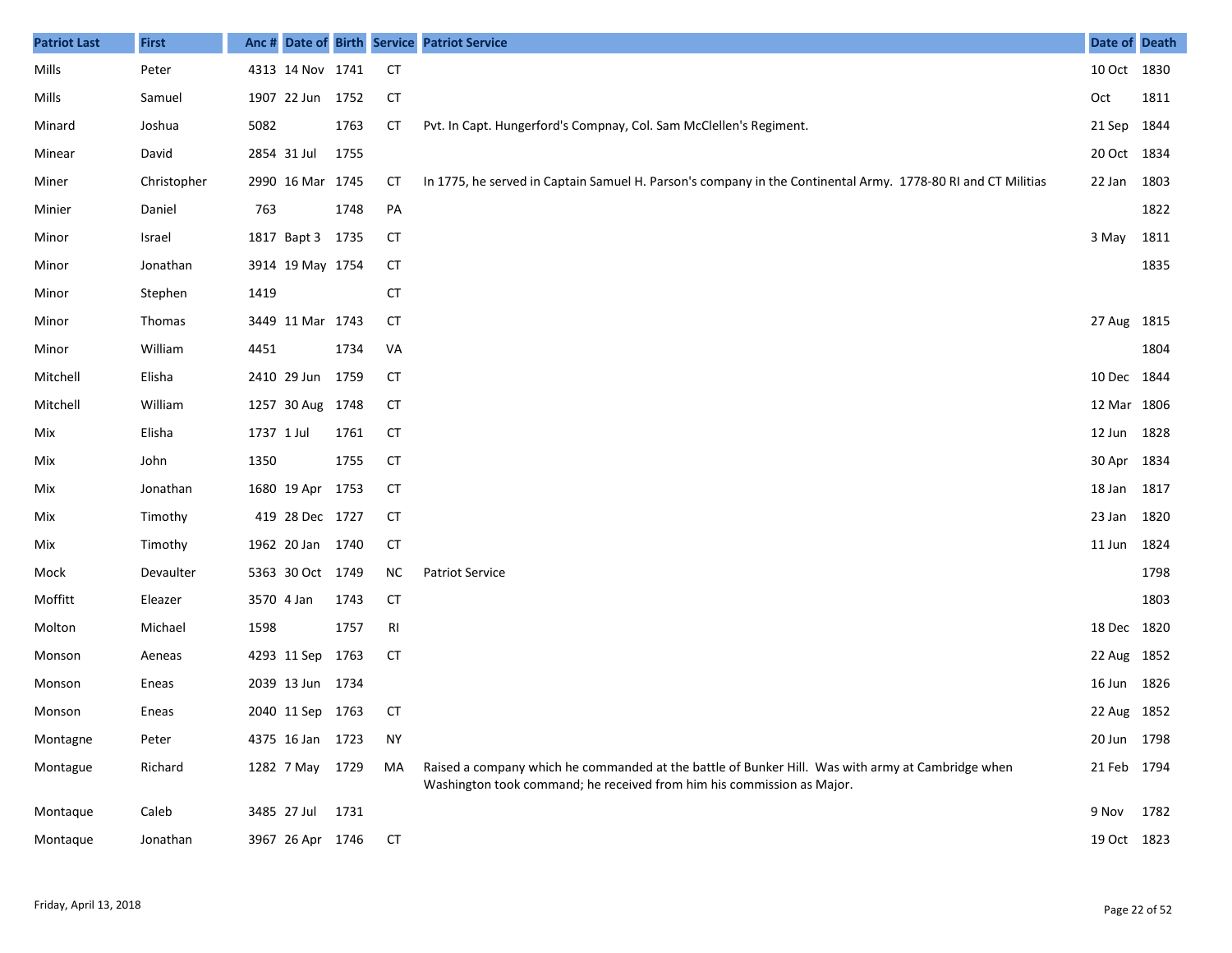| Patriot Last | First | Anc # | Date of | Birth | Service | Patriot Service | Date of | Death |
|---|---|---|---|---|---|---|---|---|
| Mills | Peter | 4313 | 14 Nov | 1741 | CT | | 10 Oct | 1830 |
| Mills | Samuel | 1907 | 22 Jun | 1752 | CT | | Oct | 1811 |
| Minard | Joshua | 5082 | | 1763 | CT | Pvt. In Capt. Hungerford's Compnay, Col. Sam McClellen's Regiment. | 21 Sep | 1844 |
| Minear | David | 2854 | 31 Jul | 1755 | | | 20 Oct | 1834 |
| Miner | Christopher | 2990 | 16 Mar | 1745 | CT | In 1775, he served in Captain Samuel H. Parson's company in the Continental Army. 1778-80 RI and CT Militias | 22 Jan | 1803 |
| Minier | Daniel | 763 | | 1748 | PA | | | 1822 |
| Minor | Israel | 1817 | Bapt 3 | 1735 | CT | | 3 May | 1811 |
| Minor | Jonathan | 3914 | 19 May | 1754 | CT | | | 1835 |
| Minor | Stephen | 1419 | | | CT | | | |
| Minor | Thomas | 3449 | 11 Mar | 1743 | CT | | 27 Aug | 1815 |
| Minor | William | 4451 | | 1734 | VA | | | 1804 |
| Mitchell | Elisha | 2410 | 29 Jun | 1759 | CT | | 10 Dec | 1844 |
| Mitchell | William | 1257 | 30 Aug | 1748 | CT | | 12 Mar | 1806 |
| Mix | Elisha | 1737 | 1 Jul | 1761 | CT | | 12 Jun | 1828 |
| Mix | John | 1350 | | 1755 | CT | | 30 Apr | 1834 |
| Mix | Jonathan | 1680 | 19 Apr | 1753 | CT | | 18 Jan | 1817 |
| Mix | Timothy | 419 | 28 Dec | 1727 | CT | | 23 Jan | 1820 |
| Mix | Timothy | 1962 | 20 Jan | 1740 | CT | | 11 Jun | 1824 |
| Mock | Devaulter | 5363 | 30 Oct | 1749 | NC | Patriot Service | | 1798 |
| Moffitt | Eleazer | 3570 | 4 Jan | 1743 | CT | | | 1803 |
| Molton | Michael | 1598 | | 1757 | RI | | 18 Dec | 1820 |
| Monson | Aeneas | 4293 | 11 Sep | 1763 | CT | | 22 Aug | 1852 |
| Monson | Eneas | 2039 | 13 Jun | 1734 | | | 16 Jun | 1826 |
| Monson | Eneas | 2040 | 11 Sep | 1763 | CT | | 22 Aug | 1852 |
| Montagne | Peter | 4375 | 16 Jan | 1723 | NY | | 20 Jun | 1798 |
| Montague | Richard | 1282 | 7 May | 1729 | MA | Raised a company which he commanded at the battle of Bunker Hill. Was with army at Cambridge when Washington took command; he received from him his commission as Major. | 21 Feb | 1794 |
| Montaque | Caleb | 3485 | 27 Jul | 1731 | | | 9 Nov | 1782 |
| Montaque | Jonathan | 3967 | 26 Apr | 1746 | CT | | 19 Oct | 1823 |

Friday, April 13, 2018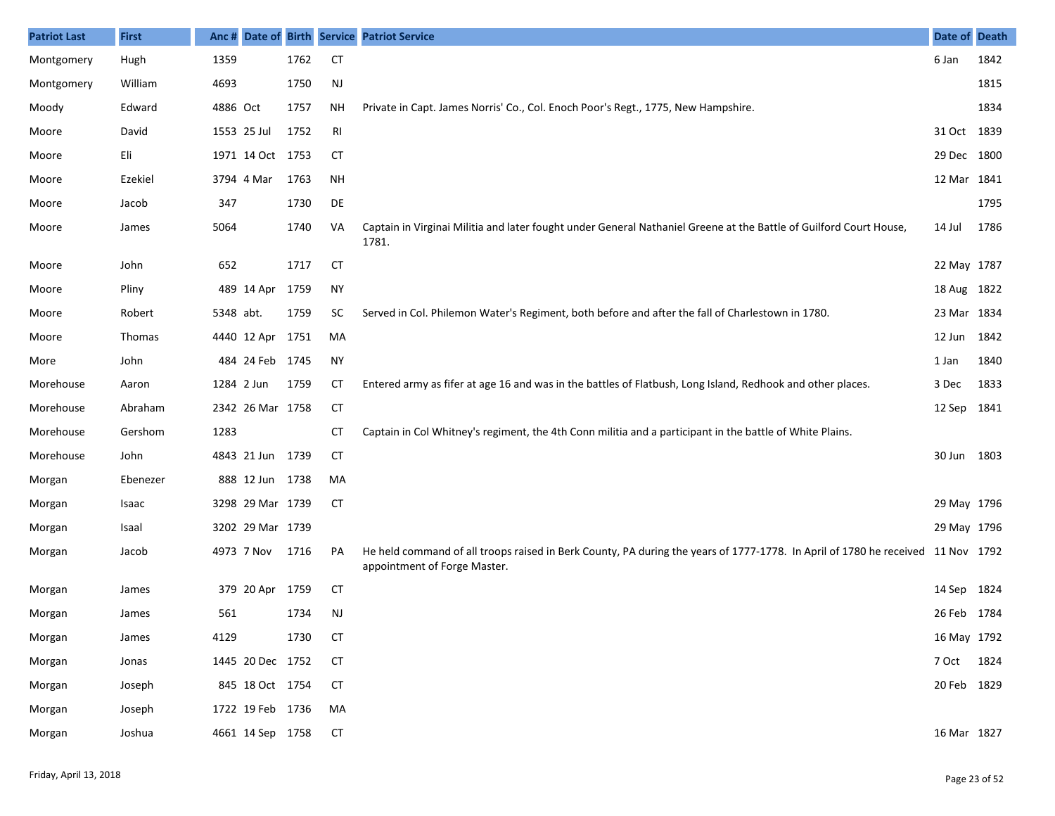| Patriot Last | First | Anc # | Date of | Birth | Service | Patriot Service | Date of | Death |
|---|---|---|---|---|---|---|---|---|
| Montgomery | Hugh | 1359 | | 1762 | CT | | 6 Jan | 1842 |
| Montgomery | William | 4693 | | 1750 | NJ | | | 1815 |
| Moody | Edward | 4886 | Oct | 1757 | NH | Private in Capt. James Norris' Co., Col. Enoch Poor's Regt., 1775, New Hampshire. | | 1834 |
| Moore | David | 1553 | 25 Jul | 1752 | RI | | 31 Oct | 1839 |
| Moore | Eli | 1971 | 14 Oct | 1753 | CT | | 29 Dec | 1800 |
| Moore | Ezekiel | 3794 | 4 Mar | 1763 | NH | | 12 Mar | 1841 |
| Moore | Jacob | 347 | | 1730 | DE | | | 1795 |
| Moore | James | 5064 | | 1740 | VA | Captain in Virginai Militia and later fought under General Nathaniel Greene at the Battle of Guilford Court House, 1781. | 14 Jul | 1786 |
| Moore | John | 652 | | 1717 | CT | | 22 May | 1787 |
| Moore | Pliny | 489 | 14 Apr | 1759 | NY | | 18 Aug | 1822 |
| Moore | Robert | 5348 | abt. | 1759 | SC | Served in Col. Philemon Water's Regiment, both before and after the fall of Charlestown in 1780. | 23 Mar | 1834 |
| Moore | Thomas | 4440 | 12 Apr | 1751 | MA | | 12 Jun | 1842 |
| More | John | 484 | 24 Feb | 1745 | NY | | 1 Jan | 1840 |
| Morehouse | Aaron | 1284 | 2 Jun | 1759 | CT | Entered army as fifer at age 16 and was in the battles of Flatbush, Long Island, Redhook and other places. | 3 Dec | 1833 |
| Morehouse | Abraham | 2342 | 26 Mar | 1758 | CT | | 12 Sep | 1841 |
| Morehouse | Gershom | 1283 | | | CT | Captain in Col Whitney's regiment, the 4th Conn militia and a participant in the battle of White Plains. | | |
| Morehouse | John | 4843 | 21 Jun | 1739 | CT | | 30 Jun | 1803 |
| Morgan | Ebenezer | 888 | 12 Jun | 1738 | MA | | | |
| Morgan | Isaac | 3298 | 29 Mar | 1739 | CT | | 29 May | 1796 |
| Morgan | Isaal | 3202 | 29 Mar | 1739 | | | 29 May | 1796 |
| Morgan | Jacob | 4973 | 7 Nov | 1716 | PA | He held command of all troops raised in Berk County, PA during the years of 1777-1778. In April of 1780 he received appointment of Forge Master. | 11 Nov | 1792 |
| Morgan | James | 379 | 20 Apr | 1759 | CT | | 14 Sep | 1824 |
| Morgan | James | 561 | | 1734 | NJ | | 26 Feb | 1784 |
| Morgan | James | 4129 | | 1730 | CT | | 16 May | 1792 |
| Morgan | Jonas | 1445 | 20 Dec | 1752 | CT | | 7 Oct | 1824 |
| Morgan | Joseph | 845 | 18 Oct | 1754 | CT | | 20 Feb | 1829 |
| Morgan | Joseph | 1722 | 19 Feb | 1736 | MA | | | |
| Morgan | Joshua | 4661 | 14 Sep | 1758 | CT | | 16 Mar | 1827 |

Friday, April 13, 2018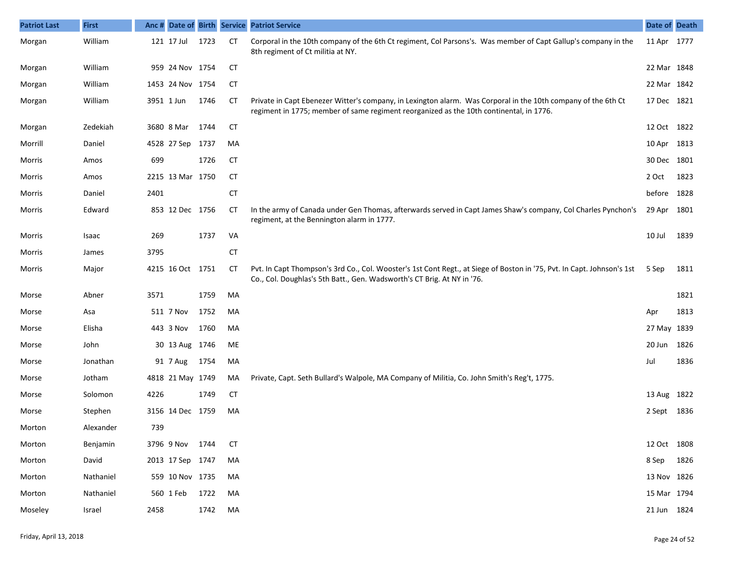| Patriot Last | First | Anc # | Date of | Birth | Service | Patriot Service | Date of | Death |
|---|---|---|---|---|---|---|---|---|
| Morgan | William | 121 | 17 Jul | 1723 | CT | Corporal in the 10th company of the 6th Ct regiment, Col Parsons's. Was member of Capt Gallup's company in the 8th regiment of Ct militia at NY. | 11 Apr | 1777 |
| Morgan | William | 959 | 24 Nov | 1754 | CT | | 22 Mar | 1848 |
| Morgan | William | 1453 | 24 Nov | 1754 | CT | | 22 Mar | 1842 |
| Morgan | William | 3951 | 1 Jun | 1746 | CT | Private in Capt Ebenezer Witter's company, in Lexington alarm. Was Corporal in the 10th company of the 6th Ct regiment in 1775; member of same regiment reorganized as the 10th continental, in 1776. | 17 Dec | 1821 |
| Morgan | Zedekiah | 3680 | 8 Mar | 1744 | CT | | 12 Oct | 1822 |
| Morrill | Daniel | 4528 | 27 Sep | 1737 | MA | | 10 Apr | 1813 |
| Morris | Amos | 699 | | 1726 | CT | | 30 Dec | 1801 |
| Morris | Amos | 2215 | 13 Mar | 1750 | CT | | 2 Oct | 1823 |
| Morris | Daniel | 2401 | | | CT | | before | 1828 |
| Morris | Edward | 853 | 12 Dec | 1756 | CT | In the army of Canada under Gen Thomas, afterwards served in Capt James Shaw's company, Col Charles Pynchon's regiment, at the Bennington alarm in 1777. | 29 Apr | 1801 |
| Morris | Isaac | 269 | | 1737 | VA | | 10 Jul | 1839 |
| Morris | James | 3795 | | | CT | | | |
| Morris | Major | 4215 | 16 Oct | 1751 | CT | Pvt. In Capt Thompson's 3rd Co., Col. Wooster's 1st Cont Regt., at Siege of Boston in '75, Pvt. In Capt. Johnson's 1st Co., Col. Doughlas's 5th Batt., Gen. Wadsworth's CT Brig. At NY in '76. | 5 Sep | 1811 |
| Morse | Abner | 3571 | | 1759 | MA | | | 1821 |
| Morse | Asa | 511 | 7 Nov | 1752 | MA | | Apr | 1813 |
| Morse | Elisha | 443 | 3 Nov | 1760 | MA | | 27 May | 1839 |
| Morse | John | 30 | 13 Aug | 1746 | ME | | 20 Jun | 1826 |
| Morse | Jonathan | 91 | 7 Aug | 1754 | MA | | Jul | 1836 |
| Morse | Jotham | 4818 | 21 May | 1749 | MA | Private, Capt. Seth Bullard's Walpole, MA Company of Militia, Co. John Smith's Reg't, 1775. | | |
| Morse | Solomon | 4226 | | 1749 | CT | | 13 Aug | 1822 |
| Morse | Stephen | 3156 | 14 Dec | 1759 | MA | | 2 Sept | 1836 |
| Morton | Alexander | 739 | | | | | | |
| Morton | Benjamin | 3796 | 9 Nov | 1744 | CT | | 12 Oct | 1808 |
| Morton | David | 2013 | 17 Sep | 1747 | MA | | 8 Sep | 1826 |
| Morton | Nathaniel | 559 | 10 Nov | 1735 | MA | | 13 Nov | 1826 |
| Morton | Nathaniel | 560 | 1 Feb | 1722 | MA | | 15 Mar | 1794 |
| Moseley | Israel | 2458 | | 1742 | MA | | 21 Jun | 1824 |

Friday, April 13, 2018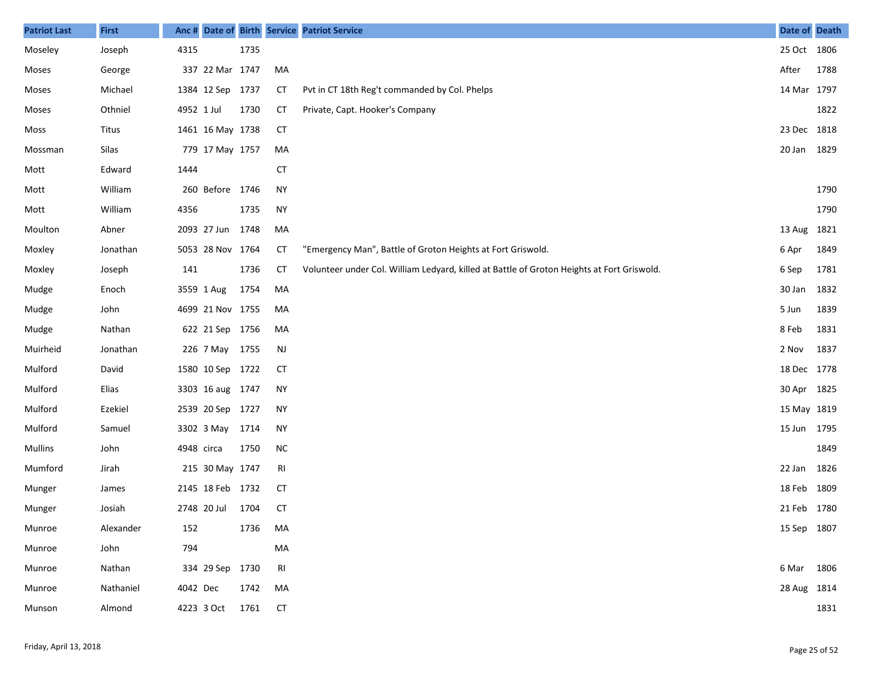| Patriot Last | First | Anc # | Date of | Birth | Service | Patriot Service | Date of | Death |
|---|---|---|---|---|---|---|---|---|
| Moseley | Joseph | 4315 | | 1735 | | | 25 Oct | 1806 |
| Moses | George | 337 | 22 Mar | 1747 | MA | | After | 1788 |
| Moses | Michael | 1384 | 12 Sep | 1737 | CT | Pvt in CT 18th Reg't commanded by Col. Phelps | 14 Mar | 1797 |
| Moses | Othniel | 4952 | 1 Jul | 1730 | CT | Private, Capt. Hooker's Company | | 1822 |
| Moss | Titus | 1461 | 16 May | 1738 | CT | | 23 Dec | 1818 |
| Mossman | Silas | 779 | 17 May | 1757 | MA | | 20 Jan | 1829 |
| Mott | Edward | 1444 | | | CT | | | |
| Mott | William | 260 | Before | 1746 | NY | | | 1790 |
| Mott | William | 4356 | | 1735 | NY | | | 1790 |
| Moulton | Abner | 2093 | 27 Jun | 1748 | MA | | 13 Aug | 1821 |
| Moxley | Jonathan | 5053 | 28 Nov | 1764 | CT | "Emergency Man", Battle of Groton Heights at Fort Griswold. | 6 Apr | 1849 |
| Moxley | Joseph | 141 | | 1736 | CT | Volunteer under Col. William Ledyard, killed at Battle of Groton Heights at Fort Griswold. | 6 Sep | 1781 |
| Mudge | Enoch | 3559 | 1 Aug | 1754 | MA | | 30 Jan | 1832 |
| Mudge | John | 4699 | 21 Nov | 1755 | MA | | 5 Jun | 1839 |
| Mudge | Nathan | 622 | 21 Sep | 1756 | MA | | 8 Feb | 1831 |
| Muirheid | Jonathan | 226 | 7 May | 1755 | NJ | | 2 Nov | 1837 |
| Mulford | David | 1580 | 10 Sep | 1722 | CT | | 18 Dec | 1778 |
| Mulford | Elias | 3303 | 16 aug | 1747 | NY | | 30 Apr | 1825 |
| Mulford | Ezekiel | 2539 | 20 Sep | 1727 | NY | | 15 May | 1819 |
| Mulford | Samuel | 3302 | 3 May | 1714 | NY | | 15 Jun | 1795 |
| Mullins | John | 4948 | circa | 1750 | NC | | | 1849 |
| Mumford | Jirah | 215 | 30 May | 1747 | RI | | 22 Jan | 1826 |
| Munger | James | 2145 | 18 Feb | 1732 | CT | | 18 Feb | 1809 |
| Munger | Josiah | 2748 | 20 Jul | 1704 | CT | | 21 Feb | 1780 |
| Munroe | Alexander | 152 | | 1736 | MA | | 15 Sep | 1807 |
| Munroe | John | 794 | | | MA | | | |
| Munroe | Nathan | 334 | 29 Sep | 1730 | RI | | 6 Mar | 1806 |
| Munroe | Nathaniel | 4042 | Dec | 1742 | MA | | 28 Aug | 1814 |
| Munson | Almond | 4223 | 3 Oct | 1761 | CT | | | 1831 |

Friday, April 13, 2018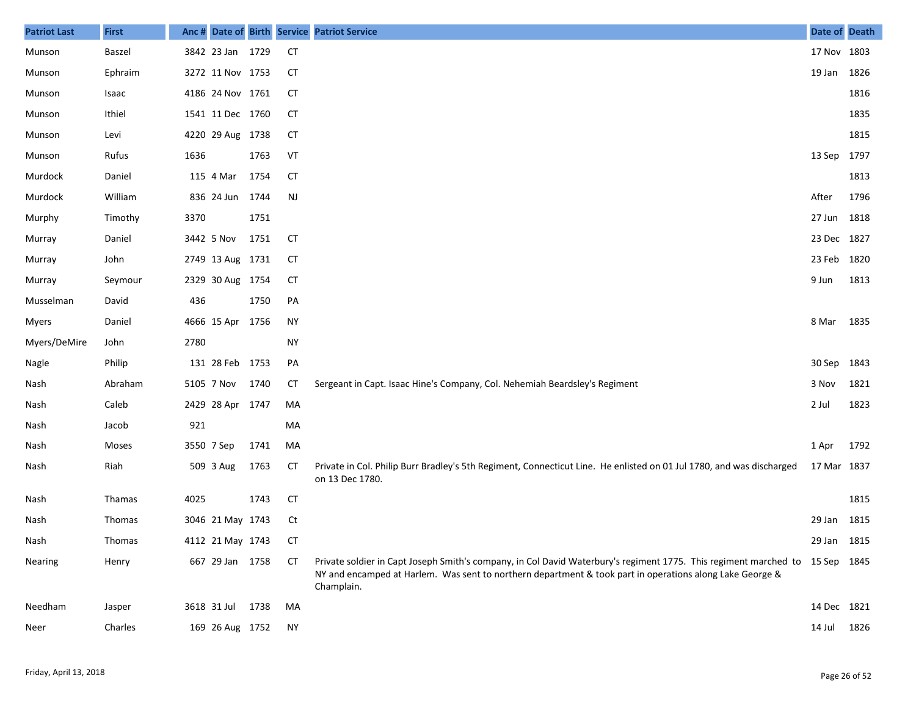| Patriot Last | First | Anc # | Date of | Birth | Service | Patriot Service | Date of | Death |
|---|---|---|---|---|---|---|---|---|
| Munson | Baszel | 3842 | 23 Jan | 1729 | CT | | 17 Nov | 1803 |
| Munson | Ephraim | 3272 | 11 Nov | 1753 | CT | | 19 Jan | 1826 |
| Munson | Isaac | 4186 | 24 Nov | 1761 | CT | | | 1816 |
| Munson | Ithiel | 1541 | 11 Dec | 1760 | CT | | | 1835 |
| Munson | Levi | 4220 | 29 Aug | 1738 | CT | | | 1815 |
| Munson | Rufus | 1636 | | 1763 | VT | | 13 Sep | 1797 |
| Murdock | Daniel | 115 | 4 Mar | 1754 | CT | | | 1813 |
| Murdock | William | 836 | 24 Jun | 1744 | NJ | | After | 1796 |
| Murphy | Timothy | 3370 | | 1751 | | | 27 Jun | 1818 |
| Murray | Daniel | 3442 | 5 Nov | 1751 | CT | | 23 Dec | 1827 |
| Murray | John | 2749 | 13 Aug | 1731 | CT | | 23 Feb | 1820 |
| Murray | Seymour | 2329 | 30 Aug | 1754 | CT | | 9 Jun | 1813 |
| Musselman | David | 436 | | 1750 | PA | | | |
| Myers | Daniel | 4666 | 15 Apr | 1756 | NY | | 8 Mar | 1835 |
| Myers/DeMire | John | 2780 | | | NY | | | |
| Nagle | Philip | 131 | 28 Feb | 1753 | PA | | 30 Sep | 1843 |
| Nash | Abraham | 5105 | 7 Nov | 1740 | CT | Sergeant in Capt. Isaac Hine's Company, Col. Nehemiah Beardsley's Regiment | 3 Nov | 1821 |
| Nash | Caleb | 2429 | 28 Apr | 1747 | MA | | 2 Jul | 1823 |
| Nash | Jacob | 921 | | | MA | | | |
| Nash | Moses | 3550 | 7 Sep | 1741 | MA | | 1 Apr | 1792 |
| Nash | Riah | 509 | 3 Aug | 1763 | CT | Private in Col. Philip Burr Bradley's 5th Regiment, Connecticut Line. He enlisted on 01 Jul 1780, and was discharged on 13 Dec 1780. | 17 Mar | 1837 |
| Nash | Thamas | 4025 | | 1743 | CT | | | 1815 |
| Nash | Thomas | 3046 | 21 May | 1743 | Ct | | 29 Jan | 1815 |
| Nash | Thomas | 4112 | 21 May | 1743 | CT | | 29 Jan | 1815 |
| Nearing | Henry | 667 | 29 Jan | 1758 | CT | Private soldier in Capt Joseph Smith's company, in Col David Waterbury's regiment 1775. This regiment marched to NY and encamped at Harlem. Was sent to northern department & took part in operations along Lake George & Champlain. | 15 Sep | 1845 |
| Needham | Jasper | 3618 | 31 Jul | 1738 | MA | | 14 Dec | 1821 |
| Neer | Charles | 169 | 26 Aug | 1752 | NY | | 14 Jul | 1826 |

Friday, April 13, 2018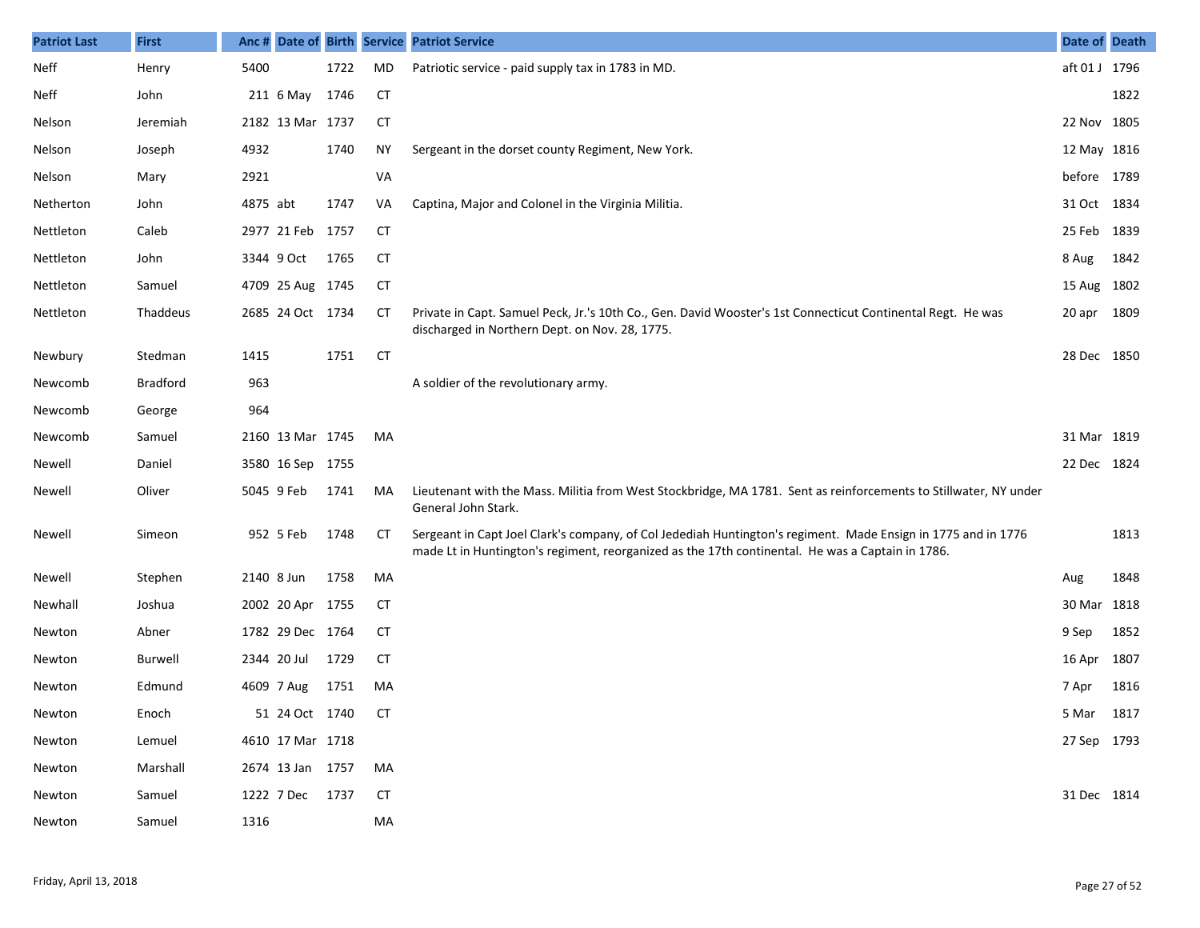| Patriot Last | First | Anc # | Date of | Birth | Service | Patriot Service | Date of | Death |
|---|---|---|---|---|---|---|---|---|
| Neff | Henry | 5400 | | 1722 | MD | Patriotic service - paid supply tax in 1783 in MD. | aft 01 J | 1796 |
| Neff | John | 211 | 6 May | 1746 | CT | | | 1822 |
| Nelson | Jeremiah | 2182 | 13 Mar | 1737 | CT | | 22 Nov | 1805 |
| Nelson | Joseph | 4932 | | 1740 | NY | Sergeant in the dorset county Regiment, New York. | 12 May | 1816 |
| Nelson | Mary | 2921 | | | VA | | before | 1789 |
| Netherton | John | 4875 | abt | 1747 | VA | Captina, Major and Colonel in the Virginia Militia. | 31 Oct | 1834 |
| Nettleton | Caleb | 2977 | 21 Feb | 1757 | CT | | 25 Feb | 1839 |
| Nettleton | John | 3344 | 9 Oct | 1765 | CT | | 8 Aug | 1842 |
| Nettleton | Samuel | 4709 | 25 Aug | 1745 | CT | | 15 Aug | 1802 |
| Nettleton | Thaddeus | 2685 | 24 Oct | 1734 | CT | Private in Capt. Samuel Peck, Jr.'s 10th Co., Gen. David Wooster's 1st Connecticut Continental Regt. He was discharged in Northern Dept. on Nov. 28, 1775. | 20 apr | 1809 |
| Newbury | Stedman | 1415 | | 1751 | CT | | 28 Dec | 1850 |
| Newcomb | Bradford | 963 | | | | A soldier of the revolutionary army. | | |
| Newcomb | George | 964 | | | | | | |
| Newcomb | Samuel | 2160 | 13 Mar | 1745 | MA | | 31 Mar | 1819 |
| Newell | Daniel | 3580 | 16 Sep | 1755 | | | 22 Dec | 1824 |
| Newell | Oliver | 5045 | 9 Feb | 1741 | MA | Lieutenant with the Mass. Militia from West Stockbridge, MA 1781. Sent as reinforcements to Stillwater, NY under General John Stark. | | |
| Newell | Simeon | 952 | 5 Feb | 1748 | CT | Sergeant in Capt Joel Clark's company, of Col Jedediah Huntington's regiment. Made Ensign in 1775 and in 1776 made Lt in Huntington's regiment, reorganized as the 17th continental. He was a Captain in 1786. | | 1813 |
| Newell | Stephen | 2140 | 8 Jun | 1758 | MA | | Aug | 1848 |
| Newhall | Joshua | 2002 | 20 Apr | 1755 | CT | | 30 Mar | 1818 |
| Newton | Abner | 1782 | 29 Dec | 1764 | CT | | 9 Sep | 1852 |
| Newton | Burwell | 2344 | 20 Jul | 1729 | CT | | 16 Apr | 1807 |
| Newton | Edmund | 4609 | 7 Aug | 1751 | MA | | 7 Apr | 1816 |
| Newton | Enoch | 51 | 24 Oct | 1740 | CT | | 5 Mar | 1817 |
| Newton | Lemuel | 4610 | 17 Mar | 1718 | | | 27 Sep | 1793 |
| Newton | Marshall | 2674 | 13 Jan | 1757 | MA | | | |
| Newton | Samuel | 1222 | 7 Dec | 1737 | CT | | 31 Dec | 1814 |
| Newton | Samuel | 1316 | | | MA | | | |

Friday, April 13, 2018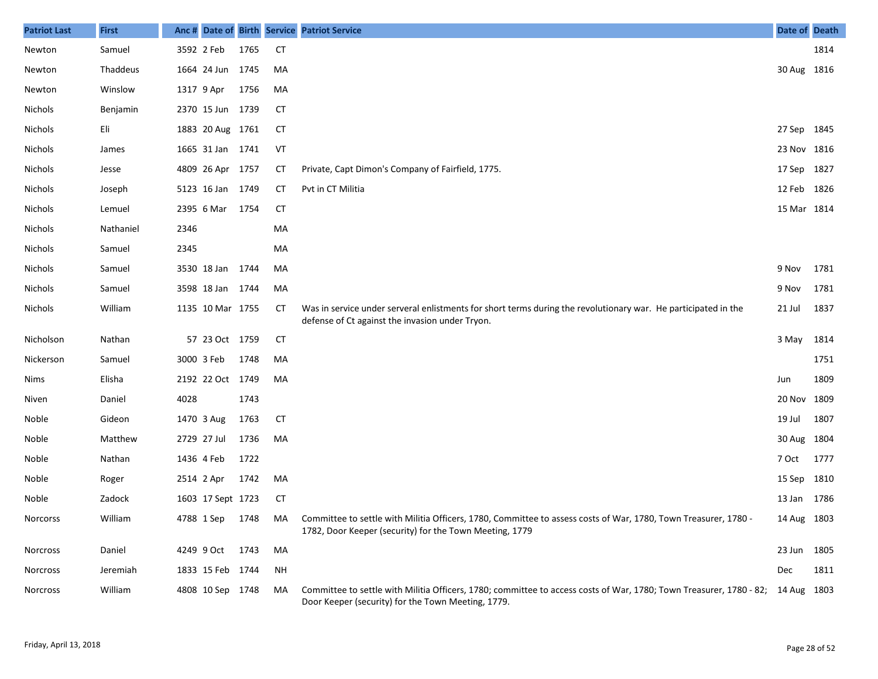| Patriot Last | First | Anc # | Date of | Birth | Service | Patriot Service | Date of | Death |
|---|---|---|---|---|---|---|---|---|
| Newton | Samuel | 3592 | 2 Feb | 1765 | CT | | | 1814 |
| Newton | Thaddeus | 1664 | 24 Jun | 1745 | MA | | 30 Aug | 1816 |
| Newton | Winslow | 1317 | 9 Apr | 1756 | MA | | | |
| Nichols | Benjamin | 2370 | 15 Jun | 1739 | CT | | | |
| Nichols | Eli | 1883 | 20 Aug | 1761 | CT | | 27 Sep | 1845 |
| Nichols | James | 1665 | 31 Jan | 1741 | VT | | 23 Nov | 1816 |
| Nichols | Jesse | 4809 | 26 Apr | 1757 | CT | Private, Capt Dimon's Company of Fairfield, 1775. | 17 Sep | 1827 |
| Nichols | Joseph | 5123 | 16 Jan | 1749 | CT | Pvt in CT Militia | 12 Feb | 1826 |
| Nichols | Lemuel | 2395 | 6 Mar | 1754 | CT | | 15 Mar | 1814 |
| Nichols | Nathaniel | 2346 | | | MA | | | |
| Nichols | Samuel | 2345 | | | MA | | | |
| Nichols | Samuel | 3530 | 18 Jan | 1744 | MA | | 9 Nov | 1781 |
| Nichols | Samuel | 3598 | 18 Jan | 1744 | MA | | 9 Nov | 1781 |
| Nichols | William | 1135 | 10 Mar | 1755 | CT | Was in service under serveral enlistments for short terms during the revolutionary war. He participated in the defense of Ct against the invasion under Tryon. | 21 Jul | 1837 |
| Nicholson | Nathan | 57 | 23 Oct | 1759 | CT | | 3 May | 1814 |
| Nickerson | Samuel | 3000 | 3 Feb | 1748 | MA | | | 1751 |
| Nims | Elisha | 2192 | 22 Oct | 1749 | MA | | Jun | 1809 |
| Niven | Daniel | 4028 | | 1743 | | | 20 Nov | 1809 |
| Noble | Gideon | 1470 | 3 Aug | 1763 | CT | | 19 Jul | 1807 |
| Noble | Matthew | 2729 | 27 Jul | 1736 | MA | | 30 Aug | 1804 |
| Noble | Nathan | 1436 | 4 Feb | 1722 | | | 7 Oct | 1777 |
| Noble | Roger | 2514 | 2 Apr | 1742 | MA | | 15 Sep | 1810 |
| Noble | Zadock | 1603 | 17 Sept | 1723 | CT | | 13 Jan | 1786 |
| Norcorss | William | 4788 | 1 Sep | 1748 | MA | Committee to settle with Militia Officers, 1780, Committee to assess costs of War, 1780, Town Treasurer, 1780 - 1782, Door Keeper (security) for the Town Meeting, 1779 | 14 Aug | 1803 |
| Norcross | Daniel | 4249 | 9 Oct | 1743 | MA | | 23 Jun | 1805 |
| Norcross | Jeremiah | 1833 | 15 Feb | 1744 | NH | | Dec | 1811 |
| Norcross | William | 4808 | 10 Sep | 1748 | MA | Committee to settle with Militia Officers, 1780; committee to access costs of War, 1780; Town Treasurer, 1780 - 82; Door Keeper (security) for the Town Meeting, 1779. | 14 Aug | 1803 |

Friday, April 13, 2018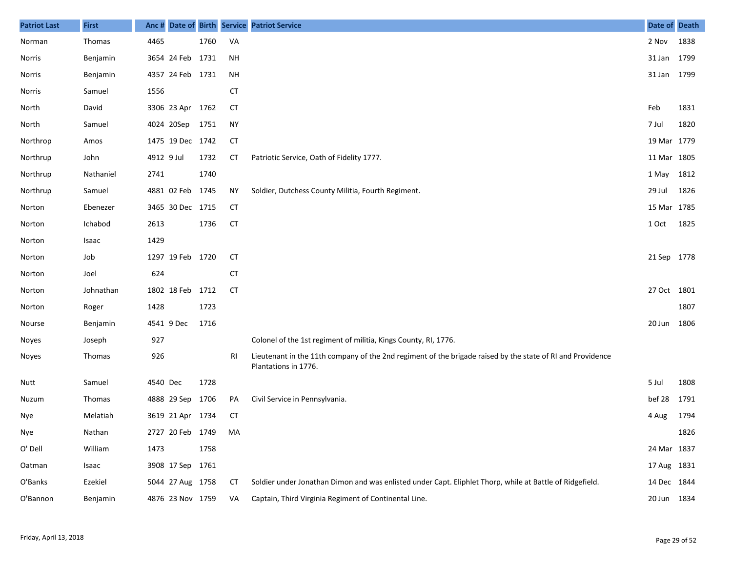| Patriot Last | First | Anc # | Date of | Birth | Service | Patriot Service | Date of | Death |
|---|---|---|---|---|---|---|---|---|
| Norman | Thomas | 4465 | | 1760 | VA | | 2 Nov | 1838 |
| Norris | Benjamin | 3654 | 24 Feb | 1731 | NH | | 31 Jan | 1799 |
| Norris | Benjamin | 4357 | 24 Feb | 1731 | NH | | 31 Jan | 1799 |
| Norris | Samuel | 1556 | | | CT | | | |
| North | David | 3306 | 23 Apr | 1762 | CT | | Feb | 1831 |
| North | Samuel | 4024 | 20Sep | 1751 | NY | | 7 Jul | 1820 |
| Northrop | Amos | 1475 | 19 Dec | 1742 | CT | | 19 Mar | 1779 |
| Northrup | John | 4912 | 9 Jul | 1732 | CT | Patriotic Service, Oath of Fidelity 1777. | 11 Mar | 1805 |
| Northrup | Nathaniel | 2741 | | 1740 | | | 1 May | 1812 |
| Northrup | Samuel | 4881 | 02 Feb | 1745 | NY | Soldier, Dutchess County Militia, Fourth Regiment. | 29 Jul | 1826 |
| Norton | Ebenezer | 3465 | 30 Dec | 1715 | CT | | 15 Mar | 1785 |
| Norton | Ichabod | 2613 | | 1736 | CT | | 1 Oct | 1825 |
| Norton | Isaac | 1429 | | | | | | |
| Norton | Job | 1297 | 19 Feb | 1720 | CT | | 21 Sep | 1778 |
| Norton | Joel | 624 | | | CT | | | |
| Norton | Johnathan | 1802 | 18 Feb | 1712 | CT | | 27 Oct | 1801 |
| Norton | Roger | 1428 | | 1723 | | | | 1807 |
| Nourse | Benjamin | 4541 | 9 Dec | 1716 | | | 20 Jun | 1806 |
| Noyes | Joseph | 927 | | | | Colonel of the 1st regiment of militia, Kings County, RI, 1776. | | |
| Noyes | Thomas | 926 | | | RI | Lieutenant in the 11th company of the 2nd regiment of the brigade raised by the state of RI and Providence Plantations in 1776. | | |
| Nutt | Samuel | 4540 | Dec | 1728 | | | 5 Jul | 1808 |
| Nuzum | Thomas | 4888 | 29 Sep | 1706 | PA | Civil Service in Pennsylvania. | bef 28 | 1791 |
| Nye | Melatiah | 3619 | 21 Apr | 1734 | CT | | 4 Aug | 1794 |
| Nye | Nathan | 2727 | 20 Feb | 1749 | MA | | | 1826 |
| O' Dell | William | 1473 | | 1758 | | | 24 Mar | 1837 |
| Oatman | Isaac | 3908 | 17 Sep | 1761 | | | 17 Aug | 1831 |
| O'Banks | Ezekiel | 5044 | 27 Aug | 1758 | CT | Soldier under Jonathan Dimon and was enlisted under Capt. Eliphlet Thorp, while at Battle of Ridgefield. | 14 Dec | 1844 |
| O'Bannon | Benjamin | 4876 | 23 Nov | 1759 | VA | Captain, Third Virginia Regiment of Continental Line. | 20 Jun | 1834 |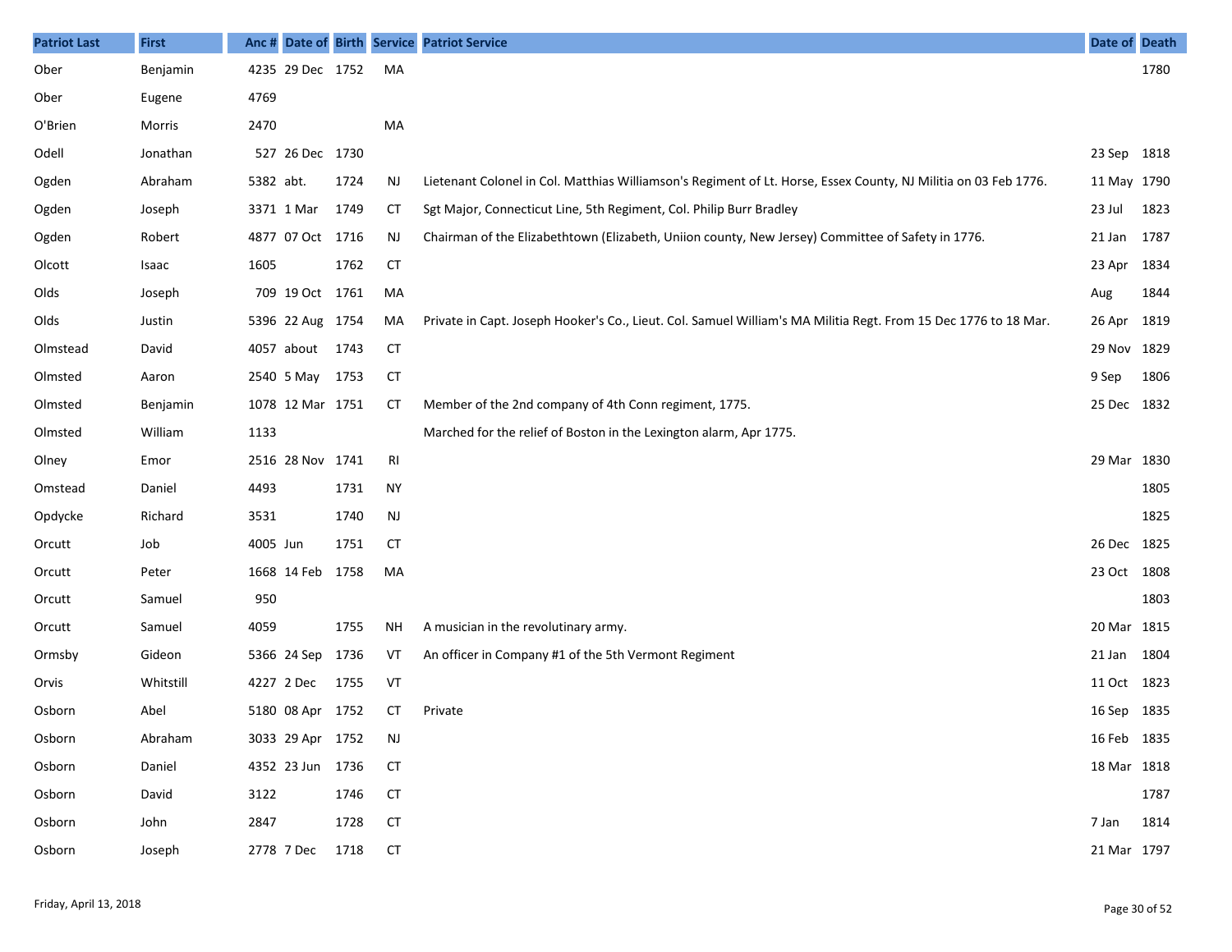| Patriot Last | First | Anc # | Date of | Birth | Service | Patriot Service | Date of | Death |
|---|---|---|---|---|---|---|---|---|
| Ober | Benjamin | 4235 | 29 Dec | 1752 | MA | | | 1780 |
| Ober | Eugene | 4769 | | | | | | |
| O'Brien | Morris | 2470 | | | MA | | | |
| Odell | Jonathan | 527 | 26 Dec | 1730 | | | 23 Sep | 1818 |
| Ogden | Abraham | 5382 | abt. | 1724 | NJ | Lietenant Colonel in Col. Matthias Williamson's Regiment of Lt. Horse, Essex County, NJ Militia on 03 Feb 1776. | 11 May | 1790 |
| Ogden | Joseph | 3371 | 1 Mar | 1749 | CT | Sgt Major, Connecticut Line, 5th Regiment, Col. Philip Burr Bradley | 23 Jul | 1823 |
| Ogden | Robert | 4877 | 07 Oct | 1716 | NJ | Chairman of the Elizabethtown (Elizabeth, Uniion county, New Jersey) Committee of Safety in 1776. | 21 Jan | 1787 |
| Olcott | Isaac | 1605 | | 1762 | CT | | 23 Apr | 1834 |
| Olds | Joseph | 709 | 19 Oct | 1761 | MA | | Aug | 1844 |
| Olds | Justin | 5396 | 22 Aug | 1754 | MA | Private in Capt. Joseph Hooker's Co., Lieut. Col. Samuel William's MA Militia Regt. From 15 Dec 1776 to 18 Mar. | 26 Apr | 1819 |
| Olmstead | David | 4057 | about | 1743 | CT | | 29 Nov | 1829 |
| Olmsted | Aaron | 2540 | 5 May | 1753 | CT | | 9 Sep | 1806 |
| Olmsted | Benjamin | 1078 | 12 Mar | 1751 | CT | Member of the 2nd company of 4th Conn regiment, 1775. | 25 Dec | 1832 |
| Olmsted | William | 1133 | | | | Marched for the relief of Boston in the Lexington alarm, Apr 1775. | | |
| Olney | Emor | 2516 | 28 Nov | 1741 | RI | | 29 Mar | 1830 |
| Omstead | Daniel | 4493 | | 1731 | NY | | | 1805 |
| Opdycke | Richard | 3531 | | 1740 | NJ | | | 1825 |
| Orcutt | Job | 4005 | Jun | 1751 | CT | | 26 Dec | 1825 |
| Orcutt | Peter | 1668 | 14 Feb | 1758 | MA | | 23 Oct | 1808 |
| Orcutt | Samuel | 950 | | | | | | 1803 |
| Orcutt | Samuel | 4059 | | 1755 | NH | A musician in the revolutinary army. | 20 Mar | 1815 |
| Ormsby | Gideon | 5366 | 24 Sep | 1736 | VT | An officer in Company #1 of the 5th Vermont Regiment | 21 Jan | 1804 |
| Orvis | Whitstill | 4227 | 2 Dec | 1755 | VT | | 11 Oct | 1823 |
| Osborn | Abel | 5180 | 08 Apr | 1752 | CT | Private | 16 Sep | 1835 |
| Osborn | Abraham | 3033 | 29 Apr | 1752 | NJ | | 16 Feb | 1835 |
| Osborn | Daniel | 4352 | 23 Jun | 1736 | CT | | 18 Mar | 1818 |
| Osborn | David | 3122 | | 1746 | CT | | | 1787 |
| Osborn | John | 2847 | | 1728 | CT | | 7 Jan | 1814 |
| Osborn | Joseph | 2778 | 7 Dec | 1718 | CT | | 21 Mar | 1797 |

Friday, April 13, 2018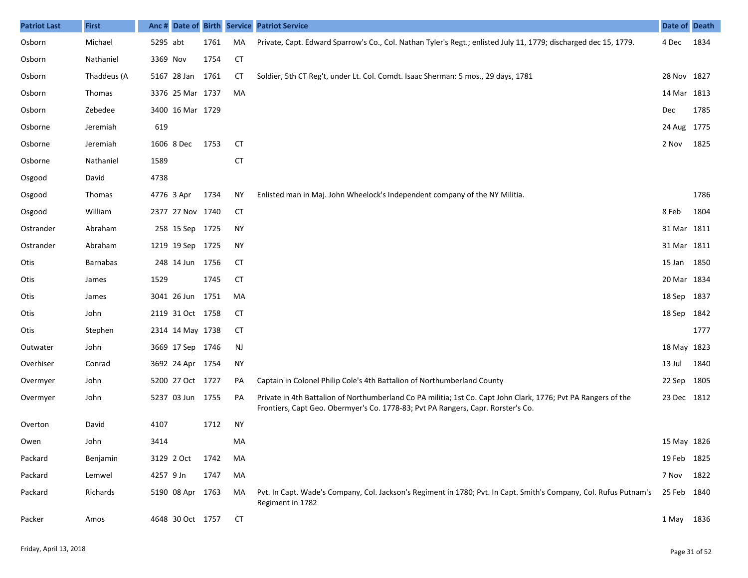| Patriot Last | First | Anc # | Date of | Birth | Service | Patriot Service | Date of | Death |
|---|---|---|---|---|---|---|---|---|
| Osborn | Michael | 5295 | abt | 1761 | MA | Private, Capt. Edward Sparrow's Co., Col. Nathan Tyler's Regt.; enlisted July 11, 1779; discharged dec 15, 1779. | 4 Dec | 1834 |
| Osborn | Nathaniel | 3369 | Nov | 1754 | CT | | | |
| Osborn | Thaddeus (A | 5167 | 28 Jan | 1761 | CT | Soldier, 5th CT Reg't, under Lt. Col. Comdt. Isaac Sherman: 5 mos., 29 days, 1781 | 28 Nov | 1827 |
| Osborn | Thomas | 3376 | 25 Mar | 1737 | MA | | 14 Mar | 1813 |
| Osborn | Zebedee | 3400 | 16 Mar | 1729 | | | Dec | 1785 |
| Osborne | Jeremiah | 619 | | | | | 24 Aug | 1775 |
| Osborne | Jeremiah | 1606 | 8 Dec | 1753 | CT | | 2 Nov | 1825 |
| Osborne | Nathaniel | 1589 | | | CT | | | |
| Osgood | David | 4738 | | | | | | |
| Osgood | Thomas | 4776 | 3 Apr | 1734 | NY | Enlisted man in Maj. John Wheelock's Independent company of the NY Militia. | | 1786 |
| Osgood | William | 2377 | 27 Nov | 1740 | CT | | 8 Feb | 1804 |
| Ostrander | Abraham | 258 | 15 Sep | 1725 | NY | | 31 Mar | 1811 |
| Ostrander | Abraham | 1219 | 19 Sep | 1725 | NY | | 31 Mar | 1811 |
| Otis | Barnabas | 248 | 14 Jun | 1756 | CT | | 15 Jan | 1850 |
| Otis | James | 1529 | | 1745 | CT | | 20 Mar | 1834 |
| Otis | James | 3041 | 26 Jun | 1751 | MA | | 18 Sep | 1837 |
| Otis | John | 2119 | 31 Oct | 1758 | CT | | 18 Sep | 1842 |
| Otis | Stephen | 2314 | 14 May | 1738 | CT | | | 1777 |
| Outwater | John | 3669 | 17 Sep | 1746 | NJ | | 18 May | 1823 |
| Overhiser | Conrad | 3692 | 24 Apr | 1754 | NY | | 13 Jul | 1840 |
| Overmyer | John | 5200 | 27 Oct | 1727 | PA | Captain in Colonel Philip Cole's 4th Battalion of Northumberland County | 22 Sep | 1805 |
| Overmyer | John | 5237 | 03 Jun | 1755 | PA | Private in 4th Battalion of Northumberland Co PA militia; 1st Co. Capt John Clark, 1776; Pvt PA Rangers of the Frontiers, Capt Geo. Obermyer's Co. 1778-83; Pvt PA Rangers, Capr. Rorster's Co. | 23 Dec | 1812 |
| Overton | David | 4107 | | 1712 | NY | | | |
| Owen | John | 3414 | | | MA | | 15 May | 1826 |
| Packard | Benjamin | 3129 | 2 Oct | 1742 | MA | | 19 Feb | 1825 |
| Packard | Lemwel | 4257 | 9 Jn | 1747 | MA | | 7 Nov | 1822 |
| Packard | Richards | 5190 | 08 Apr | 1763 | MA | Pvt. In Capt. Wade's Company, Col. Jackson's Regiment in 1780; Pvt. In Capt. Smith's Company, Col. Rufus Putnam's Regiment in 1782 | 25 Feb | 1840 |
| Packer | Amos | 4648 | 30 Oct | 1757 | CT | | 1 May | 1836 |

Friday, April 13, 2018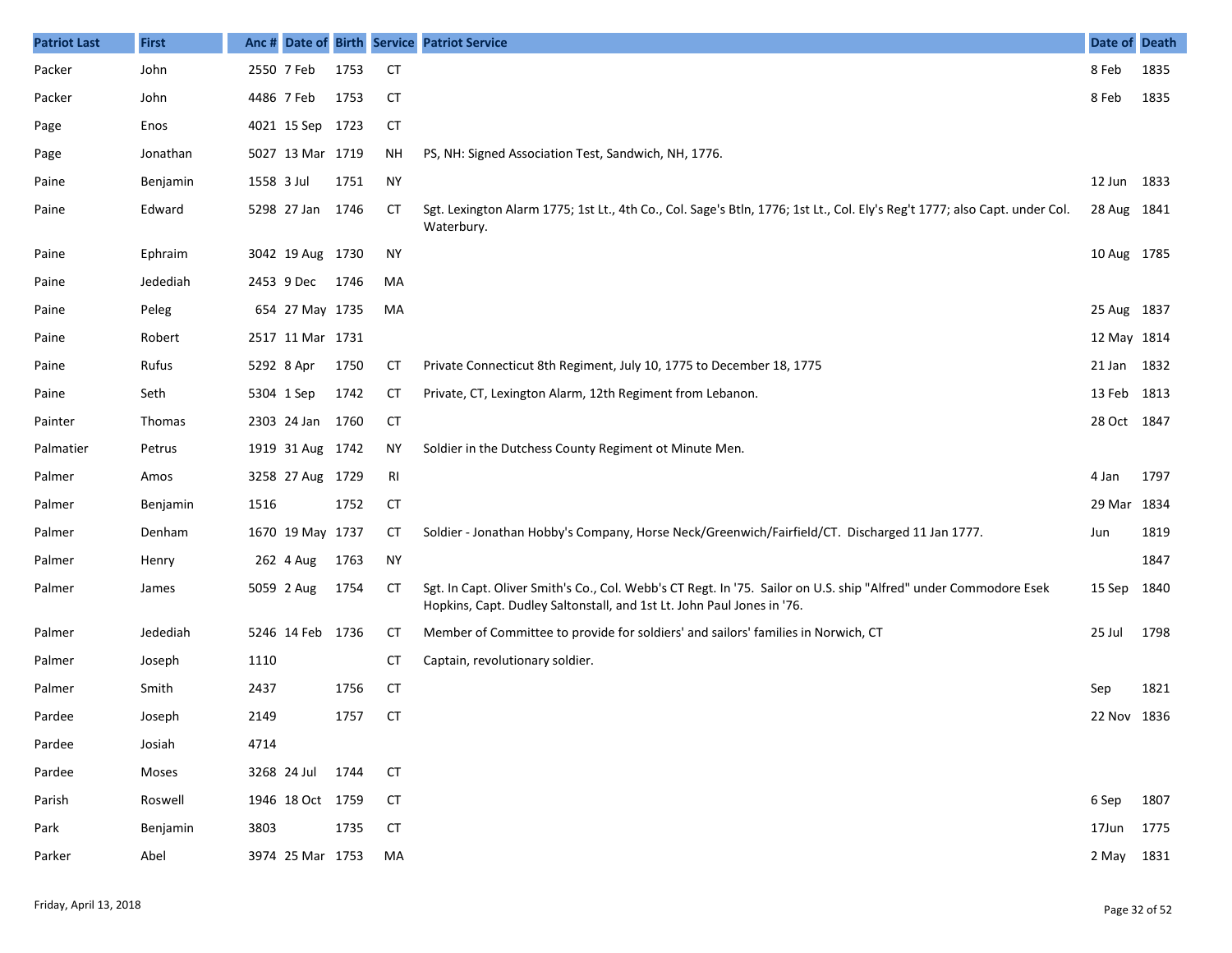| Patriot Last | First | Anc # | Date of | Birth | Service | Patriot Service | Date of | Death |
|---|---|---|---|---|---|---|---|---|
| Packer | John | 2550 | 7 Feb | 1753 | CT | | 8 Feb | 1835 |
| Packer | John | 4486 | 7 Feb | 1753 | CT | | 8 Feb | 1835 |
| Page | Enos | 4021 | 15 Sep | 1723 | CT | | | |
| Page | Jonathan | 5027 | 13 Mar | 1719 | NH | PS, NH: Signed Association Test, Sandwich, NH, 1776. | | |
| Paine | Benjamin | 1558 | 3 Jul | 1751 | NY | | 12 Jun | 1833 |
| Paine | Edward | 5298 | 27 Jan | 1746 | CT | Sgt. Lexington Alarm 1775; 1st Lt., 4th Co., Col. Sage's Btln, 1776; 1st Lt., Col. Ely's Reg't 1777; also Capt. under Col. Waterbury. | 28 Aug | 1841 |
| Paine | Ephraim | 3042 | 19 Aug | 1730 | NY | | 10 Aug | 1785 |
| Paine | Jedediah | 2453 | 9 Dec | 1746 | MA | | | |
| Paine | Peleg | 654 | 27 May | 1735 | MA | | 25 Aug | 1837 |
| Paine | Robert | 2517 | 11 Mar | 1731 | | | 12 May | 1814 |
| Paine | Rufus | 5292 | 8 Apr | 1750 | CT | Private Connecticut 8th Regiment, July 10, 1775 to December 18, 1775 | 21 Jan | 1832 |
| Paine | Seth | 5304 | 1 Sep | 1742 | CT | Private, CT, Lexington Alarm, 12th Regiment from Lebanon. | 13 Feb | 1813 |
| Painter | Thomas | 2303 | 24 Jan | 1760 | CT | | 28 Oct | 1847 |
| Palmatier | Petrus | 1919 | 31 Aug | 1742 | NY | Soldier in the Dutchess County Regiment ot Minute Men. | | |
| Palmer | Amos | 3258 | 27 Aug | 1729 | RI | | 4 Jan | 1797 |
| Palmer | Benjamin | 1516 | | 1752 | CT | | 29 Mar | 1834 |
| Palmer | Denham | 1670 | 19 May | 1737 | CT | Soldier - Jonathan Hobby's Company, Horse Neck/Greenwich/Fairfield/CT. Discharged 11 Jan 1777. | Jun | 1819 |
| Palmer | Henry | 262 | 4 Aug | 1763 | NY | | | 1847 |
| Palmer | James | 5059 | 2 Aug | 1754 | CT | Sgt. In Capt. Oliver Smith's Co., Col. Webb's CT Regt. In '75. Sailor on U.S. ship "Alfred" under Commodore Esek Hopkins, Capt. Dudley Saltonstall, and 1st Lt. John Paul Jones in '76. | 15 Sep | 1840 |
| Palmer | Jedediah | 5246 | 14 Feb | 1736 | CT | Member of Committee to provide for soldiers' and sailors' families in Norwich, CT | 25 Jul | 1798 |
| Palmer | Joseph | 1110 | | | CT | Captain, revolutionary soldier. | | |
| Palmer | Smith | 2437 | | 1756 | CT | | Sep | 1821 |
| Pardee | Joseph | 2149 | | 1757 | CT | | 22 Nov | 1836 |
| Pardee | Josiah | 4714 | | | | | | |
| Pardee | Moses | 3268 | 24 Jul | 1744 | CT | | | |
| Parish | Roswell | 1946 | 18 Oct | 1759 | CT | | 6 Sep | 1807 |
| Park | Benjamin | 3803 | | 1735 | CT | | 17Jun | 1775 |
| Parker | Abel | 3974 | 25 Mar | 1753 | MA | | 2 May | 1831 |

Friday, April 13, 2018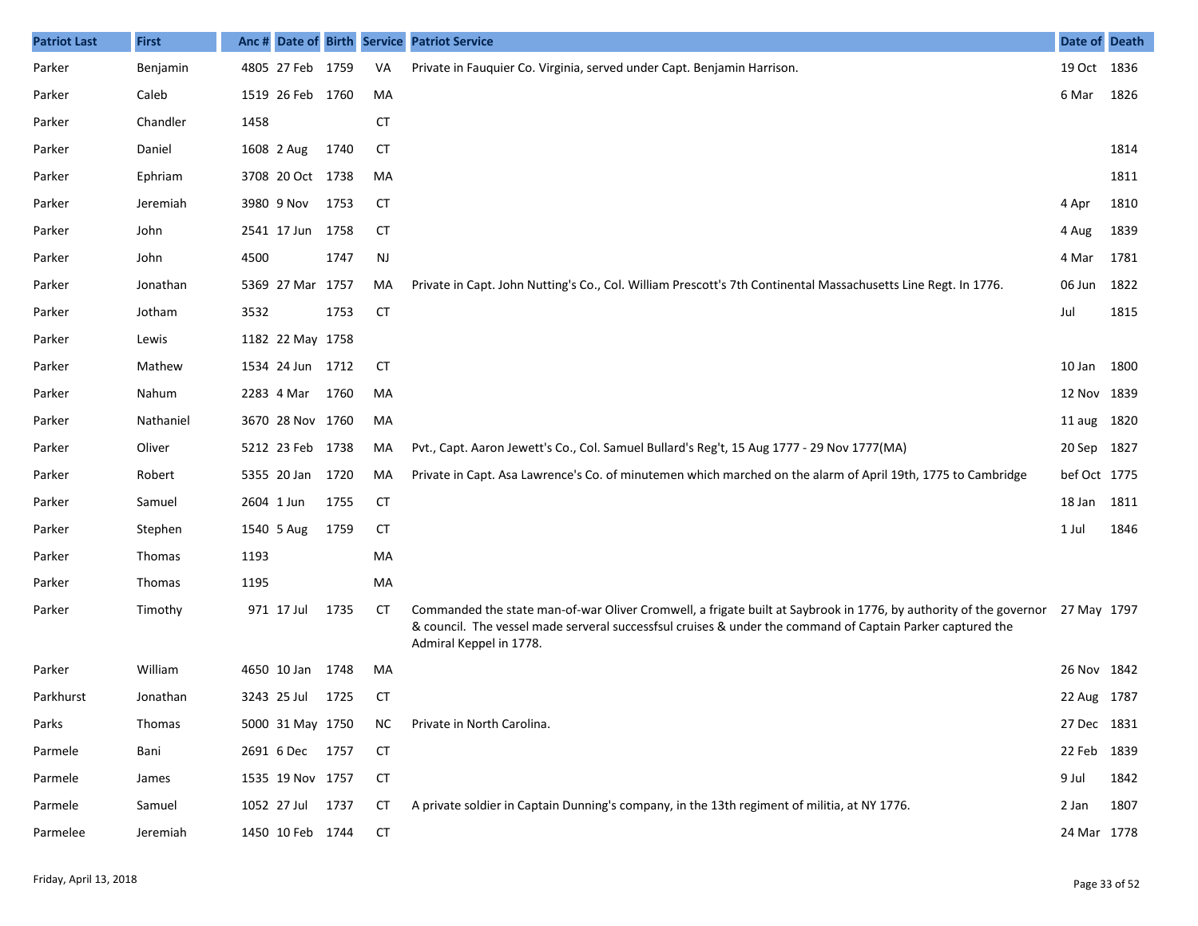| Patriot Last | First | Anc # | Date of | Birth | Service | Patriot Service | Date of | Death |
|---|---|---|---|---|---|---|---|---|
| Parker | Benjamin | 4805 | 27 Feb | 1759 | VA | Private in Fauquier Co. Virginia, served under Capt. Benjamin Harrison. | 19 Oct | 1836 |
| Parker | Caleb | 1519 | 26 Feb | 1760 | MA | | 6 Mar | 1826 |
| Parker | Chandler | 1458 | | | CT | | | |
| Parker | Daniel | 1608 | 2 Aug | 1740 | CT | | | 1814 |
| Parker | Ephriam | 3708 | 20 Oct | 1738 | MA | | | 1811 |
| Parker | Jeremiah | 3980 | 9 Nov | 1753 | CT | | 4 Apr | 1810 |
| Parker | John | 2541 | 17 Jun | 1758 | CT | | 4 Aug | 1839 |
| Parker | John | 4500 | | 1747 | NJ | | 4 Mar | 1781 |
| Parker | Jonathan | 5369 | 27 Mar | 1757 | MA | Private in Capt. John Nutting's Co., Col. William Prescott's 7th Continental Massachusetts Line Regt. In 1776. | 06 Jun | 1822 |
| Parker | Jotham | 3532 | | 1753 | CT | | Jul | 1815 |
| Parker | Lewis | 1182 | 22 May | 1758 | | | | |
| Parker | Mathew | 1534 | 24 Jun | 1712 | CT | | 10 Jan | 1800 |
| Parker | Nahum | 2283 | 4 Mar | 1760 | MA | | 12 Nov | 1839 |
| Parker | Nathaniel | 3670 | 28 Nov | 1760 | MA | | 11 aug | 1820 |
| Parker | Oliver | 5212 | 23 Feb | 1738 | MA | Pvt., Capt. Aaron Jewett's Co., Col. Samuel Bullard's Reg't, 15 Aug 1777 - 29 Nov 1777(MA) | 20 Sep | 1827 |
| Parker | Robert | 5355 | 20 Jan | 1720 | MA | Private in Capt. Asa Lawrence's Co. of minutemen which marched on the alarm of April 19th, 1775 to Cambridge | bef Oct | 1775 |
| Parker | Samuel | 2604 | 1 Jun | 1755 | CT | | 18 Jan | 1811 |
| Parker | Stephen | 1540 | 5 Aug | 1759 | CT | | 1 Jul | 1846 |
| Parker | Thomas | 1193 | | | MA | | | |
| Parker | Thomas | 1195 | | | MA | | | |
| Parker | Timothy | 971 | 17 Jul | 1735 | CT | Commanded the state man-of-war Oliver Cromwell, a frigate built at Saybrook in 1776, by authority of the governor & council. The vessel made serveral successfsul cruises & under the command of Captain Parker captured the Admiral Keppel in 1778. | 27 May | 1797 |
| Parker | William | 4650 | 10 Jan | 1748 | MA | | 26 Nov | 1842 |
| Parkhurst | Jonathan | 3243 | 25 Jul | 1725 | CT | | 22 Aug | 1787 |
| Parks | Thomas | 5000 | 31 May | 1750 | NC | Private in North Carolina. | 27 Dec | 1831 |
| Parmele | Bani | 2691 | 6 Dec | 1757 | CT | | 22 Feb | 1839 |
| Parmele | James | 1535 | 19 Nov | 1757 | CT | | 9 Jul | 1842 |
| Parmele | Samuel | 1052 | 27 Jul | 1737 | CT | A private soldier in Captain Dunning's company, in the 13th regiment of militia, at NY 1776. | 2 Jan | 1807 |
| Parmelee | Jeremiah | 1450 | 10 Feb | 1744 | CT | | 24 Mar | 1778 |

Friday, April 13, 2018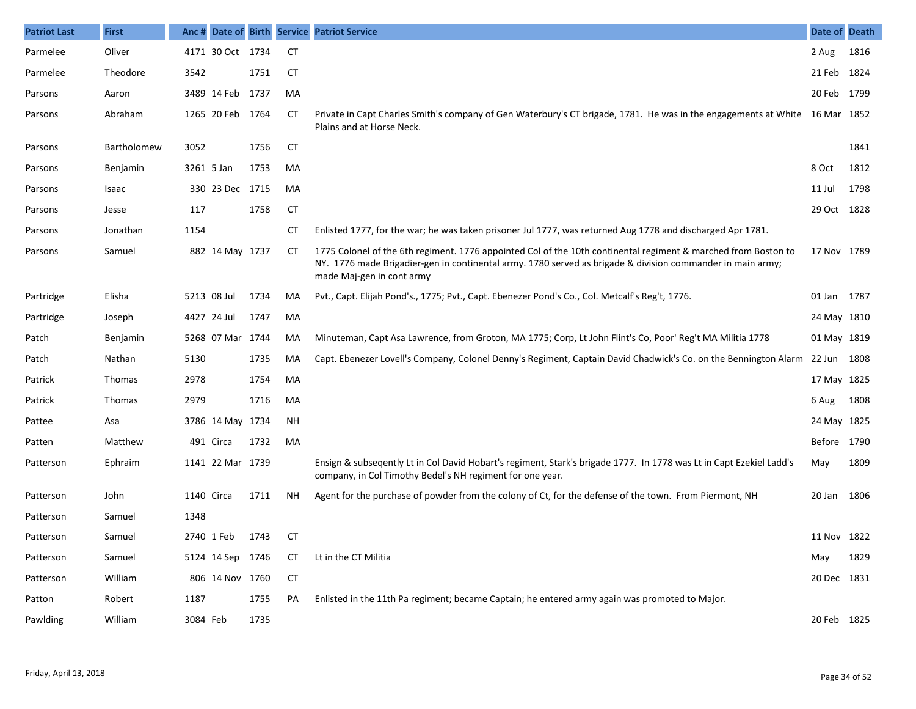| Patriot Last | First | Anc # | Date of | Birth | Service | Patriot Service | Date of | Death |
|---|---|---|---|---|---|---|---|---|
| Parmelee | Oliver | 4171 | 30 Oct | 1734 | CT | | 2 Aug | 1816 |
| Parmelee | Theodore | 3542 | | 1751 | CT | | 21 Feb | 1824 |
| Parsons | Aaron | 3489 | 14 Feb | 1737 | MA | | 20 Feb | 1799 |
| Parsons | Abraham | 1265 | 20 Feb | 1764 | CT | Private in Capt Charles Smith's company of Gen Waterbury's CT brigade, 1781. He was in the engagements at White Plains and at Horse Neck. | 16 Mar | 1852 |
| Parsons | Bartholomew | 3052 | | 1756 | CT | | | 1841 |
| Parsons | Benjamin | 3261 | 5 Jan | 1753 | MA | | 8 Oct | 1812 |
| Parsons | Isaac | 330 | 23 Dec | 1715 | MA | | 11 Jul | 1798 |
| Parsons | Jesse | 117 | | 1758 | CT | | 29 Oct | 1828 |
| Parsons | Jonathan | 1154 | | | CT | Enlisted 1777, for the war; he was taken prisoner Jul 1777, was returned Aug 1778 and discharged Apr 1781. | | |
| Parsons | Samuel | 882 | 14 May | 1737 | CT | 1775 Colonel of the 6th regiment. 1776 appointed Col of the 10th continental regiment & marched from Boston to NY. 1776 made Brigadier-gen in continental army. 1780 served as brigade & division commander in main army; made Maj-gen in cont army | 17 Nov | 1789 |
| Partridge | Elisha | 5213 | 08 Jul | 1734 | MA | Pvt., Capt. Elijah Pond's., 1775; Pvt., Capt. Ebenezer Pond's Co., Col. Metcalf's Reg't, 1776. | 01 Jan | 1787 |
| Partridge | Joseph | 4427 | 24 Jul | 1747 | MA | | 24 May | 1810 |
| Patch | Benjamin | 5268 | 07 Mar | 1744 | MA | Minuteman, Capt Asa Lawrence, from Groton, MA 1775; Corp, Lt John Flint's Co, Poor' Reg't MA Militia 1778 | 01 May | 1819 |
| Patch | Nathan | 5130 | | 1735 | MA | Capt. Ebenezer Lovell's Company, Colonel Denny's Regiment, Captain David Chadwick's Co. on the Bennington Alarm | 22 Jun | 1808 |
| Patrick | Thomas | 2978 | | 1754 | MA | | 17 May | 1825 |
| Patrick | Thomas | 2979 | | 1716 | MA | | 6 Aug | 1808 |
| Pattee | Asa | 3786 | 14 May | 1734 | NH | | 24 May | 1825 |
| Patten | Matthew | 491 | Circa | 1732 | MA | | Before | 1790 |
| Patterson | Ephraim | 1141 | 22 Mar | 1739 | | Ensign & subseqently Lt in Col David Hobart's regiment, Stark's brigade 1777. In 1778 was Lt in Capt Ezekiel Ladd's company, in Col Timothy Bedel's NH regiment for one year. | May | 1809 |
| Patterson | John | 1140 | Circa | 1711 | NH | Agent for the purchase of powder from the colony of Ct, for the defense of the town. From Piermont, NH | 20 Jan | 1806 |
| Patterson | Samuel | 1348 | | | | | | |
| Patterson | Samuel | 2740 | 1 Feb | 1743 | CT | | 11 Nov | 1822 |
| Patterson | Samuel | 5124 | 14 Sep | 1746 | CT | Lt in the CT Militia | May | 1829 |
| Patterson | William | 806 | 14 Nov | 1760 | CT | | 20 Dec | 1831 |
| Patton | Robert | 1187 | | 1755 | PA | Enlisted in the 11th Pa regiment; became Captain; he entered army again was promoted to Major. | | |
| Pawlding | William | 3084 | Feb | 1735 | | | 20 Feb | 1825 |

Friday, April 13, 2018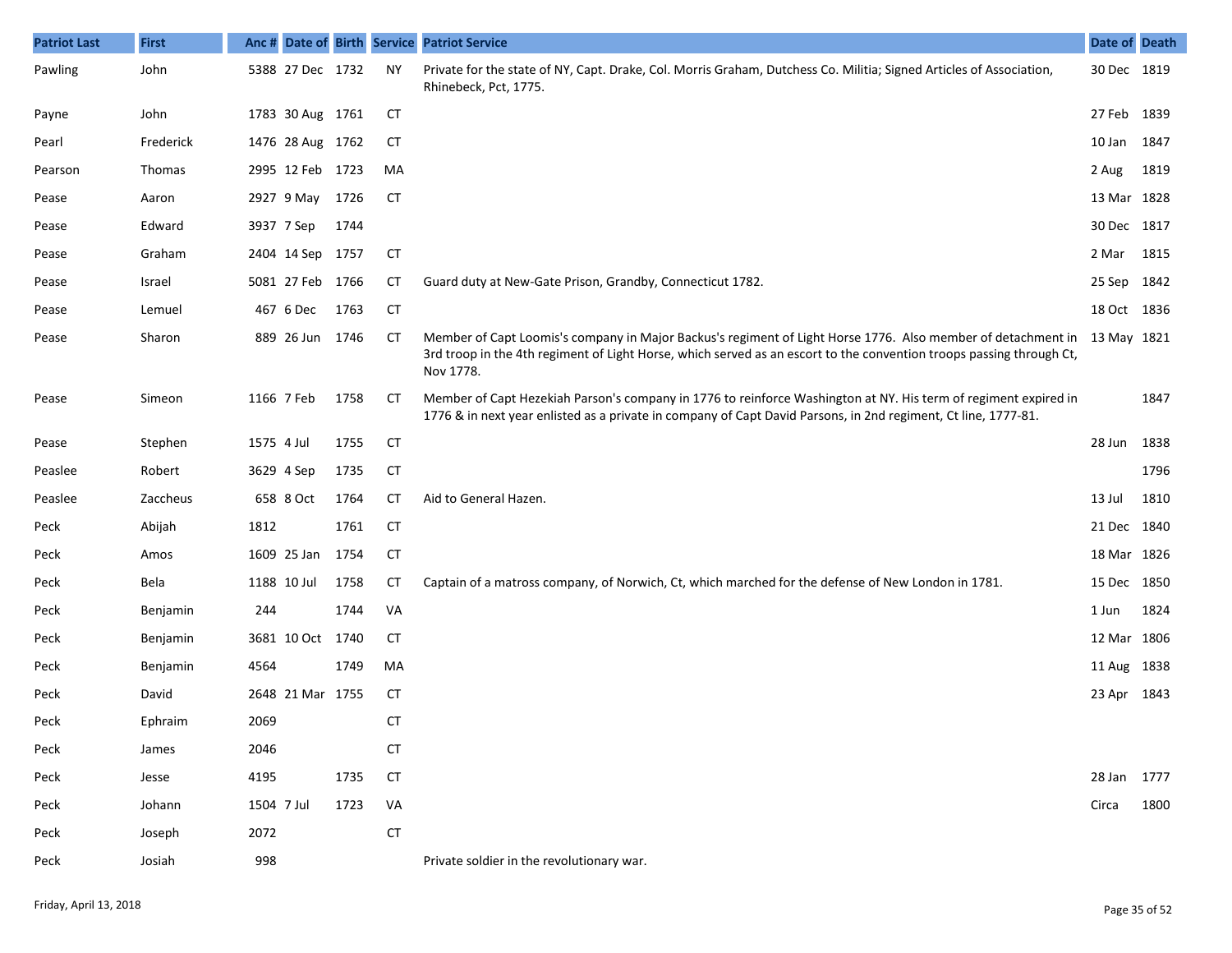| Patriot Last | First | Anc # | Date of | Birth | Service | Patriot Service | Date of | Death |
|---|---|---|---|---|---|---|---|---|
| Pawling | John | 5388 | 27 Dec | 1732 | NY | Private for the state of NY, Capt. Drake, Col. Morris Graham, Dutchess Co. Militia; Signed Articles of Association, Rhinebeck, Pct, 1775. | 30 Dec | 1819 |
| Payne | John | 1783 | 30 Aug | 1761 | CT | | 27 Feb | 1839 |
| Pearl | Frederick | 1476 | 28 Aug | 1762 | CT | | 10 Jan | 1847 |
| Pearson | Thomas | 2995 | 12 Feb | 1723 | MA | | 2 Aug | 1819 |
| Pease | Aaron | 2927 | 9 May | 1726 | CT | | 13 Mar | 1828 |
| Pease | Edward | 3937 | 7 Sep | 1744 | | | 30 Dec | 1817 |
| Pease | Graham | 2404 | 14 Sep | 1757 | CT | | 2 Mar | 1815 |
| Pease | Israel | 5081 | 27 Feb | 1766 | CT | Guard duty at New-Gate Prison, Grandby, Connecticut 1782. | 25 Sep | 1842 |
| Pease | Lemuel | 467 | 6 Dec | 1763 | CT | | 18 Oct | 1836 |
| Pease | Sharon | 889 | 26 Jun | 1746 | CT | Member of Capt Loomis's company in Major Backus's regiment of Light Horse 1776. Also member of detachment in 3rd troop in the 4th regiment of Light Horse, which served as an escort to the convention troops passing through Ct, Nov 1778. | 13 May | 1821 |
| Pease | Simeon | 1166 | 7 Feb | 1758 | CT | Member of Capt Hezekiah Parson's company in 1776 to reinforce Washington at NY. His term of regiment expired in 1776 & in next year enlisted as a private in company of Capt David Parsons, in 2nd regiment, Ct line, 1777-81. | | 1847 |
| Pease | Stephen | 1575 | 4 Jul | 1755 | CT | | 28 Jun | 1838 |
| Peaslee | Robert | 3629 | 4 Sep | 1735 | CT | | | 1796 |
| Peaslee | Zaccheus | 658 | 8 Oct | 1764 | CT | Aid to General Hazen. | 13 Jul | 1810 |
| Peck | Abijah | 1812 | | 1761 | CT | | 21 Dec | 1840 |
| Peck | Amos | 1609 | 25 Jan | 1754 | CT | | 18 Mar | 1826 |
| Peck | Bela | 1188 | 10 Jul | 1758 | CT | Captain of a matross company, of Norwich, Ct, which marched for the defense of New London in 1781. | 15 Dec | 1850 |
| Peck | Benjamin | 244 | | 1744 | VA | | 1 Jun | 1824 |
| Peck | Benjamin | 3681 | 10 Oct | 1740 | CT | | 12 Mar | 1806 |
| Peck | Benjamin | 4564 | | 1749 | MA | | 11 Aug | 1838 |
| Peck | David | 2648 | 21 Mar | 1755 | CT | | 23 Apr | 1843 |
| Peck | Ephraim | 2069 | | | CT | | | |
| Peck | James | 2046 | | | CT | | | |
| Peck | Jesse | 4195 | | 1735 | CT | | 28 Jan | 1777 |
| Peck | Johann | 1504 | 7 Jul | 1723 | VA | | Circa | 1800 |
| Peck | Joseph | 2072 | | | CT | | | |
| Peck | Josiah | 998 | | | | Private soldier in the revolutionary war. | | |

Friday, April 13, 2018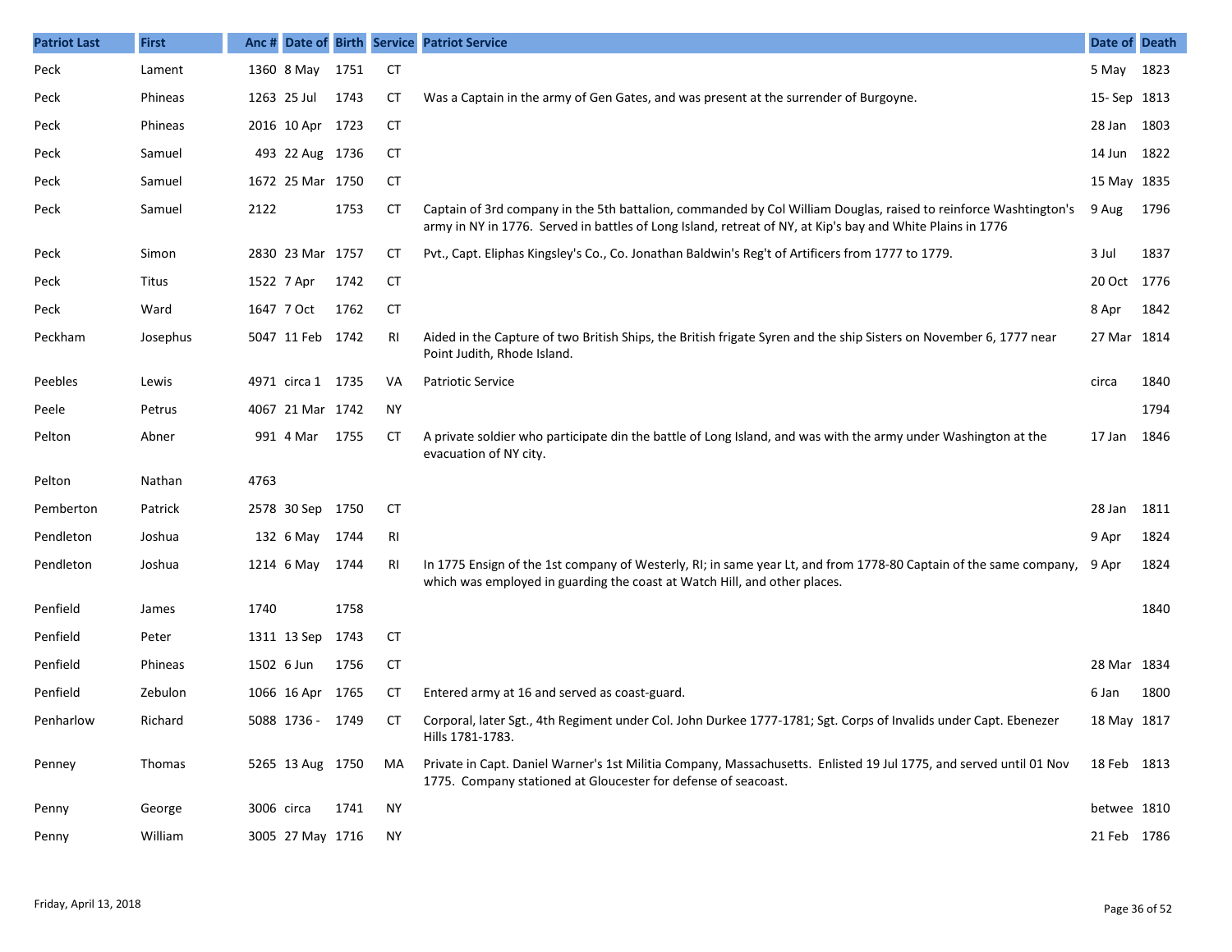| Patriot Last | First | Anc # | Date of | Birth | Service | Patriot Service | Date of | Death |
|---|---|---|---|---|---|---|---|---|
| Peck | Lament | 1360 | 8 May | 1751 | CT | | 5 May | 1823 |
| Peck | Phineas | 1263 | 25 Jul | 1743 | CT | Was a Captain in the army of Gen Gates, and was present at the surrender of Burgoyne. | 15- Sep | 1813 |
| Peck | Phineas | 2016 | 10 Apr | 1723 | CT | | 28 Jan | 1803 |
| Peck | Samuel | 493 | 22 Aug | 1736 | CT | | 14 Jun | 1822 |
| Peck | Samuel | 1672 | 25 Mar | 1750 | CT | | 15 May | 1835 |
| Peck | Samuel | 2122 | | 1753 | CT | Captain of 3rd company in the 5th battalion, commanded by Col William Douglas, raised to reinforce Washtington's army in NY in 1776. Served in battles of Long Island, retreat of NY, at Kip's bay and White Plains in 1776 | 9 Aug | 1796 |
| Peck | Simon | 2830 | 23 Mar | 1757 | CT | Pvt., Capt. Eliphas Kingsley's Co., Co. Jonathan Baldwin's Reg't of Artificers from 1777 to 1779. | 3 Jul | 1837 |
| Peck | Titus | 1522 | 7 Apr | 1742 | CT | | 20 Oct | 1776 |
| Peck | Ward | 1647 | 7 Oct | 1762 | CT | | 8 Apr | 1842 |
| Peckham | Josephus | 5047 | 11 Feb | 1742 | RI | Aided in the Capture of two British Ships, the British frigate Syren and the ship Sisters on November 6, 1777 near Point Judith, Rhode Island. | 27 Mar | 1814 |
| Peebles | Lewis | 4971 | circa 1 | 1735 | VA | Patriotic Service | circa | 1840 |
| Peele | Petrus | 4067 | 21 Mar | 1742 | NY | | | 1794 |
| Pelton | Abner | 991 | 4 Mar | 1755 | CT | A private soldier who participate din the battle of Long Island, and was with the army under Washington at the evacuation of NY city. | 17 Jan | 1846 |
| Pelton | Nathan | 4763 | | | | | | |
| Pemberton | Patrick | 2578 | 30 Sep | 1750 | CT | | 28 Jan | 1811 |
| Pendleton | Joshua | 132 | 6 May | 1744 | RI | | 9 Apr | 1824 |
| Pendleton | Joshua | 1214 | 6 May | 1744 | RI | In 1775 Ensign of the 1st company of Westerly, RI; in same year Lt, and from 1778-80 Captain of the same company, which was employed in guarding the coast at Watch Hill, and other places. | 9 Apr | 1824 |
| Penfield | James | 1740 | | 1758 | | | | 1840 |
| Penfield | Peter | 1311 | 13 Sep | 1743 | CT | | | |
| Penfield | Phineas | 1502 | 6 Jun | 1756 | CT | | 28 Mar | 1834 |
| Penfield | Zebulon | 1066 | 16 Apr | 1765 | CT | Entered army at 16 and served as coast-guard. | 6 Jan | 1800 |
| Penharlow | Richard | 5088 | 1736 - | 1749 | CT | Corporal, later Sgt., 4th Regiment under Col. John Durkee 1777-1781; Sgt. Corps of Invalids under Capt. Ebenezer Hills 1781-1783. | 18 May | 1817 |
| Penney | Thomas | 5265 | 13 Aug | 1750 | MA | Private in Capt. Daniel Warner's 1st Militia Company, Massachusetts. Enlisted 19 Jul 1775, and served until 01 Nov 1775. Company stationed at Gloucester for defense of seacoast. | 18 Feb | 1813 |
| Penny | George | 3006 | circa | 1741 | NY | | betwee | 1810 |
| Penny | William | 3005 | 27 May | 1716 | NY | | 21 Feb | 1786 |

Friday, April 13, 2018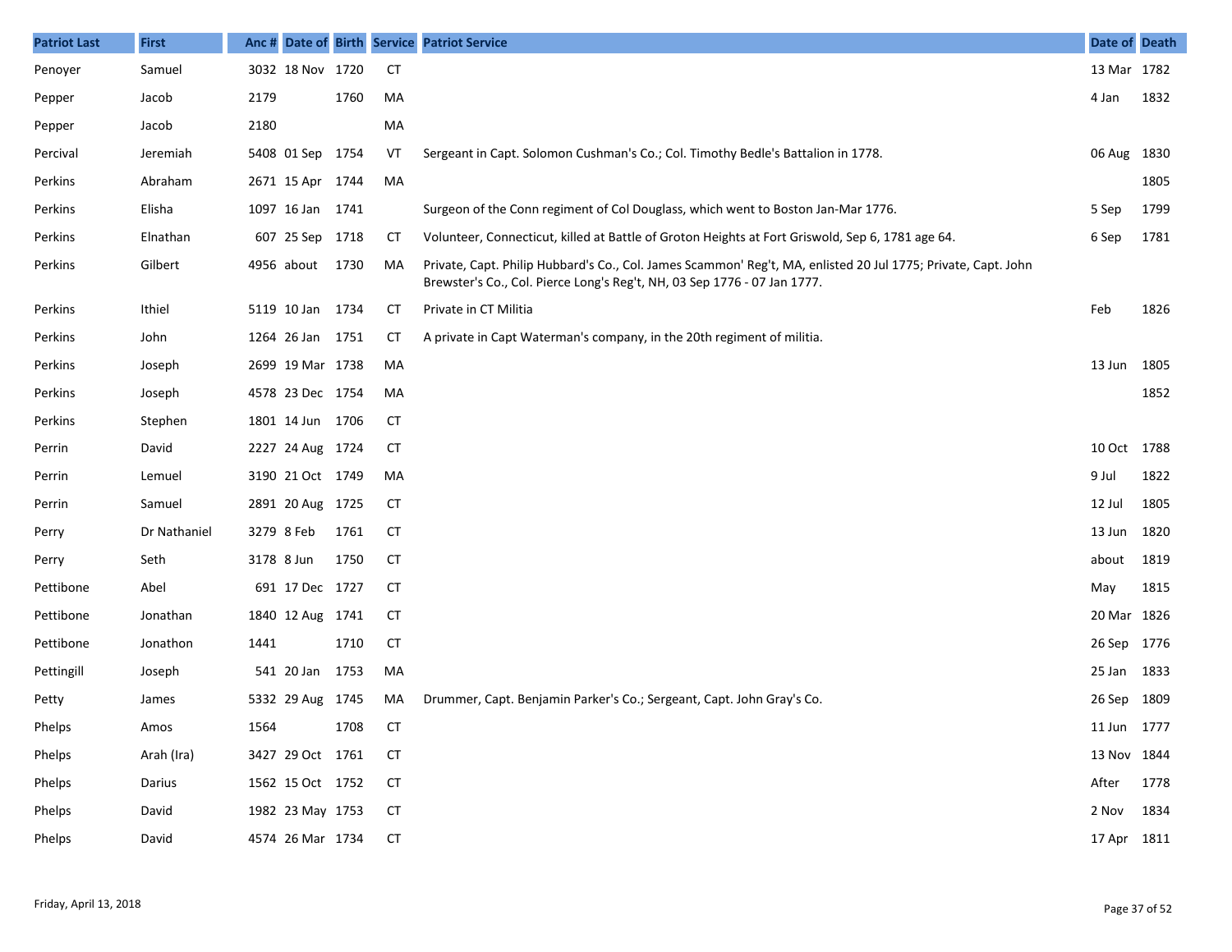| Patriot Last | First | Anc # | Date of | Birth | Service | Patriot Service | Date of | Death |
|---|---|---|---|---|---|---|---|---|
| Penoyer | Samuel | 3032 | 18 Nov | 1720 | CT | | 13 Mar | 1782 |
| Pepper | Jacob | 2179 | | 1760 | MA | | 4 Jan | 1832 |
| Pepper | Jacob | 2180 | | | MA | | | |
| Percival | Jeremiah | 5408 | 01 Sep | 1754 | VT | Sergeant in Capt. Solomon Cushman's Co.; Col. Timothy Bedle's Battalion in 1778. | 06 Aug | 1830 |
| Perkins | Abraham | 2671 | 15 Apr | 1744 | MA | | | 1805 |
| Perkins | Elisha | 1097 | 16 Jan | 1741 | | Surgeon of the Conn regiment of Col Douglass, which went to Boston Jan-Mar 1776. | 5 Sep | 1799 |
| Perkins | Elnathan | 607 | 25 Sep | 1718 | CT | Volunteer, Connecticut, killed at Battle of Groton Heights at Fort Griswold, Sep 6, 1781 age 64. | 6 Sep | 1781 |
| Perkins | Gilbert | 4956 | about | 1730 | MA | Private, Capt. Philip Hubbard's Co., Col. James Scammon' Reg't, MA, enlisted 20 Jul 1775; Private, Capt. John Brewster's Co., Col. Pierce Long's Reg't, NH, 03 Sep 1776 - 07 Jan 1777. | | |
| Perkins | Ithiel | 5119 | 10 Jan | 1734 | CT | Private in CT Militia | Feb | 1826 |
| Perkins | John | 1264 | 26 Jan | 1751 | CT | A private in Capt Waterman's company, in the 20th regiment of militia. | | |
| Perkins | Joseph | 2699 | 19 Mar | 1738 | MA | | 13 Jun | 1805 |
| Perkins | Joseph | 4578 | 23 Dec | 1754 | MA | | | 1852 |
| Perkins | Stephen | 1801 | 14 Jun | 1706 | CT | | | |
| Perrin | David | 2227 | 24 Aug | 1724 | CT | | 10 Oct | 1788 |
| Perrin | Lemuel | 3190 | 21 Oct | 1749 | MA | | 9 Jul | 1822 |
| Perrin | Samuel | 2891 | 20 Aug | 1725 | CT | | 12 Jul | 1805 |
| Perry | Dr Nathaniel | 3279 | 8 Feb | 1761 | CT | | 13 Jun | 1820 |
| Perry | Seth | 3178 | 8 Jun | 1750 | CT | | about | 1819 |
| Pettibone | Abel | 691 | 17 Dec | 1727 | CT | | May | 1815 |
| Pettibone | Jonathan | 1840 | 12 Aug | 1741 | CT | | 20 Mar | 1826 |
| Pettibone | Jonathon | 1441 | | 1710 | CT | | 26 Sep | 1776 |
| Pettingill | Joseph | 541 | 20 Jan | 1753 | MA | | 25 Jan | 1833 |
| Petty | James | 5332 | 29 Aug | 1745 | MA | Drummer, Capt. Benjamin Parker's Co.; Sergeant, Capt. John Gray's Co. | 26 Sep | 1809 |
| Phelps | Amos | 1564 | | 1708 | CT | | 11 Jun | 1777 |
| Phelps | Arah (Ira) | 3427 | 29 Oct | 1761 | CT | | 13 Nov | 1844 |
| Phelps | Darius | 1562 | 15 Oct | 1752 | CT | | After | 1778 |
| Phelps | David | 1982 | 23 May | 1753 | CT | | 2 Nov | 1834 |
| Phelps | David | 4574 | 26 Mar | 1734 | CT | | 17 Apr | 1811 |

Friday, April 13, 2018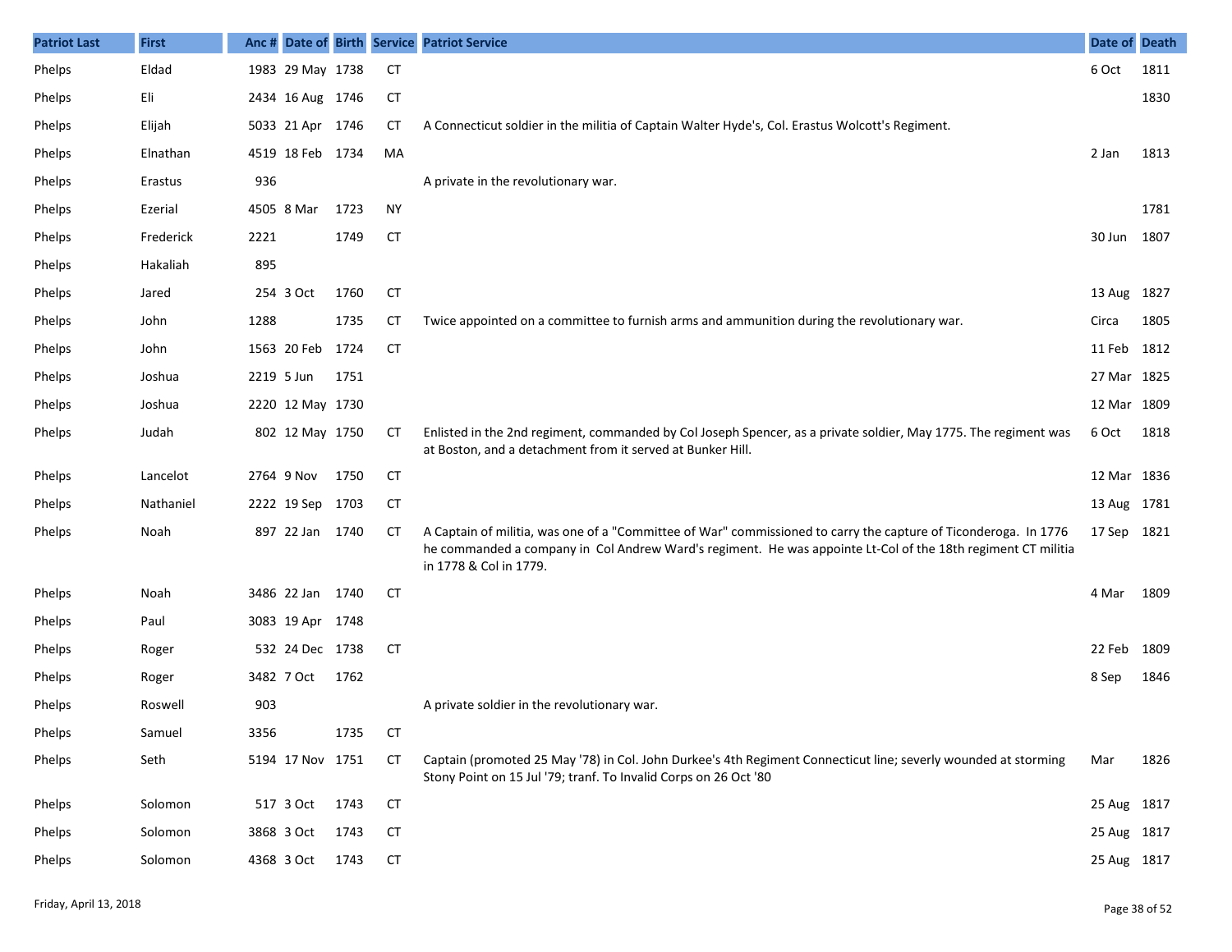| Patriot Last | First | Anc # | Date of | Birth | Service | Patriot Service | Date of | Death |
|---|---|---|---|---|---|---|---|---|
| Phelps | Eldad | 1983 | 29 May | 1738 | CT | | 6 Oct | 1811 |
| Phelps | Eli | 2434 | 16 Aug | 1746 | CT | | | 1830 |
| Phelps | Elijah | 5033 | 21 Apr | 1746 | CT | A Connecticut soldier in the militia of Captain Walter Hyde's, Col. Erastus Wolcott's Regiment. | | |
| Phelps | Elnathan | 4519 | 18 Feb | 1734 | MA | | 2 Jan | 1813 |
| Phelps | Erastus | 936 | | | | A private in the revolutionary war. | | |
| Phelps | Ezerial | 4505 | 8 Mar | 1723 | NY | | | 1781 |
| Phelps | Frederick | 2221 | | 1749 | CT | | 30 Jun | 1807 |
| Phelps | Hakaliah | 895 | | | | | | |
| Phelps | Jared | 254 | 3 Oct | 1760 | CT | | 13 Aug | 1827 |
| Phelps | John | 1288 | | 1735 | CT | Twice appointed on a committee to furnish arms and ammunition during the revolutionary war. | Circa | 1805 |
| Phelps | John | 1563 | 20 Feb | 1724 | CT | | 11 Feb | 1812 |
| Phelps | Joshua | 2219 | 5 Jun | 1751 | | | 27 Mar | 1825 |
| Phelps | Joshua | 2220 | 12 May | 1730 | | | 12 Mar | 1809 |
| Phelps | Judah | 802 | 12 May | 1750 | CT | Enlisted in the 2nd regiment, commanded by Col Joseph Spencer, as a private soldier, May 1775. The regiment was at Boston, and a detachment from it served at Bunker Hill. | 6 Oct | 1818 |
| Phelps | Lancelot | 2764 | 9 Nov | 1750 | CT | | 12 Mar | 1836 |
| Phelps | Nathaniel | 2222 | 19 Sep | 1703 | CT | | 13 Aug | 1781 |
| Phelps | Noah | 897 | 22 Jan | 1740 | CT | A Captain of militia, was one of a "Committee of War" commissioned to carry the capture of Ticonderoga. In 1776 he commanded a company in Col Andrew Ward's regiment. He was appointe Lt-Col of the 18th regiment CT militia in 1778 & Col in 1779. | 17 Sep | 1821 |
| Phelps | Noah | 3486 | 22 Jan | 1740 | CT | | 4 Mar | 1809 |
| Phelps | Paul | 3083 | 19 Apr | 1748 | | | | |
| Phelps | Roger | 532 | 24 Dec | 1738 | CT | | 22 Feb | 1809 |
| Phelps | Roger | 3482 | 7 Oct | 1762 | | | 8 Sep | 1846 |
| Phelps | Roswell | 903 | | | | A private soldier in the revolutionary war. | | |
| Phelps | Samuel | 3356 | | 1735 | CT | | | |
| Phelps | Seth | 5194 | 17 Nov | 1751 | CT | Captain (promoted 25 May '78) in Col. John Durkee's 4th Regiment Connecticut line; severly wounded at storming Stony Point on 15 Jul '79; tranf. To Invalid Corps on 26 Oct '80 | Mar | 1826 |
| Phelps | Solomon | 517 | 3 Oct | 1743 | CT | | 25 Aug | 1817 |
| Phelps | Solomon | 3868 | 3 Oct | 1743 | CT | | 25 Aug | 1817 |
| Phelps | Solomon | 4368 | 3 Oct | 1743 | CT | | 25 Aug | 1817 |

Friday, April 13, 2018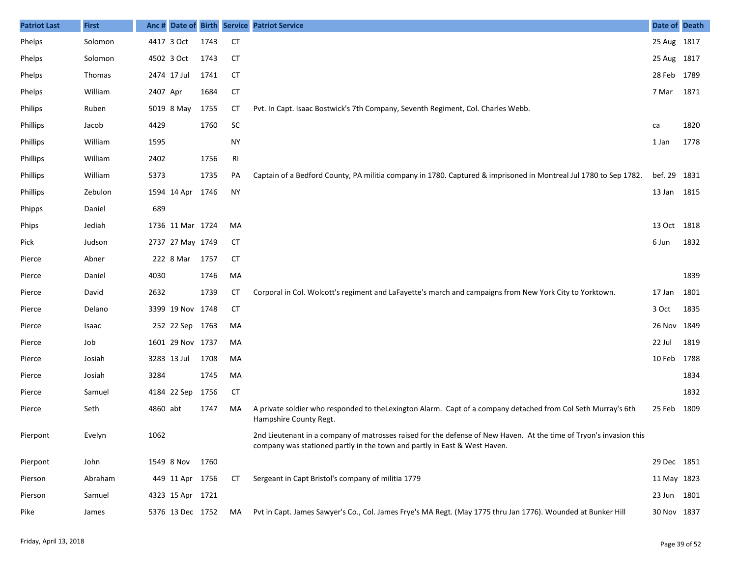| Patriot Last | First | Anc # | Date of | Birth | Service | Patriot Service | Date of | Death |
|---|---|---|---|---|---|---|---|---|
| Phelps | Solomon | 4417 | 3 Oct | 1743 | CT | | 25 Aug | 1817 |
| Phelps | Solomon | 4502 | 3 Oct | 1743 | CT | | 25 Aug | 1817 |
| Phelps | Thomas | 2474 | 17 Jul | 1741 | CT | | 28 Feb | 1789 |
| Phelps | William | 2407 | Apr | 1684 | CT | | 7 Mar | 1871 |
| Philips | Ruben | 5019 | 8 May | 1755 | CT | Pvt. In Capt. Isaac Bostwick's 7th Company, Seventh Regiment, Col. Charles Webb. | | |
| Phillips | Jacob | 4429 | | 1760 | SC | | ca | 1820 |
| Phillips | William | 1595 | | | NY | | 1 Jan | 1778 |
| Phillips | William | 2402 | | 1756 | RI | | | |
| Phillips | William | 5373 | | 1735 | PA | Captain of a Bedford County, PA militia company in 1780. Captured & imprisoned in Montreal Jul 1780 to Sep 1782. | bef. 29 | 1831 |
| Phillips | Zebulon | 1594 | 14 Apr | 1746 | NY | | 13 Jan | 1815 |
| Phipps | Daniel | 689 | | | | | | |
| Phips | Jediah | 1736 | 11 Mar | 1724 | MA | | 13 Oct | 1818 |
| Pick | Judson | 2737 | 27 May | 1749 | CT | | 6 Jun | 1832 |
| Pierce | Abner | 222 | 8 Mar | 1757 | CT | | | |
| Pierce | Daniel | 4030 | | 1746 | MA | | | 1839 |
| Pierce | David | 2632 | | 1739 | CT | Corporal in Col. Wolcott's regiment and LaFayette's march and campaigns from New York City to Yorktown. | 17 Jan | 1801 |
| Pierce | Delano | 3399 | 19 Nov | 1748 | CT | | 3 Oct | 1835 |
| Pierce | Isaac | 252 | 22 Sep | 1763 | MA | | 26 Nov | 1849 |
| Pierce | Job | 1601 | 29 Nov | 1737 | MA | | 22 Jul | 1819 |
| Pierce | Josiah | 3283 | 13 Jul | 1708 | MA | | 10 Feb | 1788 |
| Pierce | Josiah | 3284 | | 1745 | MA | | | 1834 |
| Pierce | Samuel | 4184 | 22 Sep | 1756 | CT | | | 1832 |
| Pierce | Seth | 4860 | abt | 1747 | MA | A private soldier who responded to theLexington Alarm. Capt of a company detached from Col Seth Murray's 6th Hampshire County Regt. | 25 Feb | 1809 |
| Pierpont | Evelyn | 1062 | | | | 2nd Lieutenant in a company of matrosses raised for the defense of New Haven. At the time of Tryon's invasion this company was stationed partly in the town and partly in East & West Haven. | | |
| Pierpont | John | 1549 | 8 Nov | 1760 | | | 29 Dec | 1851 |
| Pierson | Abraham | 449 | 11 Apr | 1756 | CT | Sergeant in Capt Bristol's company of militia 1779 | 11 May | 1823 |
| Pierson | Samuel | 4323 | 15 Apr | 1721 | | | 23 Jun | 1801 |
| Pike | James | 5376 | 13 Dec | 1752 | MA | Pvt in Capt. James Sawyer's Co., Col. James Frye's MA Regt. (May 1775 thru Jan 1776). Wounded at Bunker Hill | 30 Nov | 1837 |

Friday, April 13, 2018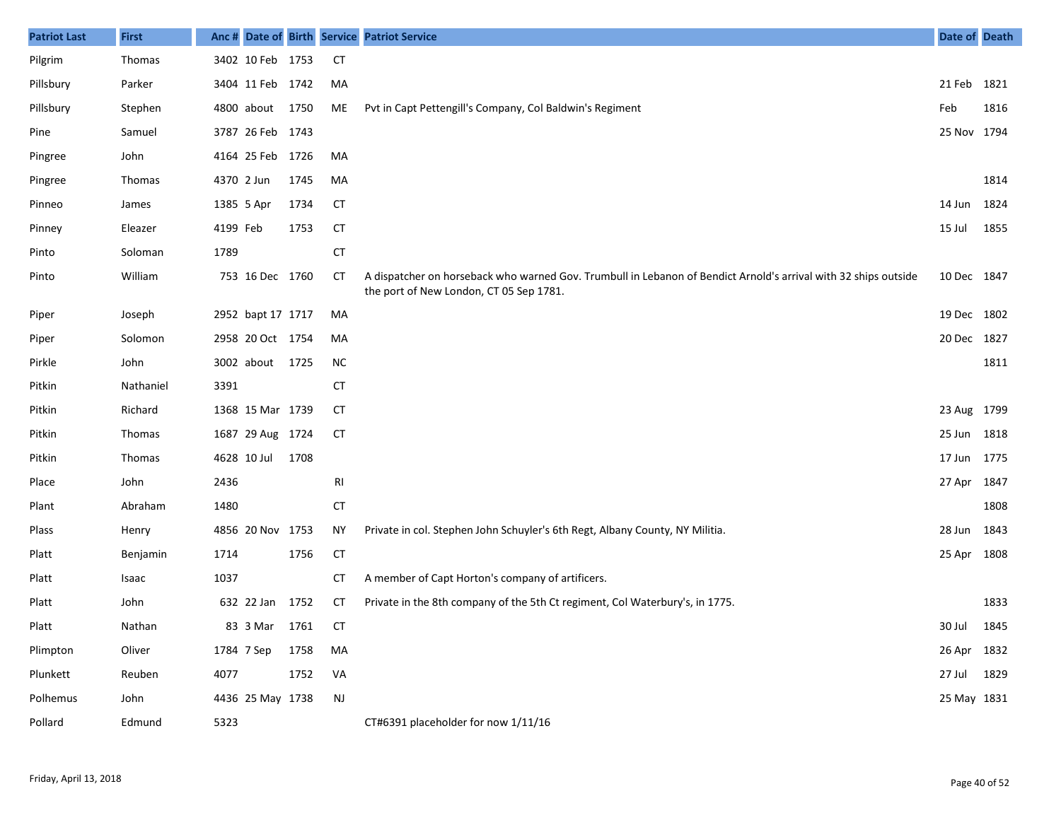| Patriot Last | First | Anc # | Date of | Birth | Service | Patriot Service | Date of | Death |
|---|---|---|---|---|---|---|---|---|
| Pilgrim | Thomas | 3402 | 10 Feb | 1753 | CT | | | |
| Pillsbury | Parker | 3404 | 11 Feb | 1742 | MA | | 21 Feb | 1821 |
| Pillsbury | Stephen | 4800 | about | 1750 | ME | Pvt in Capt Pettengill's Company, Col Baldwin's Regiment | Feb | 1816 |
| Pine | Samuel | 3787 | 26 Feb | 1743 | | | 25 Nov | 1794 |
| Pingree | John | 4164 | 25 Feb | 1726 | MA | | | |
| Pingree | Thomas | 4370 | 2 Jun | 1745 | MA | | | 1814 |
| Pinneo | James | 1385 | 5 Apr | 1734 | CT | | 14 Jun | 1824 |
| Pinney | Eleazer | 4199 | Feb | 1753 | CT | | 15 Jul | 1855 |
| Pinto | Soloman | 1789 | | | CT | | | |
| Pinto | William | 753 | 16 Dec | 1760 | CT | A dispatcher on horseback who warned Gov. Trumbull in Lebanon of Bendict Arnold's arrival with 32 ships outside the port of New London, CT 05 Sep 1781. | 10 Dec | 1847 |
| Piper | Joseph | 2952 | bapt 17 | 1717 | MA | | 19 Dec | 1802 |
| Piper | Solomon | 2958 | 20 Oct | 1754 | MA | | 20 Dec | 1827 |
| Pirkle | John | 3002 | about | 1725 | NC | | | 1811 |
| Pitkin | Nathaniel | 3391 | | | CT | | | |
| Pitkin | Richard | 1368 | 15 Mar | 1739 | CT | | 23 Aug | 1799 |
| Pitkin | Thomas | 1687 | 29 Aug | 1724 | CT | | 25 Jun | 1818 |
| Pitkin | Thomas | 4628 | 10 Jul | 1708 | | | 17 Jun | 1775 |
| Place | John | 2436 | | | RI | | 27 Apr | 1847 |
| Plant | Abraham | 1480 | | | CT | | | 1808 |
| Plass | Henry | 4856 | 20 Nov | 1753 | NY | Private in col. Stephen John Schuyler's 6th Regt, Albany County, NY Militia. | 28 Jun | 1843 |
| Platt | Benjamin | 1714 | | 1756 | CT | | 25 Apr | 1808 |
| Platt | Isaac | 1037 | | | CT | A member of Capt Horton's company of artificers. | | |
| Platt | John | 632 | 22 Jan | 1752 | CT | Private in the 8th company of the 5th Ct regiment, Col Waterbury's, in 1775. | | 1833 |
| Platt | Nathan | 83 | 3 Mar | 1761 | CT | | 30 Jul | 1845 |
| Plimpton | Oliver | 1784 | 7 Sep | 1758 | MA | | 26 Apr | 1832 |
| Plunkett | Reuben | 4077 | | 1752 | VA | | 27 Jul | 1829 |
| Polhemus | John | 4436 | 25 May | 1738 | NJ | | 25 May | 1831 |
| Pollard | Edmund | 5323 | | | | CT#6391 placeholder for now 1/11/16 | | |

Friday, April 13, 2018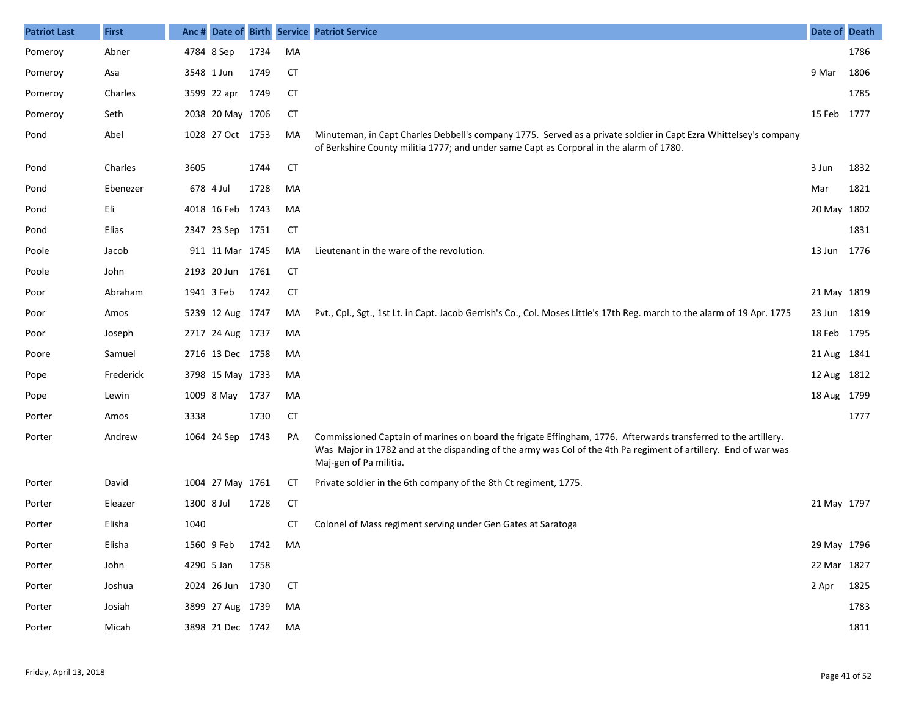| Patriot Last | First | Anc # | Date of | Birth | Service | Patriot Service | Date of | Death |
|---|---|---|---|---|---|---|---|---|
| Pomeroy | Abner | 4784 | 8 Sep | 1734 | MA | | | 1786 |
| Pomeroy | Asa | 3548 | 1 Jun | 1749 | CT | | 9 Mar | 1806 |
| Pomeroy | Charles | 3599 | 22 apr | 1749 | CT | | | 1785 |
| Pomeroy | Seth | 2038 | 20 May | 1706 | CT | | 15 Feb | 1777 |
| Pond | Abel | 1028 | 27 Oct | 1753 | MA | Minuteman, in Capt Charles Debbell's company 1775. Served as a private soldier in Capt Ezra Whittelsey's company of Berkshire County militia 1777; and under same Capt as Corporal in the alarm of 1780. | | |
| Pond | Charles | 3605 | | 1744 | CT | | 3 Jun | 1832 |
| Pond | Ebenezer | 678 | 4 Jul | 1728 | MA | | Mar | 1821 |
| Pond | Eli | 4018 | 16 Feb | 1743 | MA | | 20 May | 1802 |
| Pond | Elias | 2347 | 23 Sep | 1751 | CT | | | 1831 |
| Poole | Jacob | 911 | 11 Mar | 1745 | MA | Lieutenant in the ware of the revolution. | 13 Jun | 1776 |
| Poole | John | 2193 | 20 Jun | 1761 | CT | | | |
| Poor | Abraham | 1941 | 3 Feb | 1742 | CT | | 21 May | 1819 |
| Poor | Amos | 5239 | 12 Aug | 1747 | MA | Pvt., Cpl., Sgt., 1st Lt. in Capt. Jacob Gerrish's Co., Col. Moses Little's 17th Reg. march to the alarm of 19 Apr. 1775 | 23 Jun | 1819 |
| Poor | Joseph | 2717 | 24 Aug | 1737 | MA | | 18 Feb | 1795 |
| Poore | Samuel | 2716 | 13 Dec | 1758 | MA | | 21 Aug | 1841 |
| Pope | Frederick | 3798 | 15 May | 1733 | MA | | 12 Aug | 1812 |
| Pope | Lewin | 1009 | 8 May | 1737 | MA | | 18 Aug | 1799 |
| Porter | Amos | 3338 | | 1730 | CT | | | 1777 |
| Porter | Andrew | 1064 | 24 Sep | 1743 | PA | Commissioned Captain of marines on board the frigate Effingham, 1776. Afterwards transferred to the artillery. Was Major in 1782 and at the dispanding of the army was Col of the 4th Pa regiment of artillery. End of war was Maj-gen of Pa militia. | | |
| Porter | David | 1004 | 27 May | 1761 | CT | Private soldier in the 6th company of the 8th Ct regiment, 1775. | | |
| Porter | Eleazer | 1300 | 8 Jul | 1728 | CT | | 21 May | 1797 |
| Porter | Elisha | 1040 | | | CT | Colonel of Mass regiment serving under Gen Gates at Saratoga | | |
| Porter | Elisha | 1560 | 9 Feb | 1742 | MA | | 29 May | 1796 |
| Porter | John | 4290 | 5 Jan | 1758 | | | 22 Mar | 1827 |
| Porter | Joshua | 2024 | 26 Jun | 1730 | CT | | 2 Apr | 1825 |
| Porter | Josiah | 3899 | 27 Aug | 1739 | MA | | | 1783 |
| Porter | Micah | 3898 | 21 Dec | 1742 | MA | | | 1811 |

Friday, April 13, 2018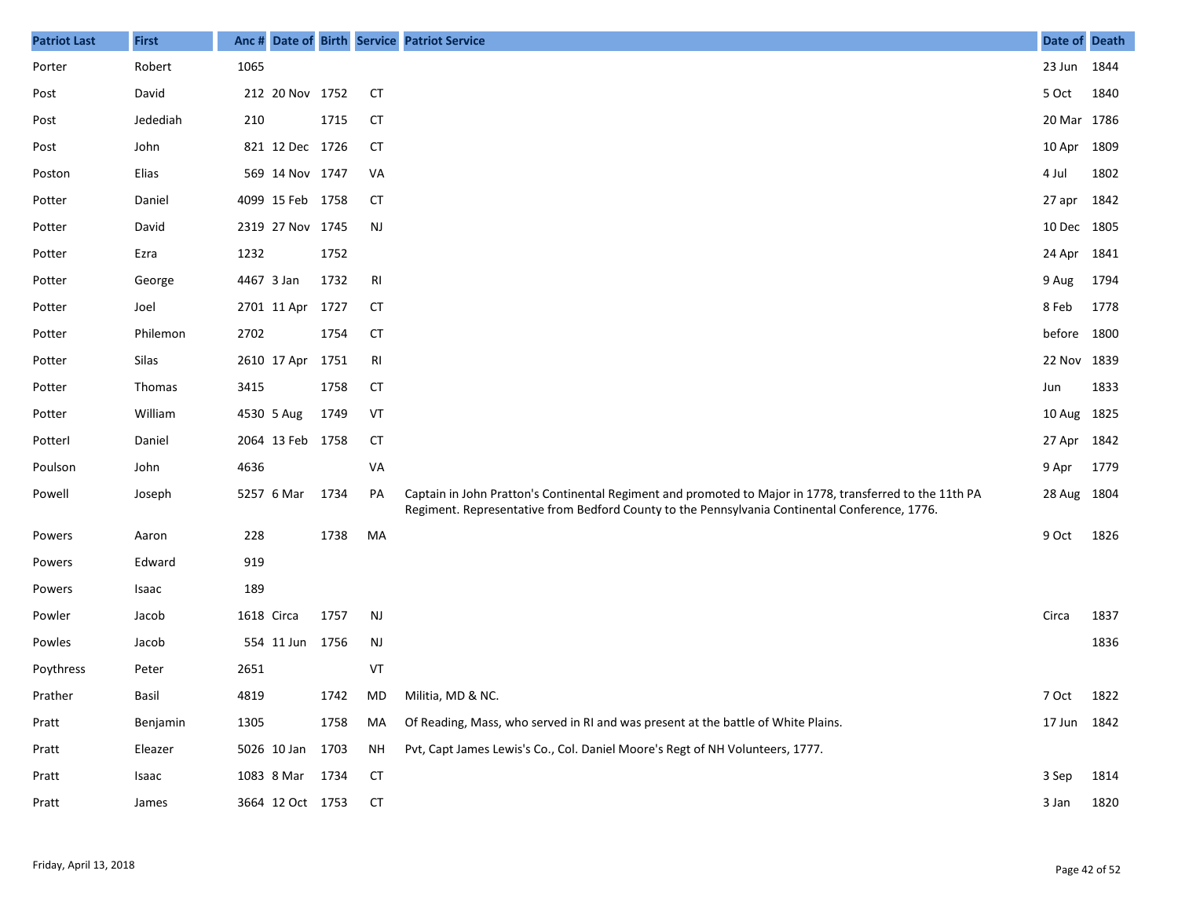| Patriot Last | First | Anc # | Date of | Birth | Service | Patriot Service | Date of | Death |
|---|---|---|---|---|---|---|---|---|
| Porter | Robert | 1065 | | | | | 23 Jun | 1844 |
| Post | David | 212 | 20 Nov | 1752 | CT | | 5 Oct | 1840 |
| Post | Jedediah | 210 | | 1715 | CT | | 20 Mar | 1786 |
| Post | John | 821 | 12 Dec | 1726 | CT | | 10 Apr | 1809 |
| Poston | Elias | 569 | 14 Nov | 1747 | VA | | 4 Jul | 1802 |
| Potter | Daniel | 4099 | 15 Feb | 1758 | CT | | 27 apr | 1842 |
| Potter | David | 2319 | 27 Nov | 1745 | NJ | | 10 Dec | 1805 |
| Potter | Ezra | 1232 | | 1752 | | | 24 Apr | 1841 |
| Potter | George | 4467 | 3 Jan | 1732 | RI | | 9 Aug | 1794 |
| Potter | Joel | 2701 | 11 Apr | 1727 | CT | | 8 Feb | 1778 |
| Potter | Philemon | 2702 | | 1754 | CT | | before | 1800 |
| Potter | Silas | 2610 | 17 Apr | 1751 | RI | | 22 Nov | 1839 |
| Potter | Thomas | 3415 | | 1758 | CT | | Jun | 1833 |
| Potter | William | 4530 | 5 Aug | 1749 | VT | | 10 Aug | 1825 |
| Potterl | Daniel | 2064 | 13 Feb | 1758 | CT | | 27 Apr | 1842 |
| Poulson | John | 4636 | | | VA | | 9 Apr | 1779 |
| Powell | Joseph | 5257 | 6 Mar | 1734 | PA | Captain in John Pratton's Continental Regiment and promoted to Major in 1778, transferred to the 11th PA Regiment. Representative from Bedford County to the Pennsylvania Continental Conference, 1776. | 28 Aug | 1804 |
| Powers | Aaron | 228 | | 1738 | MA | | 9 Oct | 1826 |
| Powers | Edward | 919 | | | | | | |
| Powers | Isaac | 189 | | | | | | |
| Powler | Jacob | 1618 | Circa | 1757 | NJ | | Circa | 1837 |
| Powles | Jacob | 554 | 11 Jun | 1756 | NJ | | | 1836 |
| Poythress | Peter | 2651 | | | VT | | | |
| Prather | Basil | 4819 | | 1742 | MD | Militia, MD & NC. | 7 Oct | 1822 |
| Pratt | Benjamin | 1305 | | 1758 | MA | Of Reading, Mass, who served in RI and was present at the battle of White Plains. | 17 Jun | 1842 |
| Pratt | Eleazer | 5026 | 10 Jan | 1703 | NH | Pvt, Capt James Lewis's Co., Col. Daniel Moore's Regt of NH Volunteers, 1777. | | |
| Pratt | Isaac | 1083 | 8 Mar | 1734 | CT | | 3 Sep | 1814 |
| Pratt | James | 3664 | 12 Oct | 1753 | CT | | 3 Jan | 1820 |

Friday, April 13, 2018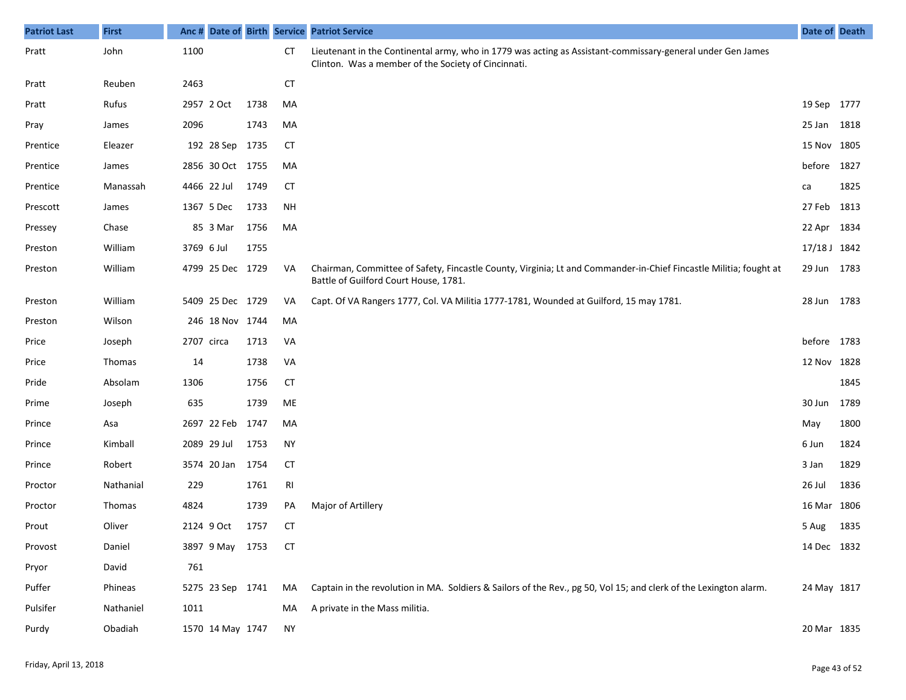| Patriot Last | First | Anc # | Date of | Birth | Service | Patriot Service | Date of | Death |
|---|---|---|---|---|---|---|---|---|
| Pratt | John | 1100 | | | CT | Lieutenant in the Continental army, who in 1779 was acting as Assistant-commissary-general under Gen James Clinton. Was a member of the Society of Cincinnati. | | |
| Pratt | Reuben | 2463 | | | CT | | | |
| Pratt | Rufus | 2957 | 2 Oct | 1738 | MA | | 19 Sep | 1777 |
| Pray | James | 2096 | | 1743 | MA | | 25 Jan | 1818 |
| Prentice | Eleazer | 192 | 28 Sep | 1735 | CT | | 15 Nov | 1805 |
| Prentice | James | 2856 | 30 Oct | 1755 | MA | | before | 1827 |
| Prentice | Manassah | 4466 | 22 Jul | 1749 | CT | | ca | 1825 |
| Prescott | James | 1367 | 5 Dec | 1733 | NH | | 27 Feb | 1813 |
| Pressey | Chase | 85 | 3 Mar | 1756 | MA | | 22 Apr | 1834 |
| Preston | William | 3769 | 6 Jul | 1755 | | | 17/18 J | 1842 |
| Preston | William | 4799 | 25 Dec | 1729 | VA | Chairman, Committee of Safety, Fincastle County, Virginia; Lt and Commander-in-Chief Fincastle Militia; fought at Battle of Guilford Court House, 1781. | 29 Jun | 1783 |
| Preston | William | 5409 | 25 Dec | 1729 | VA | Capt. Of VA Rangers 1777, Col. VA Militia 1777-1781, Wounded at Guilford, 15 may 1781. | 28 Jun | 1783 |
| Preston | Wilson | 246 | 18 Nov | 1744 | MA | | | |
| Price | Joseph | 2707 | circa | 1713 | VA | | before | 1783 |
| Price | Thomas | 14 | | 1738 | VA | | 12 Nov | 1828 |
| Pride | Absolam | 1306 | | 1756 | CT | | | 1845 |
| Prime | Joseph | 635 | | 1739 | ME | | 30 Jun | 1789 |
| Prince | Asa | 2697 | 22 Feb | 1747 | MA | | May | 1800 |
| Prince | Kimball | 2089 | 29 Jul | 1753 | NY | | 6 Jun | 1824 |
| Prince | Robert | 3574 | 20 Jan | 1754 | CT | | 3 Jan | 1829 |
| Proctor | Nathanial | 229 | | 1761 | RI | | 26 Jul | 1836 |
| Proctor | Thomas | 4824 | | 1739 | PA | Major of Artillery | 16 Mar | 1806 |
| Prout | Oliver | 2124 | 9 Oct | 1757 | CT | | 5 Aug | 1835 |
| Provost | Daniel | 3897 | 9 May | 1753 | CT | | 14 Dec | 1832 |
| Pryor | David | 761 | | | | | | |
| Puffer | Phineas | 5275 | 23 Sep | 1741 | MA | Captain in the revolution in MA. Soldiers & Sailors of the Rev., pg 50, Vol 15; and clerk of the Lexington alarm. | 24 May | 1817 |
| Pulsifer | Nathaniel | 1011 | | | MA | A private in the Mass militia. | | |
| Purdy | Obadiah | 1570 | 14 May | 1747 | NY | | 20 Mar | 1835 |

Friday, April 13, 2018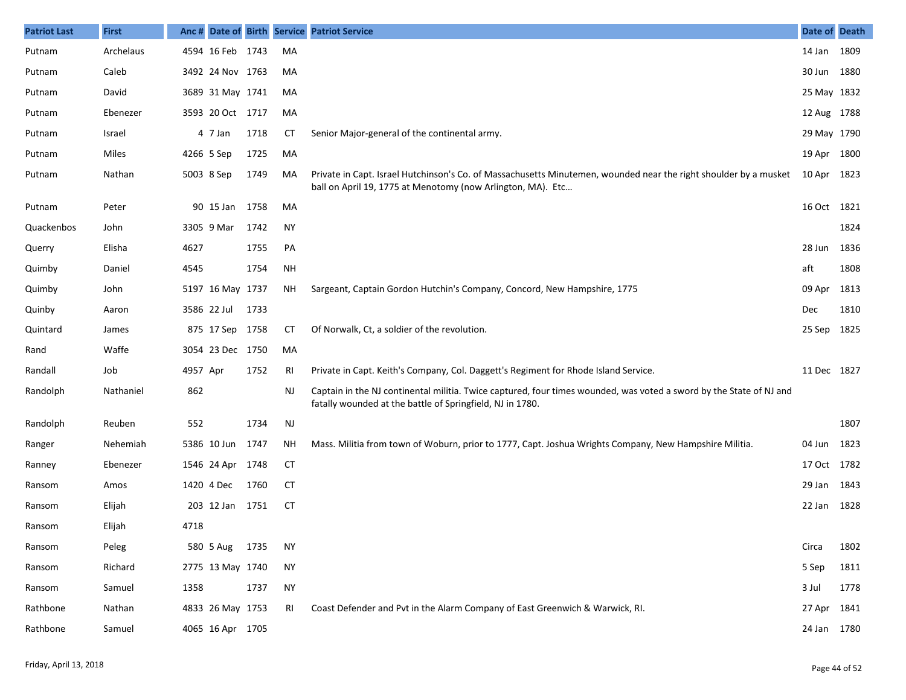| Patriot Last | First | Anc # | Date of | Birth | Service | Patriot Service | Date of | Death |
|---|---|---|---|---|---|---|---|---|
| Putnam | Archelaus | 4594 | 16 Feb | 1743 | MA | | 14 Jan | 1809 |
| Putnam | Caleb | 3492 | 24 Nov | 1763 | MA | | 30 Jun | 1880 |
| Putnam | David | 3689 | 31 May | 1741 | MA | | 25 May | 1832 |
| Putnam | Ebenezer | 3593 | 20 Oct | 1717 | MA | | 12 Aug | 1788 |
| Putnam | Israel | 4 | 7 Jan | 1718 | CT | Senior Major-general of the continental army. | 29 May | 1790 |
| Putnam | Miles | 4266 | 5 Sep | 1725 | MA | | 19 Apr | 1800 |
| Putnam | Nathan | 5003 | 8 Sep | 1749 | MA | Private in Capt. Israel Hutchinson's Co. of Massachusetts Minutemen, wounded near the right shoulder by a musket ball on April 19, 1775 at Menotomy (now Arlington, MA). Etc… | 10 Apr | 1823 |
| Putnam | Peter | 90 | 15 Jan | 1758 | MA | | 16 Oct | 1821 |
| Quackenbos | John | 3305 | 9 Mar | 1742 | NY | | | 1824 |
| Querry | Elisha | 4627 | | 1755 | PA | | 28 Jun | 1836 |
| Quimby | Daniel | 4545 | | 1754 | NH | | aft | 1808 |
| Quimby | John | 5197 | 16 May | 1737 | NH | Sargeant, Captain Gordon Hutchin's Company, Concord, New Hampshire, 1775 | 09 Apr | 1813 |
| Quinby | Aaron | 3586 | 22 Jul | 1733 | | | Dec | 1810 |
| Quintard | James | 875 | 17 Sep | 1758 | CT | Of Norwalk, Ct, a soldier of the revolution. | 25 Sep | 1825 |
| Rand | Waffe | 3054 | 23 Dec | 1750 | MA | | | |
| Randall | Job | 4957 | Apr | 1752 | RI | Private in Capt. Keith's Company, Col. Daggett's Regiment for Rhode Island Service. | 11 Dec | 1827 |
| Randolph | Nathaniel | 862 | | | NJ | Captain in the NJ continental militia. Twice captured, four times wounded, was voted a sword by the State of NJ and fatally wounded at the battle of Springfield, NJ in 1780. | | |
| Randolph | Reuben | 552 | | 1734 | NJ | | | 1807 |
| Ranger | Nehemiah | 5386 | 10 Jun | 1747 | NH | Mass. Militia from town of Woburn, prior to 1777, Capt. Joshua Wrights Company, New Hampshire Militia. | 04 Jun | 1823 |
| Ranney | Ebenezer | 1546 | 24 Apr | 1748 | CT | | 17 Oct | 1782 |
| Ransom | Amos | 1420 | 4 Dec | 1760 | CT | | 29 Jan | 1843 |
| Ransom | Elijah | 203 | 12 Jan | 1751 | CT | | 22 Jan | 1828 |
| Ransom | Elijah | 4718 | | | | | | |
| Ransom | Peleg | 580 | 5 Aug | 1735 | NY | | Circa | 1802 |
| Ransom | Richard | 2775 | 13 May | 1740 | NY | | 5 Sep | 1811 |
| Ransom | Samuel | 1358 | | 1737 | NY | | 3 Jul | 1778 |
| Rathbone | Nathan | 4833 | 26 May | 1753 | RI | Coast Defender and Pvt in the Alarm Company of East Greenwich & Warwick, RI. | 27 Apr | 1841 |
| Rathbone | Samuel | 4065 | 16 Apr | 1705 | | | 24 Jan | 1780 |

Friday, April 13, 2018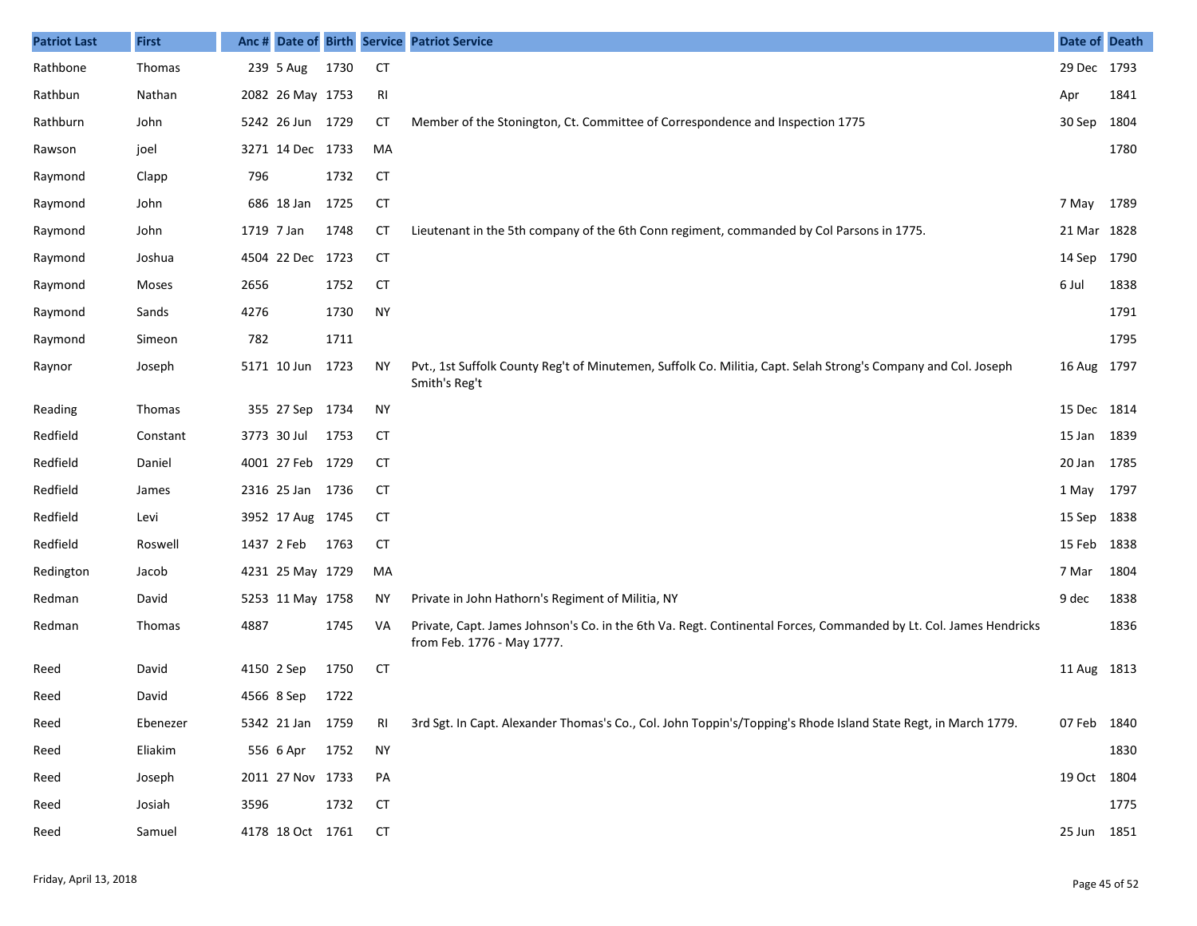| Patriot Last | First | Anc # | Date of | Birth | Service | Patriot Service | Date of | Death |
|---|---|---|---|---|---|---|---|---|
| Rathbone | Thomas | 239 | 5 Aug | 1730 | CT | | 29 Dec | 1793 |
| Rathbun | Nathan | 2082 | 26 May | 1753 | RI | | Apr | 1841 |
| Rathburn | John | 5242 | 26 Jun | 1729 | CT | Member of the Stonington, Ct. Committee of Correspondence and Inspection 1775 | 30 Sep | 1804 |
| Rawson | joel | 3271 | 14 Dec | 1733 | MA | | | 1780 |
| Raymond | Clapp | 796 | | 1732 | CT | | | |
| Raymond | John | 686 | 18 Jan | 1725 | CT | | 7 May | 1789 |
| Raymond | John | 1719 | 7 Jan | 1748 | CT | Lieutenant in the 5th company of the 6th Conn regiment, commanded by Col Parsons in 1775. | 21 Mar | 1828 |
| Raymond | Joshua | 4504 | 22 Dec | 1723 | CT | | 14 Sep | 1790 |
| Raymond | Moses | 2656 | | 1752 | CT | | 6 Jul | 1838 |
| Raymond | Sands | 4276 | | 1730 | NY | | | 1791 |
| Raymond | Simeon | 782 | | 1711 | | | | 1795 |
| Raynor | Joseph | 5171 | 10 Jun | 1723 | NY | Pvt., 1st Suffolk County Reg't of Minutemen, Suffolk Co. Militia, Capt. Selah Strong's Company and Col. Joseph Smith's Reg't | 16 Aug | 1797 |
| Reading | Thomas | 355 | 27 Sep | 1734 | NY | | 15 Dec | 1814 |
| Redfield | Constant | 3773 | 30 Jul | 1753 | CT | | 15 Jan | 1839 |
| Redfield | Daniel | 4001 | 27 Feb | 1729 | CT | | 20 Jan | 1785 |
| Redfield | James | 2316 | 25 Jan | 1736 | CT | | 1 May | 1797 |
| Redfield | Levi | 3952 | 17 Aug | 1745 | CT | | 15 Sep | 1838 |
| Redfield | Roswell | 1437 | 2 Feb | 1763 | CT | | 15 Feb | 1838 |
| Redington | Jacob | 4231 | 25 May | 1729 | MA | | 7 Mar | 1804 |
| Redman | David | 5253 | 11 May | 1758 | NY | Private in John Hathorn's Regiment of Militia, NY | 9 dec | 1838 |
| Redman | Thomas | 4887 | | 1745 | VA | Private, Capt. James Johnson's Co. in the 6th Va. Regt. Continental Forces, Commanded by Lt. Col. James Hendricks from Feb. 1776 - May 1777. | | 1836 |
| Reed | David | 4150 | 2 Sep | 1750 | CT | | 11 Aug | 1813 |
| Reed | David | 4566 | 8 Sep | 1722 | | | | |
| Reed | Ebenezer | 5342 | 21 Jan | 1759 | RI | 3rd Sgt. In Capt. Alexander Thomas's Co., Col. John Toppin's/Topping's Rhode Island State Regt, in March 1779. | 07 Feb | 1840 |
| Reed | Eliakim | 556 | 6 Apr | 1752 | NY | | | 1830 |
| Reed | Joseph | 2011 | 27 Nov | 1733 | PA | | 19 Oct | 1804 |
| Reed | Josiah | 3596 | | 1732 | CT | | | 1775 |
| Reed | Samuel | 4178 | 18 Oct | 1761 | CT | | 25 Jun | 1851 |

Friday, April 13, 2018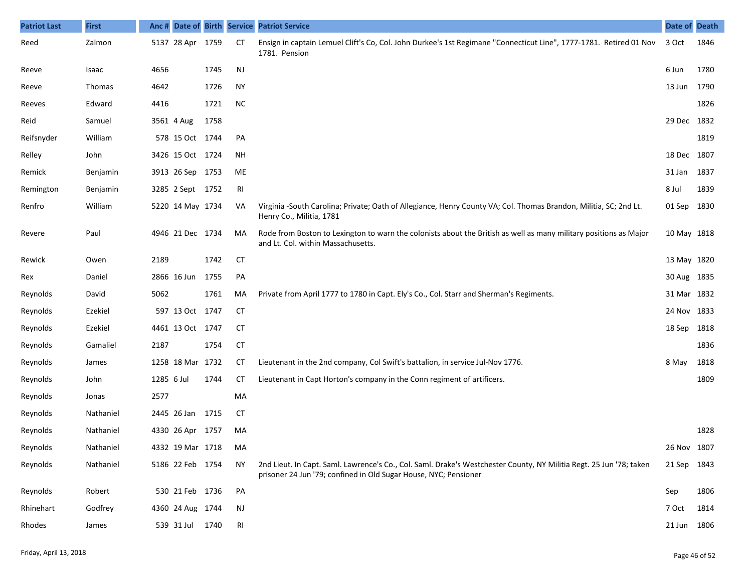| Patriot Last | First | Anc # | Date of | Birth | Service | Patriot Service | Date of | Death |
|---|---|---|---|---|---|---|---|---|
| Reed | Zalmon | 5137 | 28 Apr | 1759 | CT | Ensign in captain Lemuel Clift's Co, Col. John Durkee's 1st Regimane "Connecticut Line", 1777-1781. Retired 01 Nov 1781. Pension | 3 Oct | 1846 |
| Reeve | Isaac | 4656 | | 1745 | NJ | | 6 Jun | 1780 |
| Reeve | Thomas | 4642 | | 1726 | NY | | 13 Jun | 1790 |
| Reeves | Edward | 4416 | | 1721 | NC | | | 1826 |
| Reid | Samuel | 3561 | 4 Aug | 1758 | | | 29 Dec | 1832 |
| Reifsnyder | William | 578 | 15 Oct | 1744 | PA | | | 1819 |
| Relley | John | 3426 | 15 Oct | 1724 | NH | | 18 Dec | 1807 |
| Remick | Benjamin | 3913 | 26 Sep | 1753 | ME | | 31 Jan | 1837 |
| Remington | Benjamin | 3285 | 2 Sept | 1752 | RI | | 8 Jul | 1839 |
| Renfro | William | 5220 | 14 May | 1734 | VA | Virginia -South Carolina; Private; Oath of Allegiance, Henry County VA; Col. Thomas Brandon, Militia, SC; 2nd Lt. Henry Co., Militia, 1781 | 01 Sep | 1830 |
| Revere | Paul | 4946 | 21 Dec | 1734 | MA | Rode from Boston to Lexington to warn the colonists about the British as well as many military positions as Major and Lt. Col. within Massachusetts. | 10 May | 1818 |
| Rewick | Owen | 2189 | | 1742 | CT | | 13 May | 1820 |
| Rex | Daniel | 2866 | 16 Jun | 1755 | PA | | 30 Aug | 1835 |
| Reynolds | David | 5062 | | 1761 | MA | Private from April 1777 to 1780 in Capt. Ely's Co., Col. Starr and Sherman's Regiments. | 31 Mar | 1832 |
| Reynolds | Ezekiel | 597 | 13 Oct | 1747 | CT | | 24 Nov | 1833 |
| Reynolds | Ezekiel | 4461 | 13 Oct | 1747 | CT | | 18 Sep | 1818 |
| Reynolds | Gamaliel | 2187 | | 1754 | CT | | | 1836 |
| Reynolds | James | 1258 | 18 Mar | 1732 | CT | Lieutenant in the 2nd company, Col Swift's battalion, in service Jul-Nov 1776. | 8 May | 1818 |
| Reynolds | John | 1285 | 6 Jul | 1744 | CT | Lieutenant in Capt Horton's company in the Conn regiment of artificers. | | 1809 |
| Reynolds | Jonas | 2577 | | | MA | | | |
| Reynolds | Nathaniel | 2445 | 26 Jan | 1715 | CT | | | |
| Reynolds | Nathaniel | 4330 | 26 Apr | 1757 | MA | | | 1828 |
| Reynolds | Nathaniel | 4332 | 19 Mar | 1718 | MA | | 26 Nov | 1807 |
| Reynolds | Nathaniel | 5186 | 22 Feb | 1754 | NY | 2nd Lieut. In Capt. Saml. Lawrence's Co., Col. Saml. Drake's Westchester County, NY Militia Regt. 25 Jun '78; taken prisoner 24 Jun '79; confined in Old Sugar House, NYC; Pensioner | 21 Sep | 1843 |
| Reynolds | Robert | 530 | 21 Feb | 1736 | PA | | Sep | 1806 |
| Rhinehart | Godfrey | 4360 | 24 Aug | 1744 | NJ | | 7 Oct | 1814 |
| Rhodes | James | 539 | 31 Jul | 1740 | RI | | 21 Jun | 1806 |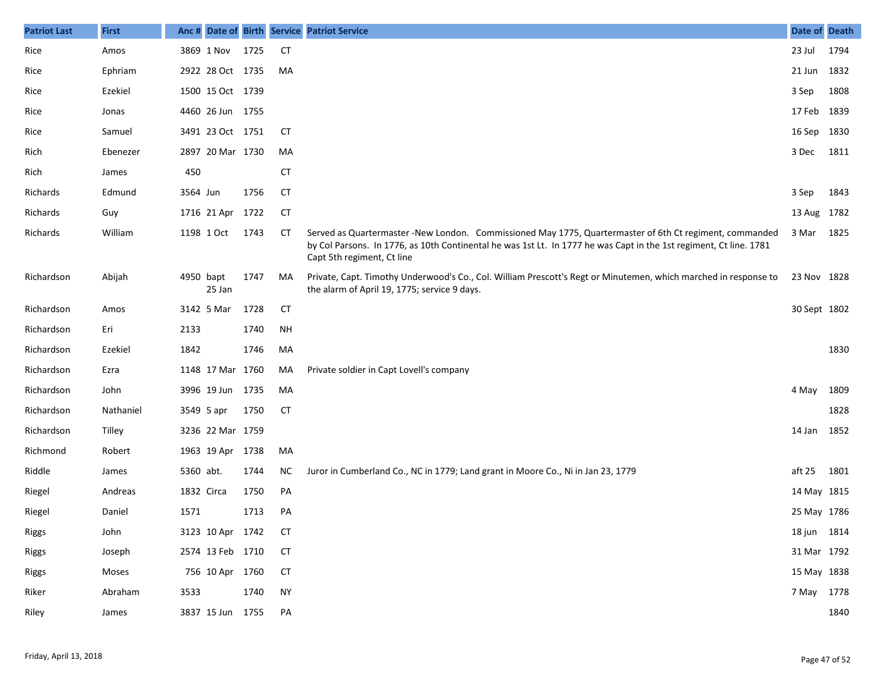| Patriot Last | First | Anc # | Date of | Birth | Service | Patriot Service | Date of | Death |
|---|---|---|---|---|---|---|---|---|
| Rice | Amos | 3869 | 1 Nov | 1725 | CT | | 23 Jul | 1794 |
| Rice | Ephriam | 2922 | 28 Oct | 1735 | MA | | 21 Jun | 1832 |
| Rice | Ezekiel | 1500 | 15 Oct | 1739 | | | 3 Sep | 1808 |
| Rice | Jonas | 4460 | 26 Jun | 1755 | | | 17 Feb | 1839 |
| Rice | Samuel | 3491 | 23 Oct | 1751 | CT | | 16 Sep | 1830 |
| Rich | Ebenezer | 2897 | 20 Mar | 1730 | MA | | 3 Dec | 1811 |
| Rich | James | 450 | | | CT | | | |
| Richards | Edmund | 3564 | Jun | 1756 | CT | | 3 Sep | 1843 |
| Richards | Guy | 1716 | 21 Apr | 1722 | CT | | 13 Aug | 1782 |
| Richards | William | 1198 | 1 Oct | 1743 | CT | Served as Quartermaster -New London. Commissioned May 1775, Quartermaster of 6th Ct regiment, commanded by Col Parsons. In 1776, as 10th Continental he was 1st Lt. In 1777 he was Capt in the 1st regiment, Ct line. 1781 Capt 5th regiment, Ct line | 3 Mar | 1825 |
| Richardson | Abijah | 4950 | bapt 25 Jan | 1747 | MA | Private, Capt. Timothy Underwood's Co., Col. William Prescott's Regt or Minutemen, which marched in response to the alarm of April 19, 1775; service 9 days. | 23 Nov | 1828 |
| Richardson | Amos | 3142 | 5 Mar | 1728 | CT | | 30 Sept | 1802 |
| Richardson | Eri | 2133 | | 1740 | NH | | | |
| Richardson | Ezekiel | 1842 | | 1746 | MA | | | 1830 |
| Richardson | Ezra | 1148 | 17 Mar | 1760 | MA | Private soldier in Capt Lovell's company | | |
| Richardson | John | 3996 | 19 Jun | 1735 | MA | | 4 May | 1809 |
| Richardson | Nathaniel | 3549 | 5 apr | 1750 | CT | | | 1828 |
| Richardson | Tilley | 3236 | 22 Mar | 1759 | | | 14 Jan | 1852 |
| Richmond | Robert | 1963 | 19 Apr | 1738 | MA | | | |
| Riddle | James | 5360 | abt. | 1744 | NC | Juror in Cumberland Co., NC in 1779; Land grant in Moore Co., Ni in Jan 23, 1779 | aft 25 | 1801 |
| Riegel | Andreas | 1832 | Circa | 1750 | PA | | 14 May | 1815 |
| Riegel | Daniel | 1571 | | 1713 | PA | | 25 May | 1786 |
| Riggs | John | 3123 | 10 Apr | 1742 | CT | | 18 jun | 1814 |
| Riggs | Joseph | 2574 | 13 Feb | 1710 | CT | | 31 Mar | 1792 |
| Riggs | Moses | 756 | 10 Apr | 1760 | CT | | 15 May | 1838 |
| Riker | Abraham | 3533 | | 1740 | NY | | 7 May | 1778 |
| Riley | James | 3837 | 15 Jun | 1755 | PA | | | 1840 |

Friday, April 13, 2018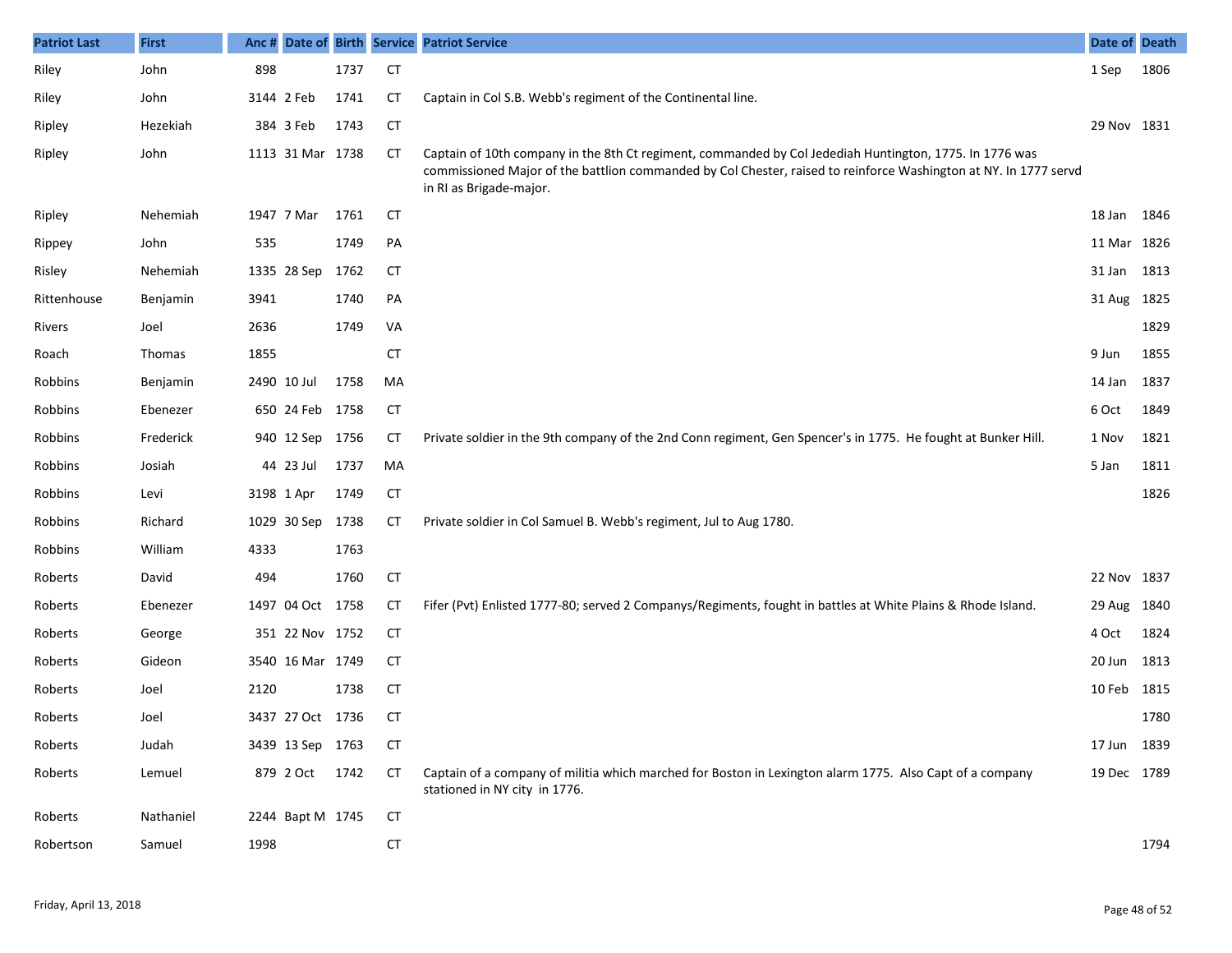| Patriot Last | First | Anc # | Date of | Birth | Service | Patriot Service | Date of | Death |
|---|---|---|---|---|---|---|---|---|
| Riley | John | 898 | | 1737 | CT | | 1 Sep | 1806 |
| Riley | John | 3144 | 2 Feb | 1741 | CT | Captain in Col S.B. Webb's regiment of the Continental line. | | |
| Ripley | Hezekiah | 384 | 3 Feb | 1743 | CT | | 29 Nov | 1831 |
| Ripley | John | 1113 | 31 Mar | 1738 | CT | Captain of 10th company in the 8th Ct regiment, commanded by Col Jedediah Huntington, 1775. In 1776 was commissioned Major of the battlion commanded by Col Chester, raised to reinforce Washington at NY. In 1777 servd in RI as Brigade-major. | | |
| Ripley | Nehemiah | 1947 | 7 Mar | 1761 | CT | | 18 Jan | 1846 |
| Rippey | John | 535 | | 1749 | PA | | 11 Mar | 1826 |
| Risley | Nehemiah | 1335 | 28 Sep | 1762 | CT | | 31 Jan | 1813 |
| Rittenhouse | Benjamin | 3941 | | 1740 | PA | | 31 Aug | 1825 |
| Rivers | Joel | 2636 | | 1749 | VA | | | 1829 |
| Roach | Thomas | 1855 | | | CT | | 9 Jun | 1855 |
| Robbins | Benjamin | 2490 | 10 Jul | 1758 | MA | | 14 Jan | 1837 |
| Robbins | Ebenezer | 650 | 24 Feb | 1758 | CT | | 6 Oct | 1849 |
| Robbins | Frederick | 940 | 12 Sep | 1756 | CT | Private soldier in the 9th company of the 2nd Conn regiment, Gen Spencer's in 1775. He fought at Bunker Hill. | 1 Nov | 1821 |
| Robbins | Josiah | 44 | 23 Jul | 1737 | MA | | 5 Jan | 1811 |
| Robbins | Levi | 3198 | 1 Apr | 1749 | CT | | | 1826 |
| Robbins | Richard | 1029 | 30 Sep | 1738 | CT | Private soldier in Col Samuel B. Webb's regiment, Jul to Aug 1780. | | |
| Robbins | William | 4333 | | 1763 | | | | |
| Roberts | David | 494 | | 1760 | CT | | 22 Nov | 1837 |
| Roberts | Ebenezer | 1497 | 04 Oct | 1758 | CT | Fifer (Pvt) Enlisted 1777-80; served 2 Companys/Regiments, fought in battles at White Plains & Rhode Island. | 29 Aug | 1840 |
| Roberts | George | 351 | 22 Nov | 1752 | CT | | 4 Oct | 1824 |
| Roberts | Gideon | 3540 | 16 Mar | 1749 | CT | | 20 Jun | 1813 |
| Roberts | Joel | 2120 | | 1738 | CT | | 10 Feb | 1815 |
| Roberts | Joel | 3437 | 27 Oct | 1736 | CT | | | 1780 |
| Roberts | Judah | 3439 | 13 Sep | 1763 | CT | | 17 Jun | 1839 |
| Roberts | Lemuel | 879 | 2 Oct | 1742 | CT | Captain of a company of militia which marched for Boston in Lexington alarm 1775. Also Capt of a company stationed in NY city in 1776. | 19 Dec | 1789 |
| Roberts | Nathaniel | 2244 | Bapt M | 1745 | CT | | | |
| Robertson | Samuel | 1998 | | | CT | | | 1794 |

Friday, April 13, 2018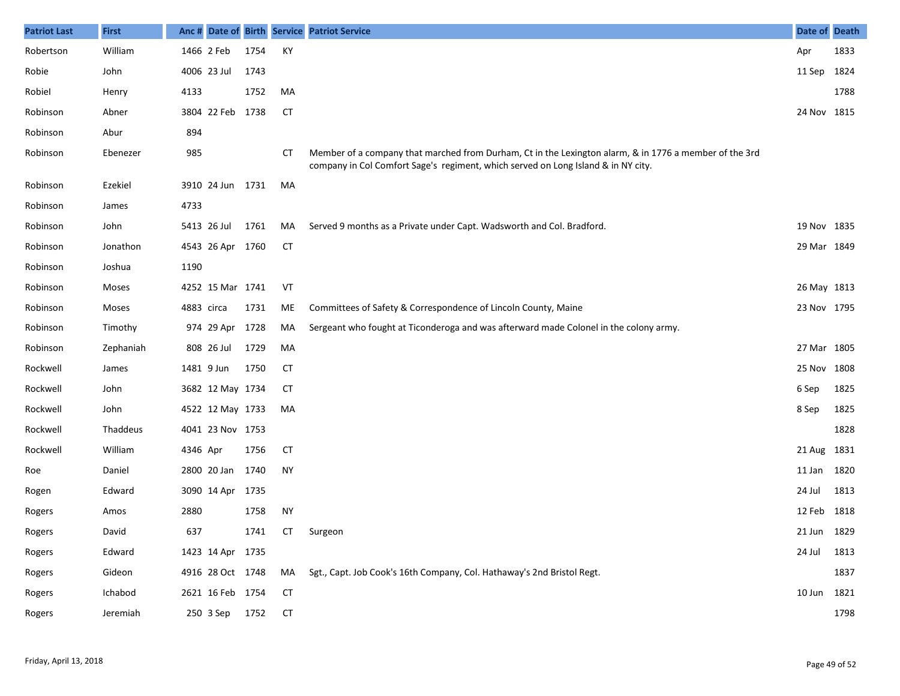| Patriot Last | First | Anc # | Date of | Birth | Service | Patriot Service | Date of | Death |
|---|---|---|---|---|---|---|---|---|
| Robertson | William | 1466 | 2 Feb | 1754 | KY | | Apr | 1833 |
| Robie | John | 4006 | 23 Jul | 1743 | | | 11 Sep | 1824 |
| Robiel | Henry | 4133 | | 1752 | MA | | | 1788 |
| Robinson | Abner | 3804 | 22 Feb | 1738 | CT | | 24 Nov | 1815 |
| Robinson | Abur | 894 | | | | | | |
| Robinson | Ebenezer | 985 | | | CT | Member of a company that marched from Durham, Ct in the Lexington alarm, & in 1776 a member of the 3rd company in Col Comfort Sage's regiment, which served on Long Island & in NY city. | | |
| Robinson | Ezekiel | 3910 | 24 Jun | 1731 | MA | | | |
| Robinson | James | 4733 | | | | | | |
| Robinson | John | 5413 | 26 Jul | 1761 | MA | Served 9 months as a Private under Capt. Wadsworth and Col. Bradford. | 19 Nov | 1835 |
| Robinson | Jonathon | 4543 | 26 Apr | 1760 | CT | | 29 Mar | 1849 |
| Robinson | Joshua | 1190 | | | | | | |
| Robinson | Moses | 4252 | 15 Mar | 1741 | VT | | 26 May | 1813 |
| Robinson | Moses | 4883 | circa | 1731 | ME | Committees of Safety & Correspondence of Lincoln County, Maine | 23 Nov | 1795 |
| Robinson | Timothy | 974 | 29 Apr | 1728 | MA | Sergeant who fought at Ticonderoga and was afterward made Colonel in the colony army. | | |
| Robinson | Zephaniah | 808 | 26 Jul | 1729 | MA | | 27 Mar | 1805 |
| Rockwell | James | 1481 | 9 Jun | 1750 | CT | | 25 Nov | 1808 |
| Rockwell | John | 3682 | 12 May | 1734 | CT | | 6 Sep | 1825 |
| Rockwell | John | 4522 | 12 May | 1733 | MA | | 8 Sep | 1825 |
| Rockwell | Thaddeus | 4041 | 23 Nov | 1753 | | | | 1828 |
| Rockwell | William | 4346 | Apr | 1756 | CT | | 21 Aug | 1831 |
| Roe | Daniel | 2800 | 20 Jan | 1740 | NY | | 11 Jan | 1820 |
| Rogen | Edward | 3090 | 14 Apr | 1735 | | | 24 Jul | 1813 |
| Rogers | Amos | 2880 | | 1758 | NY | | 12 Feb | 1818 |
| Rogers | David | 637 | | 1741 | CT | Surgeon | 21 Jun | 1829 |
| Rogers | Edward | 1423 | 14 Apr | 1735 | | | 24 Jul | 1813 |
| Rogers | Gideon | 4916 | 28 Oct | 1748 | MA | Sgt., Capt. Job Cook's 16th Company, Col. Hathaway's 2nd Bristol Regt. | | 1837 |
| Rogers | Ichabod | 2621 | 16 Feb | 1754 | CT | | 10 Jun | 1821 |
| Rogers | Jeremiah | 250 | 3 Sep | 1752 | CT | | | 1798 |

Friday, April 13, 2018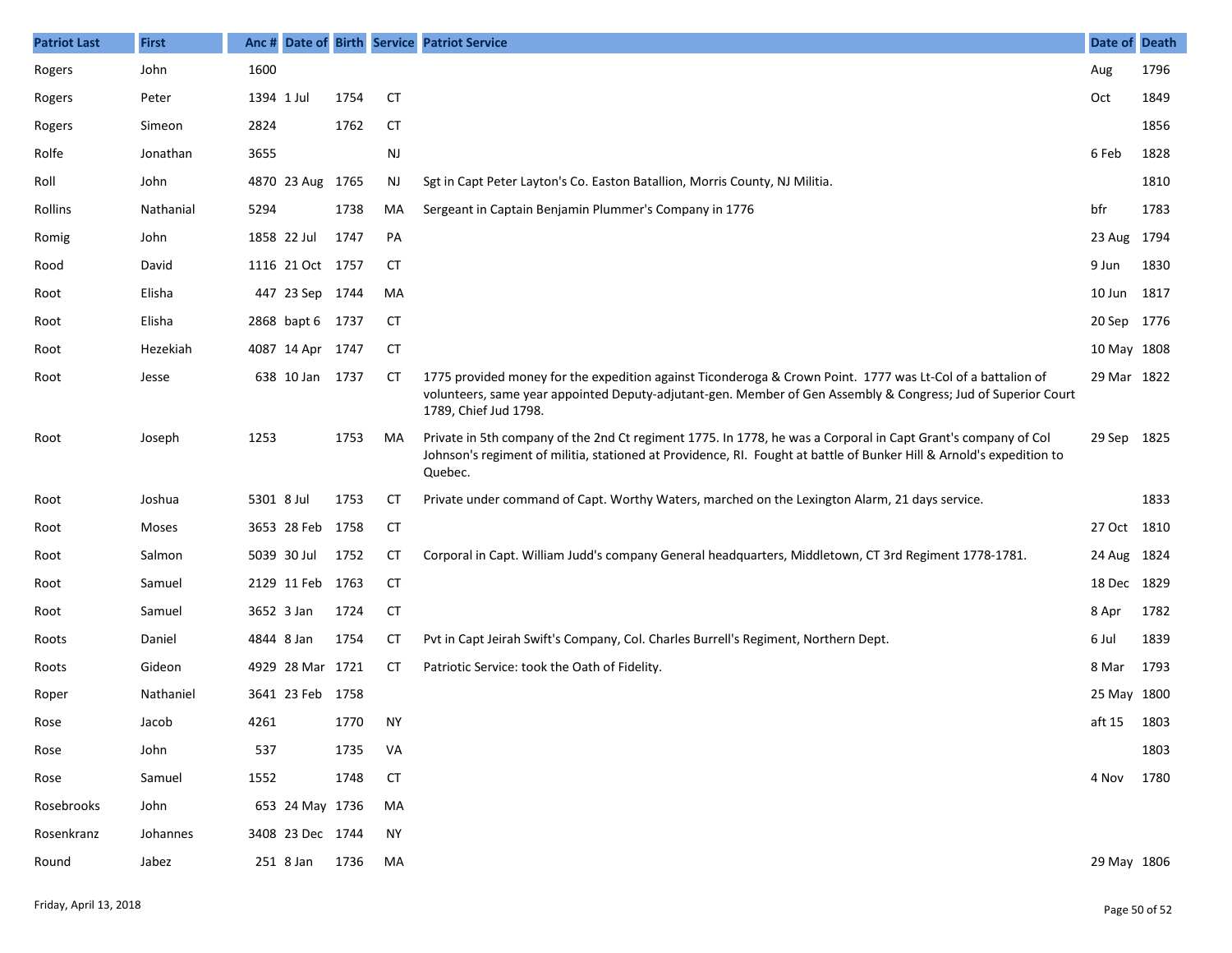| Patriot Last | First | Anc # | Date of | Birth | Service | Patriot Service | Date of | Death |
|---|---|---|---|---|---|---|---|---|
| Rogers | John | 1600 | | | | | Aug | 1796 |
| Rogers | Peter | 1394 | 1 Jul | 1754 | CT | | Oct | 1849 |
| Rogers | Simeon | 2824 | | 1762 | CT | | | 1856 |
| Rolfe | Jonathan | 3655 | | | NJ | | 6 Feb | 1828 |
| Roll | John | 4870 | 23 Aug | 1765 | NJ | Sgt in Capt Peter Layton's Co. Easton Batallion, Morris County, NJ Militia. | | 1810 |
| Rollins | Nathanial | 5294 | | 1738 | MA | Sergeant in Captain Benjamin Plummer's Company in 1776 | bfr | 1783 |
| Romig | John | 1858 | 22 Jul | 1747 | PA | | 23 Aug | 1794 |
| Rood | David | 1116 | 21 Oct | 1757 | CT | | 9 Jun | 1830 |
| Root | Elisha | 447 | 23 Sep | 1744 | MA | | 10 Jun | 1817 |
| Root | Elisha | 2868 | bapt 6 | 1737 | CT | | 20 Sep | 1776 |
| Root | Hezekiah | 4087 | 14 Apr | 1747 | CT | | 10 May | 1808 |
| Root | Jesse | 638 | 10 Jan | 1737 | CT | 1775 provided money for the expedition against Ticonderoga & Crown Point. 1777 was Lt-Col of a battalion of volunteers, same year appointed Deputy-adjutant-gen. Member of Gen Assembly & Congress; Jud of Superior Court 1789, Chief Jud 1798. | 29 Mar | 1822 |
| Root | Joseph | 1253 | | 1753 | MA | Private in 5th company of the 2nd Ct regiment 1775. In 1778, he was a Corporal in Capt Grant's company of Col Johnson's regiment of militia, stationed at Providence, RI. Fought at battle of Bunker Hill & Arnold's expedition to Quebec. | 29 Sep | 1825 |
| Root | Joshua | 5301 | 8 Jul | 1753 | CT | Private under command of Capt. Worthy Waters, marched on the Lexington Alarm, 21 days service. | | 1833 |
| Root | Moses | 3653 | 28 Feb | 1758 | CT | | 27 Oct | 1810 |
| Root | Salmon | 5039 | 30 Jul | 1752 | CT | Corporal in Capt. William Judd's company General headquarters, Middletown, CT 3rd Regiment 1778-1781. | 24 Aug | 1824 |
| Root | Samuel | 2129 | 11 Feb | 1763 | CT | | 18 Dec | 1829 |
| Root | Samuel | 3652 | 3 Jan | 1724 | CT | | 8 Apr | 1782 |
| Roots | Daniel | 4844 | 8 Jan | 1754 | CT | Pvt in Capt Jeirah Swift's Company, Col. Charles Burrell's Regiment, Northern Dept. | 6 Jul | 1839 |
| Roots | Gideon | 4929 | 28 Mar | 1721 | CT | Patriotic Service: took the Oath of Fidelity. | 8 Mar | 1793 |
| Roper | Nathaniel | 3641 | 23 Feb | 1758 | | | 25 May | 1800 |
| Rose | Jacob | 4261 | | 1770 | NY | | aft 15 | 1803 |
| Rose | John | 537 | | 1735 | VA | | | 1803 |
| Rose | Samuel | 1552 | | 1748 | CT | | 4 Nov | 1780 |
| Rosebrooks | John | 653 | 24 May | 1736 | MA | | | |
| Rosenkranz | Johannes | 3408 | 23 Dec | 1744 | NY | | | |
| Round | Jabez | 251 | 8 Jan | 1736 | MA | | 29 May | 1806 |

Friday, April 13, 2018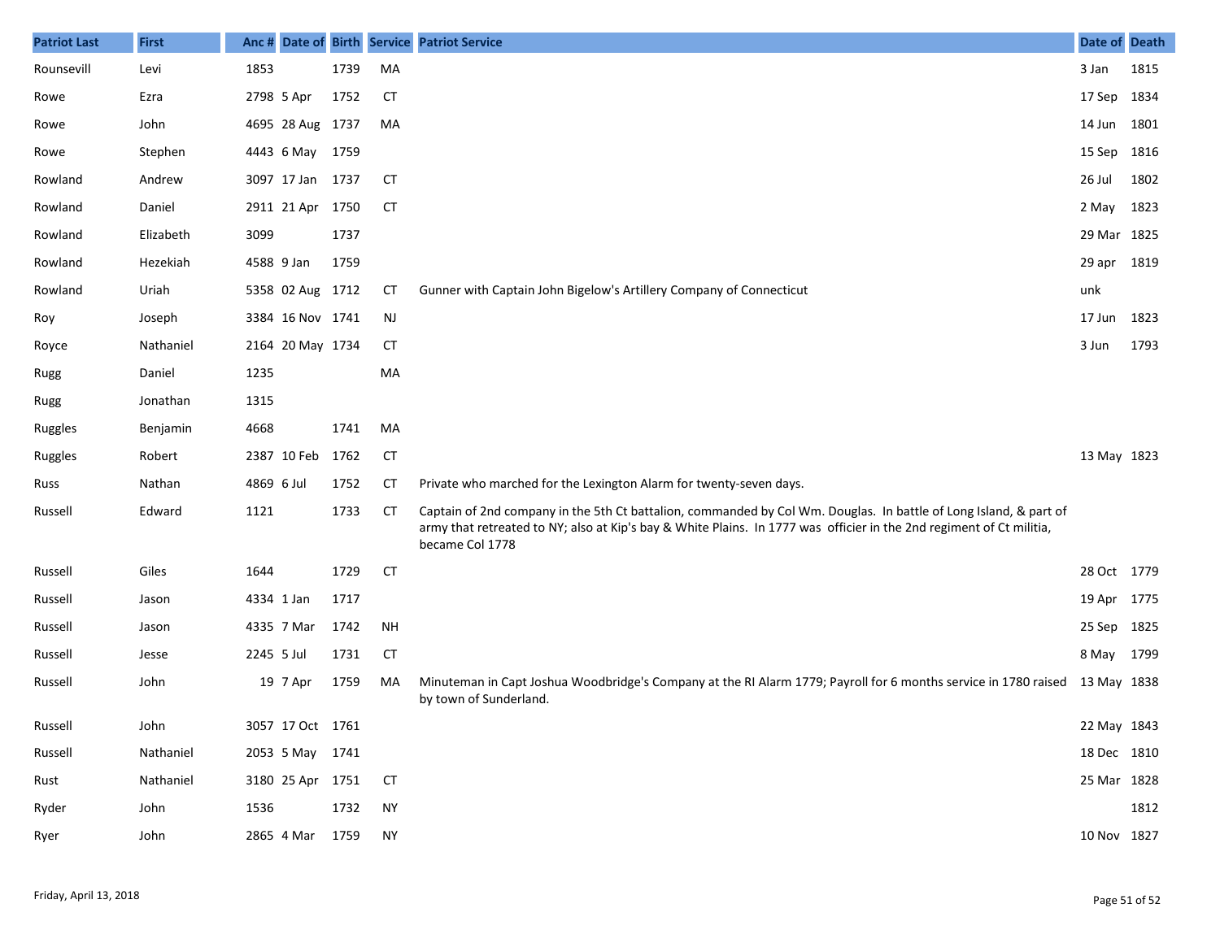| Patriot Last | First | Anc # | Date of | Birth | Service | Patriot Service | Date of | Death |
|---|---|---|---|---|---|---|---|---|
| Rounsevill | Levi | 1853 | | 1739 | MA | | 3 Jan | 1815 |
| Rowe | Ezra | 2798 | 5 Apr | 1752 | CT | | 17 Sep | 1834 |
| Rowe | John | 4695 | 28 Aug | 1737 | MA | | 14 Jun | 1801 |
| Rowe | Stephen | 4443 | 6 May | 1759 | | | 15 Sep | 1816 |
| Rowland | Andrew | 3097 | 17 Jan | 1737 | CT | | 26 Jul | 1802 |
| Rowland | Daniel | 2911 | 21 Apr | 1750 | CT | | 2 May | 1823 |
| Rowland | Elizabeth | 3099 | | 1737 | | | 29 Mar | 1825 |
| Rowland | Hezekiah | 4588 | 9 Jan | 1759 | | | 29 apr | 1819 |
| Rowland | Uriah | 5358 | 02 Aug | 1712 | CT | Gunner with Captain John Bigelow's Artillery Company of Connecticut | unk | |
| Roy | Joseph | 3384 | 16 Nov | 1741 | NJ | | 17 Jun | 1823 |
| Royce | Nathaniel | 2164 | 20 May | 1734 | CT | | 3 Jun | 1793 |
| Rugg | Daniel | 1235 | | | MA | | | |
| Rugg | Jonathan | 1315 | | | | | | |
| Ruggles | Benjamin | 4668 | | 1741 | MA | | | |
| Ruggles | Robert | 2387 | 10 Feb | 1762 | CT | | 13 May | 1823 |
| Russ | Nathan | 4869 | 6 Jul | 1752 | CT | Private who marched for the Lexington Alarm for twenty-seven days. | | |
| Russell | Edward | 1121 | | 1733 | CT | Captain of 2nd company in the 5th Ct battalion, commanded by Col Wm. Douglas. In battle of Long Island, & part of army that retreated to NY; also at Kip's bay & White Plains. In 1777 was officier in the 2nd regiment of Ct militia, became Col 1778 | | |
| Russell | Giles | 1644 | | 1729 | CT | | 28 Oct | 1779 |
| Russell | Jason | 4334 | 1 Jan | 1717 | | | 19 Apr | 1775 |
| Russell | Jason | 4335 | 7 Mar | 1742 | NH | | 25 Sep | 1825 |
| Russell | Jesse | 2245 | 5 Jul | 1731 | CT | | 8 May | 1799 |
| Russell | John | 19 | 7 Apr | 1759 | MA | Minuteman in Capt Joshua Woodbridge's Company at the RI Alarm 1779; Payroll for 6 months service in 1780 raised by town of Sunderland. | 13 May | 1838 |
| Russell | John | 3057 | 17 Oct | 1761 | | | 22 May | 1843 |
| Russell | Nathaniel | 2053 | 5 May | 1741 | | | 18 Dec | 1810 |
| Rust | Nathaniel | 3180 | 25 Apr | 1751 | CT | | 25 Mar | 1828 |
| Ryder | John | 1536 | | 1732 | NY | | | 1812 |
| Ryer | John | 2865 | 4 Mar | 1759 | NY | | 10 Nov | 1827 |

Friday, April 13, 2018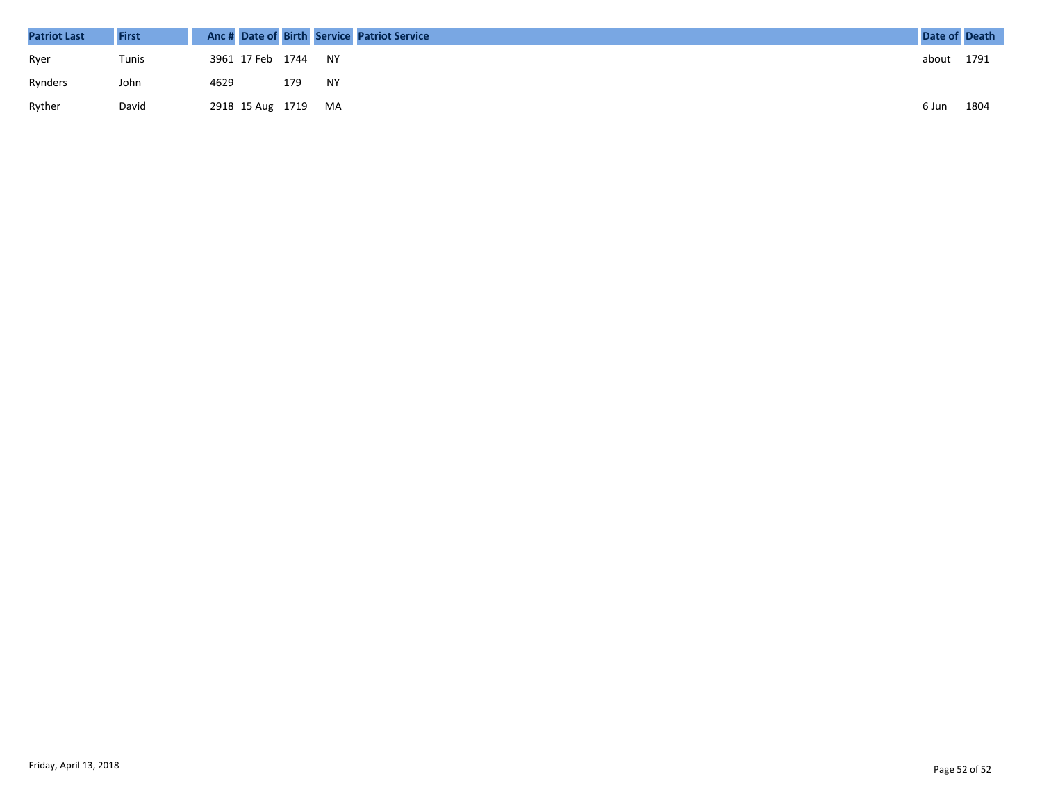| Patriot Last | First | Anc # | Date of | Birth | Service | Patriot Service | Date of | Death |
|---|---|---|---|---|---|---|---|---|
| Ryer | Tunis | 3961 | 17 Feb | 1744 | NY | | about | 1791 |
| Rynders | John | 4629 | | 179 | NY | | | |
| Ryther | David | 2918 | 15 Aug | 1719 | MA | | 6 Jun | 1804 |

Friday, April 13, 2018